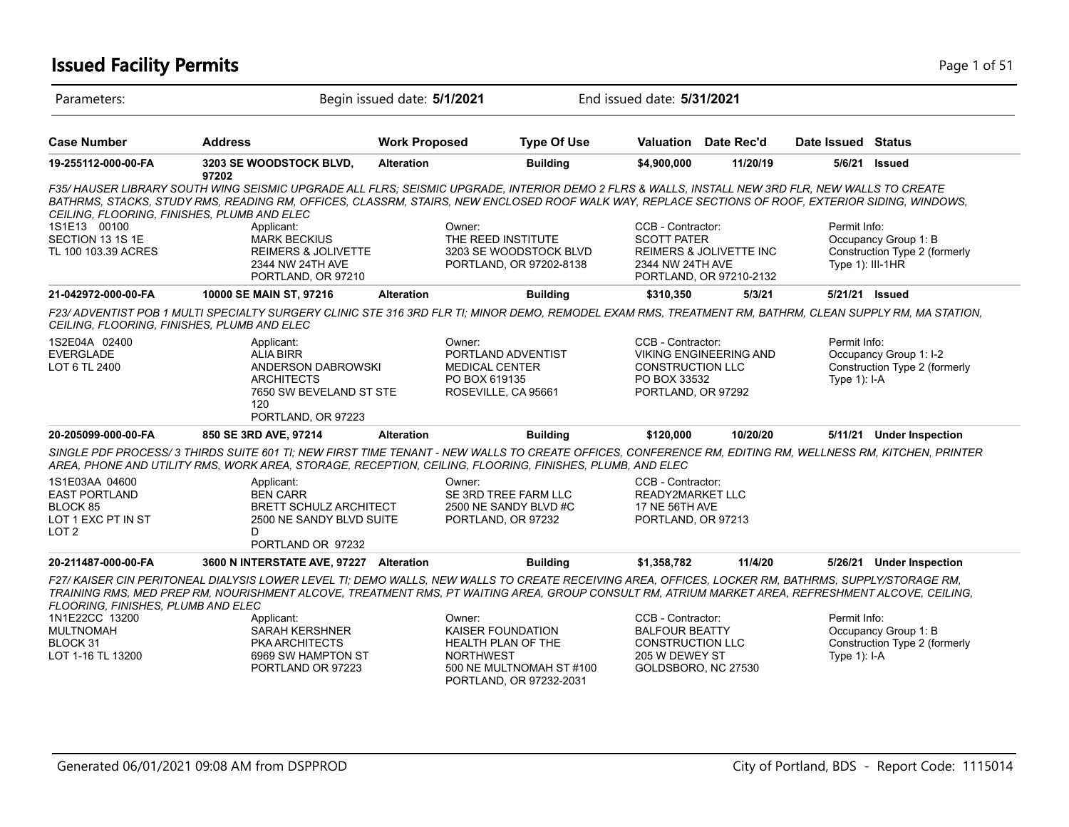# Issued Facility Permits

Parameters: Begin issued date: **5/1/2021** End issued date: **5/31/2021**

| Case Number | Address | Work Proposed | Type Of Use | Valuation | Date Rec'd | Date Issued | Status |
|---|---|---|---|---|---|---|---|
| **19-255112-000-00-FA** | **3203 SE WOODSTOCK BLVD, 97202** | **Alteration** | **Building** | **$4,900,000** | **11/20/19** | **5/6/21** | **Issued** |

*F35/ HAUSER LIBRARY SOUTH WING SEISMIC UPGRADE ALL FLRS; SEISMIC UPGRADE, INTERIOR DEMO 2 FLRS & WALLS, INSTALL NEW 3RD FLR, NEW WALLS TO CREATE BATHRMS, STACKS, STUDY RMS, READING RM, OFFICES, CLASSRM, STAIRS, NEW ENCLOSED ROOF WALK WAY, REPLACE SECTIONS OF ROOF, EXTERIOR SIDING, WINDOWS, CEILING, FLOORING, FINISHES, PLUMB AND ELEC*

1S1E13 00100
SECTION 13 1S 1E
TL 100 103.39 ACRES

Applicant:
MARK BECKIUS
REIMERS & JOLIVETTE
2344 NW 24TH AVE
PORTLAND, OR 97210

Owner:
THE REED INSTITUTE
3203 SE WOODSTOCK BLVD
PORTLAND, OR 97202-8138

CCB - Contractor:
SCOTT PATER
REIMERS & JOLIVETTE INC
2344 NW 24TH AVE
PORTLAND, OR 97210-2132

Permit Info:
Occupancy Group 1: B
Construction Type 2 (formerly Type 1): III-1HR

| Case Number | Address | Work Proposed | Type Of Use | Valuation | Date Rec'd | Date Issued | Status |
|---|---|---|---|---|---|---|---|
| **21-042972-000-00-FA** | **10000 SE MAIN ST, 97216** | **Alteration** | **Building** | **$310,350** | **5/3/21** | **5/21/21** | **Issued** |

*F23/ ADVENTIST POB 1 MULTI SPECIALTY SURGERY CLINIC STE 316 3RD FLR TI; MINOR DEMO, REMODEL EXAM RMS, TREATMENT RM, BATHRM, CLEAN SUPPLY RM, MA STATION, CEILING, FLOORING, FINISHES, PLUMB AND ELEC*

1S2E04A 02400
EVERGLADE
LOT 6 TL 2400

Applicant:
ALIA BIRR
ANDERSON DABROWSKI ARCHITECTS
7650 SW BEVELAND ST STE 120
PORTLAND, OR 97223

Owner:
PORTLAND ADVENTIST MEDICAL CENTER
PO BOX 619135
ROSEVILLE, CA 95661

CCB - Contractor:
VIKING ENGINEERING AND CONSTRUCTION LLC
PO BOX 33532
PORTLAND, OR 97292

Permit Info:
Occupancy Group 1: I-2
Construction Type 2 (formerly Type 1): I-A

| Case Number | Address | Work Proposed | Type Of Use | Valuation | Date Rec'd | Date Issued | Status |
|---|---|---|---|---|---|---|---|
| **20-205099-000-00-FA** | **850 SE 3RD AVE, 97214** | **Alteration** | **Building** | **$120,000** | **10/20/20** | **5/11/21** | **Under Inspection** |

*SINGLE PDF PROCESS/ 3 THIRDS SUITE 601 TI; NEW FIRST TIME TENANT - NEW WALLS TO CREATE OFFICES, CONFERENCE RM, EDITING RM, WELLNESS RM, KITCHEN, PRINTER AREA, PHONE AND UTILITY RMS, WORK AREA, STORAGE, RECEPTION, CEILING, FLOORING, FINISHES, PLUMB, AND ELEC*

1S1E03AA 04600
EAST PORTLAND
BLOCK 85
LOT 1 EXC PT IN ST
LOT 2

Applicant:
BEN CARR
BRETT SCHULZ ARCHITECT
2500 NE SANDY BLVD SUITE D
PORTLAND OR 97232

Owner:
SE 3RD TREE FARM LLC
2500 NE SANDY BLVD #C
PORTLAND, OR 97232

CCB - Contractor:
READY2MARKET LLC
17 NE 56TH AVE
PORTLAND, OR 97213

| Case Number | Address | Work Proposed | Type Of Use | Valuation | Date Rec'd | Date Issued | Status |
|---|---|---|---|---|---|---|---|
| **20-211487-000-00-FA** | **3600 N INTERSTATE AVE, 97227** | **Alteration** | **Building** | **$1,358,782** | **11/4/20** | **5/26/21** | **Under Inspection** |

*F27/ KAISER CIN PERITONEAL DIALYSIS LOWER LEVEL TI; DEMO WALLS, NEW WALLS TO CREATE RECEIVING AREA, OFFICES, LOCKER RM, BATHRMS, SUPPLY/STORAGE RM, TRAINING RMS, MED PREP RM, NOURISHMENT ALCOVE, TREATMENT RMS, PT WAITING AREA, GROUP CONSULT RM, ATRIUM MARKET AREA, REFRESHMENT ALCOVE, CEILING, FLOORING, FINISHES, PLUMB AND ELEC*

1N1E22CC 13200
MULTNOMAH
BLOCK 31
LOT 1-16 TL 13200

Applicant:
SARAH KERSHNER
PKA ARCHITECTS
6969 SW HAMPTON ST
PORTLAND OR 97223

Owner:
KAISER FOUNDATION HEALTH PLAN OF THE NORTHWEST
500 NE MULTNOMAH ST #100
PORTLAND, OR 97232-2031

CCB - Contractor:
BALFOUR BEATTY CONSTRUCTION LLC
205 W DEWEY ST
GOLDSBORO, NC 27530

Permit Info:
Occupancy Group 1: B
Construction Type 2 (formerly Type 1): I-A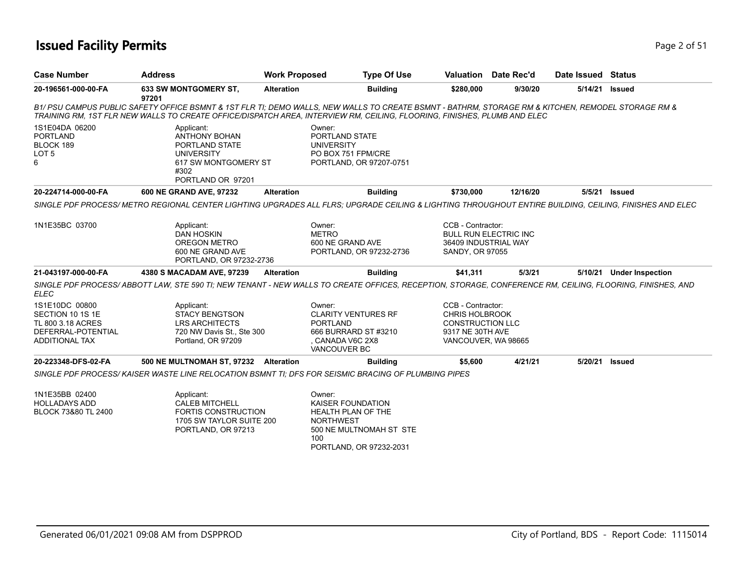# Issued Facility Permits

| Case Number | Address | Work Proposed | Type Of Use | Valuation | Date Rec'd | Date Issued | Status |
|---|---|---|---|---|---|---|---|
| 20-196561-000-00-FA | 633 SW MONTGOMERY ST, 97201 | Alteration | Building | $280,000 | 9/30/20 | 5/14/21 | Issued |

*B1/ PSU CAMPUS PUBLIC SAFETY OFFICE BSMNT & 1ST FLR TI; DEMO WALLS, NEW WALLS TO CREATE BSMNT - BATHRM, STORAGE RM & KITCHEN, REMODEL STORAGE RM & TRAINING RM, 1ST FLR NEW WALLS TO CREATE OFFICE/DISPATCH AREA, INTERVIEW RM, CEILING, FLOORING, FINISHES, PLUMB AND ELEC*

1S1E04DA 06200
PORTLAND
BLOCK 189
LOT 5
6

Applicant:
ANTHONY BOHAN
PORTLAND STATE
UNIVERSITY
617 SW MONTGOMERY ST
#302
PORTLAND OR 97201

Owner:
PORTLAND STATE
UNIVERSITY
PO BOX 751 FPM/CRE
PORTLAND, OR 97207-0751

| Case Number | Address | Work Proposed | Type Of Use | Valuation | Date Rec'd | Date Issued | Status |
|---|---|---|---|---|---|---|---|
| 20-224714-000-00-FA | 600 NE GRAND AVE, 97232 | Alteration | Building | $730,000 | 12/16/20 | 5/5/21 | Issued |

*SINGLE PDF PROCESS/ METRO REGIONAL CENTER LIGHTING UPGRADES ALL FLRS; UPGRADE CEILING & LIGHTING THROUGHOUT ENTIRE BUILDING, CEILING, FINISHES AND ELEC*

1N1E35BC 03700

Applicant:
DAN HOSKIN
OREGON METRO
600 NE GRAND AVE
PORTLAND, OR 97232-2736

Owner:
METRO
600 NE GRAND AVE
PORTLAND, OR 97232-2736

CCB - Contractor:
BULL RUN ELECTRIC INC
36409 INDUSTRIAL WAY
SANDY, OR 97055

| Case Number | Address | Work Proposed | Type Of Use | Valuation | Date Rec'd | Date Issued | Status |
|---|---|---|---|---|---|---|---|
| 21-043197-000-00-FA | 4380 S MACADAM AVE, 97239 | Alteration | Building | $41,311 | 5/3/21 | 5/10/21 | Under Inspection |

*SINGLE PDF PROCESS/ ABBOTT LAW, STE 590 TI; NEW TENANT - NEW WALLS TO CREATE OFFICES, RECEPTION, STORAGE, CONFERENCE RM, CEILING, FLOORING, FINISHES, AND ELEC*

1S1E10DC 00800
SECTION 10 1S 1E
TL 800 3.18 ACRES
DEFERRAL-POTENTIAL
ADDITIONAL TAX

Applicant:
STACY BENGTSON
LRS ARCHITECTS
720 NW Davis St., Ste 300
Portland, OR 97209

Owner:
CLARITY VENTURES RF
PORTLAND
666 BURRARD ST #3210
, CANADA V6C 2X8
VANCOUVER BC

CCB - Contractor:
CHRIS HOLBROOK
CONSTRUCTION LLC
9317 NE 30TH AVE
VANCOUVER, WA 98665

| Case Number | Address | Work Proposed | Type Of Use | Valuation | Date Rec'd | Date Issued | Status |
|---|---|---|---|---|---|---|---|
| 20-223348-DFS-02-FA | 500 NE MULTNOMAH ST, 97232 | Alteration | Building | $5,600 | 4/21/21 | 5/20/21 | Issued |

*SINGLE PDF PROCESS/ KAISER WASTE LINE RELOCATION BSMNT TI; DFS FOR SEISMIC BRACING OF PLUMBING PIPES*

1N1E35BB 02400
HOLLADAYS ADD
BLOCK 73&80 TL 2400

Applicant:
CALEB MITCHELL
FORTIS CONSTRUCTION
1705 SW TAYLOR SUITE 200
PORTLAND, OR 97213

Owner:
KAISER FOUNDATION
HEALTH PLAN OF THE
NORTHWEST
500 NE MULTNOMAH ST STE
100
PORTLAND, OR 97232-2031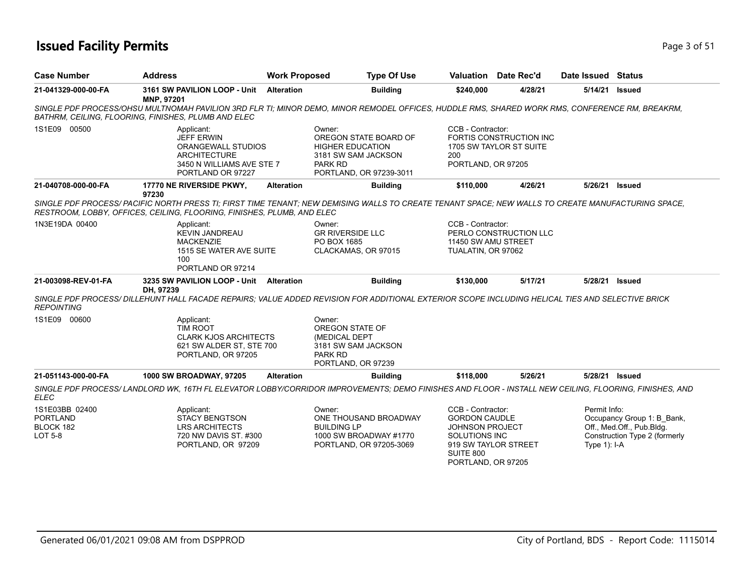# Issued Facility Permits

| Case Number | Address | Work Proposed | Type Of Use | Valuation | Date Rec'd | Date Issued | Status |
|---|---|---|---|---|---|---|---|
| **21-041329-000-00-FA** | **3161 SW PAVILION LOOP - Unit MNP, 97201** | **Alteration** | **Building** | **$240,000** | **4/28/21** | **5/14/21** | **Issued** |

*SINGLE PDF PROCESS/OHSU MULTNOMAH PAVILION 3RD FLR TI; MINOR DEMO, MINOR REMODEL OFFICES, HUDDLE RMS, SHARED WORK RMS, CONFERENCE RM, BREAKRM, BATHRM, CEILING, FLOORING, FINISHES, PLUMB AND ELEC*

1S1E09 00500

Applicant:
JEFF ERWIN
ORANGEWALL STUDIOS ARCHITECTURE
3450 N WILLIAMS AVE STE 7
PORTLAND OR 97227

Owner:
OREGON STATE BOARD OF HIGHER EDUCATION
3181 SW SAM JACKSON PARK RD
PORTLAND, OR 97239-3011

CCB - Contractor:
FORTIS CONSTRUCTION INC
1705 SW TAYLOR ST SUITE 200
PORTLAND, OR 97205

| Case Number | Address | Work Proposed | Type Of Use | Valuation | Date Rec'd | Date Issued | Status |
|---|---|---|---|---|---|---|---|
| **21-040708-000-00-FA** | **17770 NE RIVERSIDE PKWY, 97230** | **Alteration** | **Building** | **$110,000** | **4/26/21** | **5/26/21** | **Issued** |

*SINGLE PDF PROCESS/ PACIFIC NORTH PRESS TI; FIRST TIME TENANT; NEW DEMISING WALLS TO CREATE TENANT SPACE; NEW WALLS TO CREATE MANUFACTURING SPACE, RESTROOM, LOBBY, OFFICES, CEILING, FLOORING, FINISHES, PLUMB, AND ELEC*

1N3E19DA 00400

Applicant:
KEVIN JANDREAU
MACKENZIE
1515 SE WATER AVE SUITE 100
PORTLAND OR 97214

Owner:
GR RIVERSIDE LLC
PO BOX 1685
CLACKAMAS, OR 97015

CCB - Contractor:
PERLO CONSTRUCTION LLC
11450 SW AMU STREET
TUALATIN, OR 97062

| Case Number | Address | Work Proposed | Type Of Use | Valuation | Date Rec'd | Date Issued | Status |
|---|---|---|---|---|---|---|---|
| **21-003098-REV-01-FA** | **3235 SW PAVILION LOOP - Unit DH, 97239** | **Alteration** | **Building** | **$130,000** | **5/17/21** | **5/28/21** | **Issued** |

*SINGLE PDF PROCESS/ DILLEHUNT HALL FACADE REPAIRS; VALUE ADDED REVISION FOR ADDITIONAL EXTERIOR SCOPE INCLUDING HELICAL TIES AND SELECTIVE BRICK REPOINTING*

1S1E09 00600

Applicant:
TIM ROOT
CLARK KJOS ARCHITECTS
621 SW ALDER ST, STE 700
PORTLAND, OR 97205

Owner:
OREGON STATE OF (MEDICAL DEPT
3181 SW SAM JACKSON PARK RD
PORTLAND, OR 97239

| Case Number | Address | Work Proposed | Type Of Use | Valuation | Date Rec'd | Date Issued | Status |
|---|---|---|---|---|---|---|---|
| **21-051143-000-00-FA** | **1000 SW BROADWAY, 97205** | **Alteration** | **Building** | **$118,000** | **5/26/21** | **5/28/21** | **Issued** |

*SINGLE PDF PROCESS/ LANDLORD WK, 16TH FL ELEVATOR LOBBY/CORRIDOR IMPROVEMENTS; DEMO FINISHES AND FLOOR - INSTALL NEW CEILING, FLOORING, FINISHES, AND ELEC*

1S1E03BB 02400
PORTLAND
BLOCK 182
LOT 5-8

Applicant:
STACY BENGTSON
LRS ARCHITECTS
720 NW DAVIS ST. #300
PORTLAND, OR 97209

Owner:
ONE THOUSAND BROADWAY BUILDING LP
1000 SW BROADWAY #1770
PORTLAND, OR 97205-3069

CCB - Contractor:
GORDON CAUDLE
JOHNSON PROJECT SOLUTIONS INC
919 SW TAYLOR STREET SUITE 800
PORTLAND, OR 97205

Permit Info:
Occupancy Group 1: B_Bank, Off., Med.Off., Pub.Bldg.
Construction Type 2 (formerly Type 1): I-A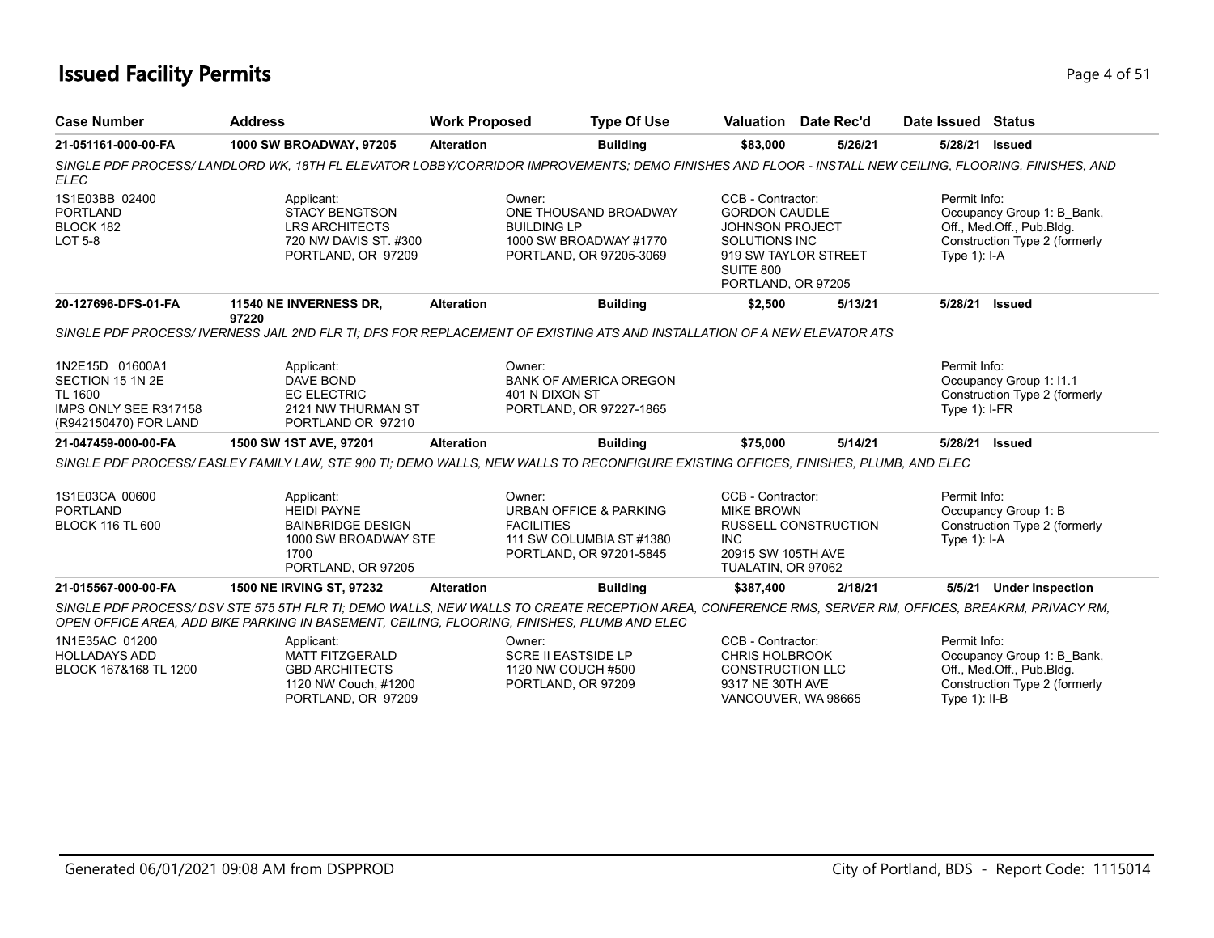# Issued Facility Permits

| Case Number | Address | Work Proposed | Type Of Use | Valuation | Date Rec'd | Date Issued | Status |
|---|---|---|---|---|---|---|---|
| **21-051161-000-00-FA** | **1000 SW BROADWAY, 97205** | **Alteration** | **Building** | **$83,000** | **5/26/21** | **5/28/21** | **Issued** |

*SINGLE PDF PROCESS/ LANDLORD WK, 18TH FL ELEVATOR LOBBY/CORRIDOR IMPROVEMENTS; DEMO FINISHES AND FLOOR - INSTALL NEW CEILING, FLOORING, FINISHES, AND ELEC*

1S1E03BB 02400
PORTLAND
BLOCK 182
LOT 5-8

Applicant:
STACY BENGTSON
LRS ARCHITECTS
720 NW DAVIS ST. #300
PORTLAND, OR 97209

Owner:
ONE THOUSAND BROADWAY BUILDING LP
1000 SW BROADWAY #1770
PORTLAND, OR 97205-3069

CCB - Contractor:
GORDON CAUDLE
JOHNSON PROJECT SOLUTIONS INC
919 SW TAYLOR STREET
SUITE 800
PORTLAND, OR 97205

Permit Info:
Occupancy Group 1: B_Bank, Off., Med.Off., Pub.Bldg.
Construction Type 2 (formerly Type 1): I-A

| Case Number | Address | Work Proposed | Type Of Use | Valuation | Date Rec'd | Date Issued | Status |
|---|---|---|---|---|---|---|---|
| **20-127696-DFS-01-FA** | **11540 NE INVERNESS DR, 97220** | **Alteration** | **Building** | **$2,500** | **5/13/21** | **5/28/21** | **Issued** |

*SINGLE PDF PROCESS/ IVERNESS JAIL 2ND FLR TI; DFS FOR REPLACEMENT OF EXISTING ATS AND INSTALLATION OF A NEW ELEVATOR ATS*

1N2E15D 01600A1
SECTION 15 1N 2E
TL 1600
IMPS ONLY SEE R317158 (R942150470) FOR LAND

Applicant:
DAVE BOND
EC ELECTRIC
2121 NW THURMAN ST
PORTLAND OR 97210

Owner:
BANK OF AMERICA OREGON
401 N DIXON ST
PORTLAND, OR 97227-1865

Permit Info:
Occupancy Group 1: I1.1
Construction Type 2 (formerly Type 1): I-FR

| Case Number | Address | Work Proposed | Type Of Use | Valuation | Date Rec'd | Date Issued | Status |
|---|---|---|---|---|---|---|---|
| **21-047459-000-00-FA** | **1500 SW 1ST AVE, 97201** | **Alteration** | **Building** | **$75,000** | **5/14/21** | **5/28/21** | **Issued** |

*SINGLE PDF PROCESS/ EASLEY FAMILY LAW, STE 900 TI; DEMO WALLS, NEW WALLS TO RECONFIGURE EXISTING OFFICES, FINISHES, PLUMB, AND ELEC*

1S1E03CA 00600
PORTLAND
BLOCK 116 TL 600

Applicant:
HEIDI PAYNE
BAINBRIDGE DESIGN
1000 SW BROADWAY STE 1700
PORTLAND, OR 97205

Owner:
URBAN OFFICE & PARKING FACILITIES
111 SW COLUMBIA ST #1380
PORTLAND, OR 97201-5845

CCB - Contractor:
MIKE BROWN
RUSSELL CONSTRUCTION INC
20915 SW 105TH AVE
TUALATIN, OR 97062

Permit Info:
Occupancy Group 1: B
Construction Type 2 (formerly Type 1): I-A

| Case Number | Address | Work Proposed | Type Of Use | Valuation | Date Rec'd | Date Issued | Status |
|---|---|---|---|---|---|---|---|
| **21-015567-000-00-FA** | **1500 NE IRVING ST, 97232** | **Alteration** | **Building** | **$387,400** | **2/18/21** | **5/5/21** | **Under Inspection** |

*SINGLE PDF PROCESS/ DSV STE 575 5TH FLR TI; DEMO WALLS, NEW WALLS TO CREATE RECEPTION AREA, CONFERENCE RMS, SERVER RM, OFFICES, BREAKRM, PRIVACY RM, OPEN OFFICE AREA, ADD BIKE PARKING IN BASEMENT, CEILING, FLOORING, FINISHES, PLUMB AND ELEC*

1N1E35AC 01200
HOLLADAYS ADD
BLOCK 167&168 TL 1200

Applicant:
MATT FITZGERALD
GBD ARCHITECTS
1120 NW Couch, #1200
PORTLAND, OR 97209

Owner:
SCRE II EASTSIDE LP
1120 NW COUCH #500
PORTLAND, OR 97209

CCB - Contractor:
CHRIS HOLBROOK
CONSTRUCTION LLC
9317 NE 30TH AVE
VANCOUVER, WA 98665

Permit Info:
Occupancy Group 1: B_Bank, Off., Med.Off., Pub.Bldg.
Construction Type 2 (formerly Type 1): II-B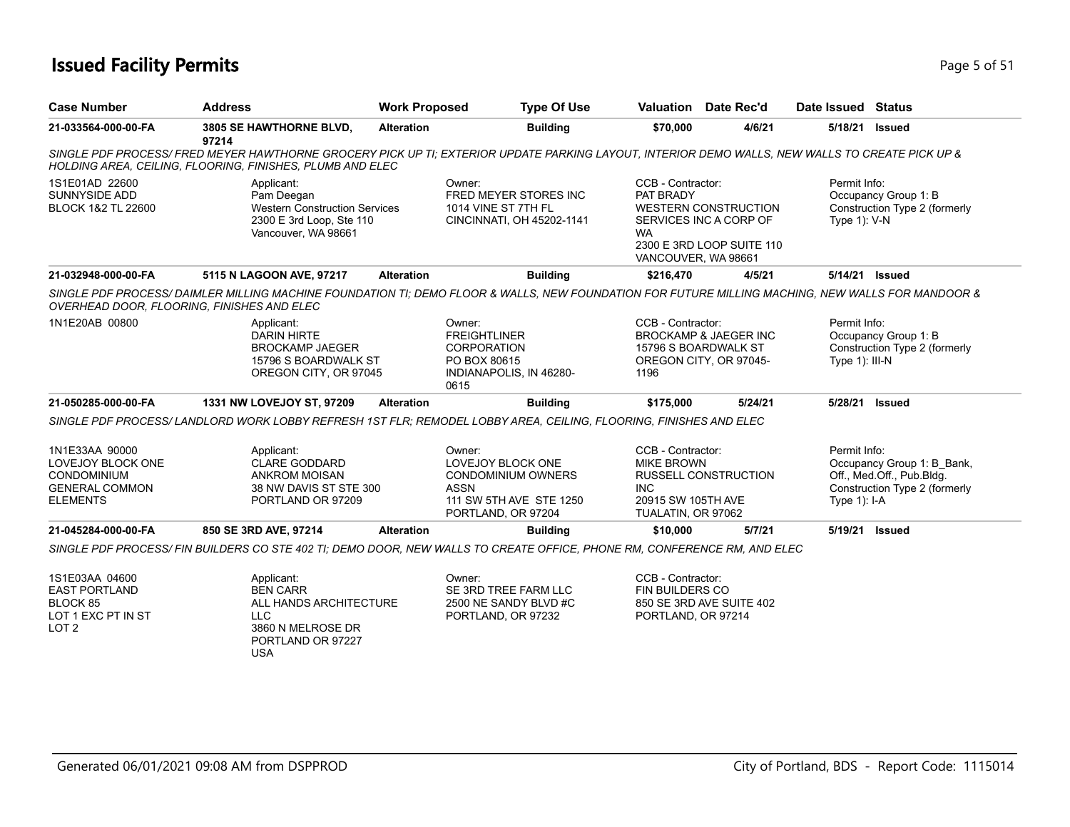# Issued Facility Permits

| Case Number | Address | Work Proposed | Type Of Use | Valuation | Date Rec'd | Date Issued | Status |
|---|---|---|---|---|---|---|---|
| 21-033564-000-00-FA | 3805 SE HAWTHORNE BLVD, 97214 | Alteration | Building | $70,000 | 4/6/21 | 5/18/21 | Issued |

*SINGLE PDF PROCESS/ FRED MEYER HAWTHORNE GROCERY PICK UP TI; EXTERIOR UPDATE PARKING LAYOUT, INTERIOR DEMO WALLS, NEW WALLS TO CREATE PICK UP & HOLDING AREA, CEILING, FLOORING, FINISHES, PLUMB AND ELEC*

1S1E01AD 22600
SUNNYSIDE ADD
BLOCK 1&2 TL 22600

Applicant:
Pam Deegan
Western Construction Services
2300 E 3rd Loop, Ste 110
Vancouver, WA 98661

Owner:
FRED MEYER STORES INC
1014 VINE ST 7TH FL
CINCINNATI, OH 45202-1141

CCB - Contractor:
PAT BRADY
WESTERN CONSTRUCTION SERVICES INC A CORP OF WA
2300 E 3RD LOOP SUITE 110
VANCOUVER, WA 98661

Permit Info:
Occupancy Group 1: B
Construction Type 2 (formerly Type 1): V-N

| Case Number | Address | Work Proposed | Type Of Use | Valuation | Date Rec'd | Date Issued | Status |
|---|---|---|---|---|---|---|---|
| 21-032948-000-00-FA | 5115 N LAGOON AVE, 97217 | Alteration | Building | $216,470 | 4/5/21 | 5/14/21 | Issued |

*SINGLE PDF PROCESS/ DAIMLER MILLING MACHINE FOUNDATION TI; DEMO FLOOR & WALLS, NEW FOUNDATION FOR FUTURE MILLING MACHING, NEW WALLS FOR MANDOOR & OVERHEAD DOOR, FLOORING, FINISHES AND ELEC*

1N1E20AB 00800

Applicant:
DARIN HIRTE
BROCKAMP JAEGER
15796 S BOARDWALK ST
OREGON CITY, OR 97045

Owner:
FREIGHTLINER CORPORATION
PO BOX 80615
INDIANAPOLIS, IN 46280-0615

CCB - Contractor:
BROCKAMP & JAEGER INC
15796 S BOARDWALK ST
OREGON CITY, OR 97045-1196

Permit Info:
Occupancy Group 1: B
Construction Type 2 (formerly Type 1): III-N

| Case Number | Address | Work Proposed | Type Of Use | Valuation | Date Rec'd | Date Issued | Status |
|---|---|---|---|---|---|---|---|
| 21-050285-000-00-FA | 1331 NW LOVEJOY ST, 97209 | Alteration | Building | $175,000 | 5/24/21 | 5/28/21 | Issued |

*SINGLE PDF PROCESS/ LANDLORD WORK LOBBY REFRESH 1ST FLR; REMODEL LOBBY AREA, CEILING, FLOORING, FINISHES AND ELEC*

1N1E33AA 90000
LOVEJOY BLOCK ONE CONDOMINIUM
GENERAL COMMON ELEMENTS

Applicant:
CLARE GODDARD
ANKROM MOISAN
38 NW DAVIS ST STE 300
PORTLAND OR 97209

Owner:
LOVEJOY BLOCK ONE CONDOMINIUM OWNERS ASSN
111 SW 5TH AVE STE 1250
PORTLAND, OR 97204

CCB - Contractor:
MIKE BROWN
RUSSELL CONSTRUCTION INC
20915 SW 105TH AVE
TUALATIN, OR 97062

Permit Info:
Occupancy Group 1: B_Bank, Off., Med.Off., Pub.Bldg.
Construction Type 2 (formerly Type 1): I-A

| Case Number | Address | Work Proposed | Type Of Use | Valuation | Date Rec'd | Date Issued | Status |
|---|---|---|---|---|---|---|---|
| 21-045284-000-00-FA | 850 SE 3RD AVE, 97214 | Alteration | Building | $10,000 | 5/7/21 | 5/19/21 | Issued |

*SINGLE PDF PROCESS/ FIN BUILDERS CO STE 402 TI; DEMO DOOR, NEW WALLS TO CREATE OFFICE, PHONE RM, CONFERENCE RM, AND ELEC*

1S1E03AA 04600
EAST PORTLAND
BLOCK 85
LOT 1 EXC PT IN ST
LOT 2

Applicant:
BEN CARR
ALL HANDS ARCHITECTURE LLC
3860 N MELROSE DR
PORTLAND OR 97227
USA

Owner:
SE 3RD TREE FARM LLC
2500 NE SANDY BLVD #C
PORTLAND, OR 97232

CCB - Contractor:
FIN BUILDERS CO
850 SE 3RD AVE SUITE 402
PORTLAND, OR 97214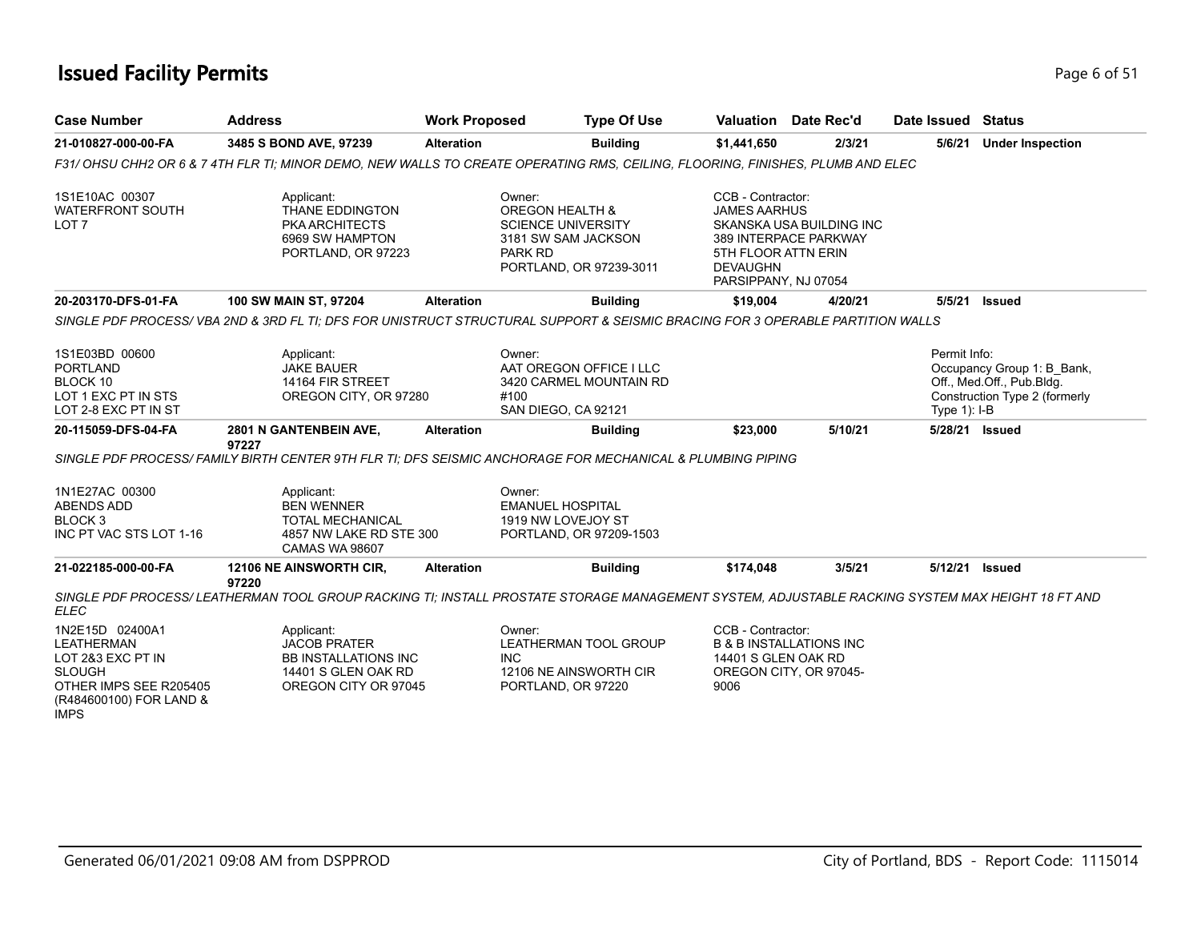# Issued Facility Permits

| Case Number | Address | Work Proposed | Type Of Use | Valuation | Date Rec'd | Date Issued | Status |
|---|---|---|---|---|---|---|---|
| 21-010827-000-00-FA | 3485 S BOND AVE, 97239 | Alteration | Building | $1,441,650 | 2/3/21 | 5/6/21 | Under Inspection |

*F31/ OHSU CHH2 OR 6 & 7 4TH FLR TI; MINOR DEMO, NEW WALLS TO CREATE OPERATING RMS, CEILING, FLOORING, FINISHES, PLUMB AND ELEC*

1S1E10AC 00307
WATERFRONT SOUTH
LOT 7

Applicant:
THANE EDDINGTON
PKA ARCHITECTS
6969 SW HAMPTON
PORTLAND, OR 97223

Owner:
OREGON HEALTH &
SCIENCE UNIVERSITY
3181 SW SAM JACKSON
PARK RD
PORTLAND, OR 97239-3011

CCB - Contractor:
JAMES AARHUS
SKANSKA USA BUILDING INC
389 INTERPACE PARKWAY
5TH FLOOR ATTN ERIN
DEVAUGHN
PARSIPPANY, NJ 07054

| Case Number | Address | Work Proposed | Type Of Use | Valuation | Date Rec'd | Date Issued | Status |
|---|---|---|---|---|---|---|---|
| 20-203170-DFS-01-FA | 100 SW MAIN ST, 97204 | Alteration | Building | $19,004 | 4/20/21 | 5/5/21 | Issued |

*SINGLE PDF PROCESS/ VBA 2ND & 3RD FL TI; DFS FOR UNISTRUCT STRUCTURAL SUPPORT & SEISMIC BRACING FOR 3 OPERABLE PARTITION WALLS*

1S1E03BD 00600
PORTLAND
BLOCK 10
LOT 1 EXC PT IN STS
LOT 2-8 EXC PT IN ST

Applicant:
JAKE BAUER
14164 FIR STREET
OREGON CITY, OR 97280

Owner:
AAT OREGON OFFICE I LLC
3420 CARMEL MOUNTAIN RD
#100
SAN DIEGO, CA 92121

Permit Info:
Occupancy Group 1: B_Bank, Off., Med.Off., Pub.Bldg.
Construction Type 2 (formerly Type 1): I-B

| Case Number | Address | Work Proposed | Type Of Use | Valuation | Date Rec'd | Date Issued | Status |
|---|---|---|---|---|---|---|---|
| 20-115059-DFS-04-FA | 2801 N GANTENBEIN AVE, 97227 | Alteration | Building | $23,000 | 5/10/21 | 5/28/21 | Issued |

*SINGLE PDF PROCESS/ FAMILY BIRTH CENTER 9TH FLR TI; DFS SEISMIC ANCHORAGE FOR MECHANICAL & PLUMBING PIPING*

1N1E27AC 00300
ABENDS ADD
BLOCK 3
INC PT VAC STS LOT 1-16

Applicant:
BEN WENNER
TOTAL MECHANICAL
4857 NW LAKE RD STE 300
CAMAS WA 98607

Owner:
EMANUEL HOSPITAL
1919 NW LOVEJOY ST
PORTLAND, OR 97209-1503

| Case Number | Address | Work Proposed | Type Of Use | Valuation | Date Rec'd | Date Issued | Status |
|---|---|---|---|---|---|---|---|
| 21-022185-000-00-FA | 12106 NE AINSWORTH CIR, 97220 | Alteration | Building | $174,048 | 3/5/21 | 5/12/21 | Issued |

*SINGLE PDF PROCESS/ LEATHERMAN TOOL GROUP RACKING TI; INSTALL PROSTATE STORAGE MANAGEMENT SYSTEM, ADJUSTABLE RACKING SYSTEM MAX HEIGHT 18 FT AND ELEC*

1N2E15D 02400A1
LEATHERMAN
LOT 2&3 EXC PT IN
SLOUGH
OTHER IMPS SEE R205405
(R484600100) FOR LAND &
IMPS

Applicant:
JACOB PRATER
BB INSTALLATIONS INC
14401 S GLEN OAK RD
OREGON CITY OR 97045

Owner:
LEATHERMAN TOOL GROUP
INC
12106 NE AINSWORTH CIR
PORTLAND, OR 97220

CCB - Contractor:
B & B INSTALLATIONS INC
14401 S GLEN OAK RD
OREGON CITY, OR 97045-9006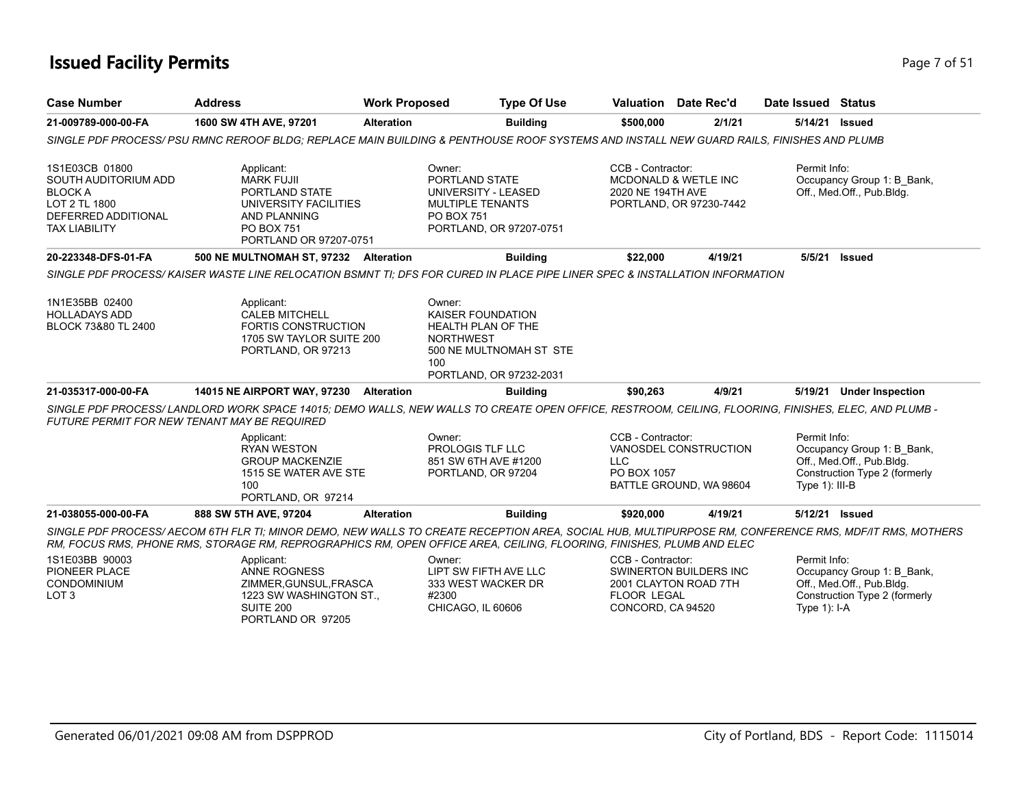# Issued Facility Permits

| Case Number | Address | Work Proposed | Type Of Use | Valuation | Date Rec'd | Date Issued | Status |
|---|---|---|---|---|---|---|---|
| 21-009789-000-00-FA | 1600 SW 4TH AVE, 97201 | Alteration | Building | $500,000 | 2/1/21 | 5/14/21 | Issued |

*SINGLE PDF PROCESS/ PSU RMNC REROOF BLDG; REPLACE MAIN BUILDING & PENTHOUSE ROOF SYSTEMS AND INSTALL NEW GUARD RAILS, FINISHES AND PLUMB*

1S1E03CB 01800
SOUTH AUDITORIUM ADD
BLOCK A
LOT 2 TL 1800
DEFERRED ADDITIONAL
TAX LIABILITY

Applicant:
MARK FUJII
PORTLAND STATE
UNIVERSITY FACILITIES
AND PLANNING
PO BOX 751
PORTLAND OR 97207-0751

Owner:
PORTLAND STATE
UNIVERSITY - LEASED
MULTIPLE TENANTS
PO BOX 751
PORTLAND, OR 97207-0751

CCB - Contractor:
MCDONALD & WETLE INC
2020 NE 194TH AVE
PORTLAND, OR 97230-7442

Permit Info:
Occupancy Group 1: B_Bank, Off., Med.Off., Pub.Bldg.

| Case Number | Address | Work Proposed | Type Of Use | Valuation | Date Rec'd | Date Issued | Status |
|---|---|---|---|---|---|---|---|
| 20-223348-DFS-01-FA | 500 NE MULTNOMAH ST, 97232 | Alteration | Building | $22,000 | 4/19/21 | 5/5/21 | Issued |

*SINGLE PDF PROCESS/ KAISER WASTE LINE RELOCATION BSMNT TI; DFS FOR CURED IN PLACE PIPE LINER SPEC & INSTALLATION INFORMATION*

1N1E35BB 02400
HOLLADAYS ADD
BLOCK 73&80 TL 2400

Applicant:
CALEB MITCHELL
FORTIS CONSTRUCTION
1705 SW TAYLOR SUITE 200
PORTLAND, OR 97213

Owner:
KAISER FOUNDATION
HEALTH PLAN OF THE
NORTHWEST
500 NE MULTNOMAH ST STE
100
PORTLAND, OR 97232-2031

| Case Number | Address | Work Proposed | Type Of Use | Valuation | Date Rec'd | Date Issued | Status |
|---|---|---|---|---|---|---|---|
| 21-035317-000-00-FA | 14015 NE AIRPORT WAY, 97230 | Alteration | Building | $90,263 | 4/9/21 | 5/19/21 | Under Inspection |

*SINGLE PDF PROCESS/ LANDLORD WORK SPACE 14015; DEMO WALLS, NEW WALLS TO CREATE OPEN OFFICE, RESTROOM, CEILING, FLOORING, FINISHES, ELEC, AND PLUMB - FUTURE PERMIT FOR NEW TENANT MAY BE REQUIRED*

Applicant:
RYAN WESTON
GROUP MACKENZIE
1515 SE WATER AVE STE
100
PORTLAND, OR 97214

Owner:
PROLOGIS TLF LLC
851 SW 6TH AVE #1200
PORTLAND, OR 97204

CCB - Contractor:
VANOSDEL CONSTRUCTION
LLC
PO BOX 1057
BATTLE GROUND, WA 98604

Permit Info:
Occupancy Group 1: B_Bank, Off., Med.Off., Pub.Bldg.
Construction Type 2 (formerly Type 1): III-B

| Case Number | Address | Work Proposed | Type Of Use | Valuation | Date Rec'd | Date Issued | Status |
|---|---|---|---|---|---|---|---|
| 21-038055-000-00-FA | 888 SW 5TH AVE, 97204 | Alteration | Building | $920,000 | 4/19/21 | 5/12/21 | Issued |

*SINGLE PDF PROCESS/ AECOM 6TH FLR TI; MINOR DEMO, NEW WALLS TO CREATE RECEPTION AREA, SOCIAL HUB, MULTIPURPOSE RM, CONFERENCE RMS, MDF/IT RMS, MOTHERS RM, FOCUS RMS, PHONE RMS, STORAGE RM, REPROGRAPHICS RM, OPEN OFFICE AREA, CEILING, FLOORING, FINISHES, PLUMB AND ELEC*

1S1E03BB 90003
PIONEER PLACE
CONDOMINIUM
LOT 3

Applicant:
ANNE ROGNESS
ZIMMER,GUNSUL,FRASCA
1223 SW WASHINGTON ST.,
SUITE 200
PORTLAND OR 97205

Owner:
LIPT SW FIFTH AVE LLC
333 WEST WACKER DR
#2300
CHICAGO, IL 60606

CCB - Contractor:
SWINERTON BUILDERS INC
2001 CLAYTON ROAD 7TH
FLOOR LEGAL
CONCORD, CA 94520

Permit Info:
Occupancy Group 1: B_Bank, Off., Med.Off., Pub.Bldg.
Construction Type 2 (formerly Type 1): I-A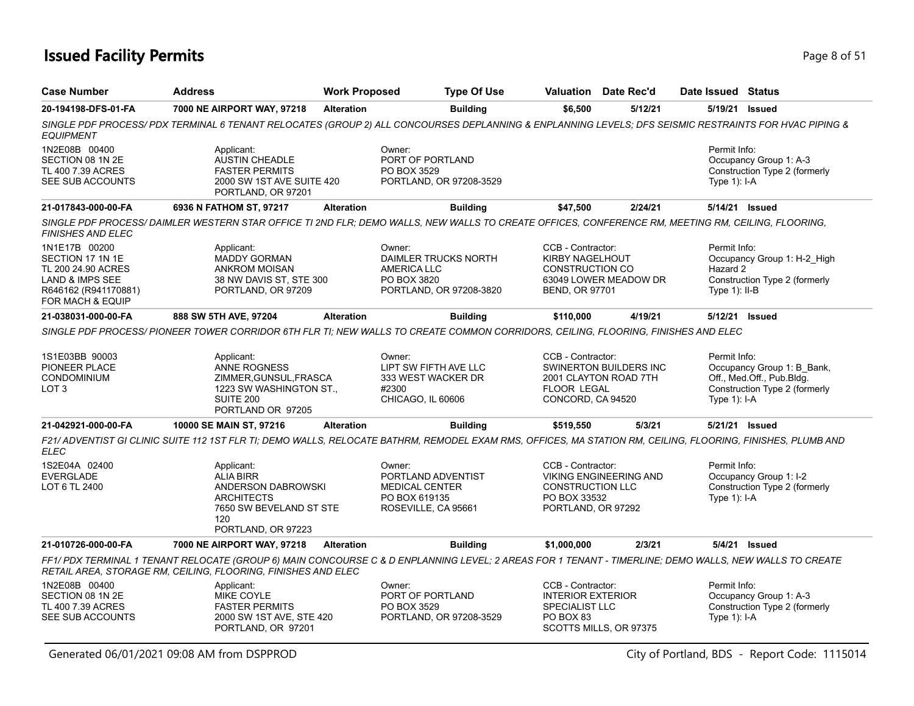# Issued Facility Permits

| Case Number | Address | Work Proposed | Type Of Use | Valuation | Date Rec'd | Date Issued | Status |
|---|---|---|---|---|---|---|---|
| 20-194198-DFS-01-FA | 7000 NE AIRPORT WAY, 97218 | Alteration | Building | $6,500 | 5/12/21 | 5/19/21 | Issued |

*SINGLE PDF PROCESS/ PDX TERMINAL 6 TENANT RELOCATES (GROUP 2) ALL CONCOURSES DEPLANNING & ENPLANNING LEVELS; DFS SEISMIC RESTRAINTS FOR HVAC PIPING & EQUIPMENT*

1N2E08B 00400
SECTION 08 1N 2E
TL 400 7.39 ACRES
SEE SUB ACCOUNTS

Applicant:
AUSTIN CHEADLE
FASTER PERMITS
2000 SW 1ST AVE SUITE 420
PORTLAND, OR 97201

Owner:
PORT OF PORTLAND
PO BOX 3529
PORTLAND, OR 97208-3529

Permit Info:
Occupancy Group 1: A-3
Construction Type 2 (formerly Type 1): I-A

| Case Number | Address | Work Proposed | Type Of Use | Valuation | Date Rec'd | Date Issued | Status |
|---|---|---|---|---|---|---|---|
| 21-017843-000-00-FA | 6936 N FATHOM ST, 97217 | Alteration | Building | $47,500 | 2/24/21 | 5/14/21 | Issued |

*SINGLE PDF PROCESS/ DAIMLER WESTERN STAR OFFICE TI 2ND FLR; DEMO WALLS, NEW WALLS TO CREATE OFFICES, CONFERENCE RM, MEETING RM, CEILING, FLOORING, FINISHES AND ELEC*

1N1E17B 00200
SECTION 17 1N 1E
TL 200 24.90 ACRES
LAND & IMPS SEE R646162 (R941170881) FOR MACH & EQUIP

Applicant:
MADDY GORMAN
ANKROM MOISAN
38 NW DAVIS ST, STE 300
PORTLAND, OR 97209

Owner:
DAIMLER TRUCKS NORTH AMERICA LLC
PO BOX 3820
PORTLAND, OR 97208-3820

CCB - Contractor:
KIRBY NAGELHOUT CONSTRUCTION CO
63049 LOWER MEADOW DR
BEND, OR 97701

Permit Info:
Occupancy Group 1: H-2_High Hazard 2
Construction Type 2 (formerly Type 1): II-B

| Case Number | Address | Work Proposed | Type Of Use | Valuation | Date Rec'd | Date Issued | Status |
|---|---|---|---|---|---|---|---|
| 21-038031-000-00-FA | 888 SW 5TH AVE, 97204 | Alteration | Building | $110,000 | 4/19/21 | 5/12/21 | Issued |

*SINGLE PDF PROCESS/ PIONEER TOWER CORRIDOR 6TH FLR TI; NEW WALLS TO CREATE COMMON CORRIDORS, CEILING, FLOORING, FINISHES AND ELEC*

1S1E03BB 90003
PIONEER PLACE CONDOMINIUM
LOT 3

Applicant:
ANNE ROGNESS
ZIMMER,GUNSUL,FRASCA
1223 SW WASHINGTON ST., SUITE 200
PORTLAND OR 97205

Owner:
LIPT SW FIFTH AVE LLC
333 WEST WACKER DR #2300
CHICAGO, IL 60606

CCB - Contractor:
SWINERTON BUILDERS INC
2001 CLAYTON ROAD 7TH FLOOR LEGAL
CONCORD, CA 94520

Permit Info:
Occupancy Group 1: B_Bank, Off., Med.Off., Pub.Bldg.
Construction Type 2 (formerly Type 1): I-A

| Case Number | Address | Work Proposed | Type Of Use | Valuation | Date Rec'd | Date Issued | Status |
|---|---|---|---|---|---|---|---|
| 21-042921-000-00-FA | 10000 SE MAIN ST, 97216 | Alteration | Building | $519,550 | 5/3/21 | 5/21/21 | Issued |

*F21/ ADVENTIST GI CLINIC SUITE 112 1ST FLR TI; DEMO WALLS, RELOCATE BATHRM, REMODEL EXAM RMS, OFFICES, MA STATION RM, CEILING, FLOORING, FINISHES, PLUMB AND ELEC*

1S2E04A 02400
EVERGLADE
LOT 6 TL 2400

Applicant:
ALIA BIRR
ANDERSON DABROWSKI ARCHITECTS
7650 SW BEVELAND ST STE 120
PORTLAND, OR 97223

Owner:
PORTLAND ADVENTIST MEDICAL CENTER
PO BOX 619135
ROSEVILLE, CA 95661

CCB - Contractor:
VIKING ENGINEERING AND CONSTRUCTION LLC
PO BOX 33532
PORTLAND, OR 97292

Permit Info:
Occupancy Group 1: I-2
Construction Type 2 (formerly Type 1): I-A

| Case Number | Address | Work Proposed | Type Of Use | Valuation | Date Rec'd | Date Issued | Status |
|---|---|---|---|---|---|---|---|
| 21-010726-000-00-FA | 7000 NE AIRPORT WAY, 97218 | Alteration | Building | $1,000,000 | 2/3/21 | 5/4/21 | Issued |

*FF1/ PDX TERMINAL 1 TENANT RELOCATE (GROUP 6) MAIN CONCOURSE C & D ENPLANNING LEVEL; 2 AREAS FOR 1 TENANT - TIMERLINE; DEMO WALLS, NEW WALLS TO CREATE RETAIL AREA, STORAGE RM, CEILING, FLOORING, FINISHES AND ELEC*

1N2E08B 00400
SECTION 08 1N 2E
TL 400 7.39 ACRES
SEE SUB ACCOUNTS

Applicant:
MIKE COYLE
FASTER PERMITS
2000 SW 1ST AVE, STE 420
PORTLAND, OR 97201

Owner:
PORT OF PORTLAND
PO BOX 3529
PORTLAND, OR 97208-3529

CCB - Contractor:
INTERIOR EXTERIOR SPECIALIST LLC
PO BOX 83
SCOTTS MILLS, OR 97375

Permit Info:
Occupancy Group 1: A-3
Construction Type 2 (formerly Type 1): I-A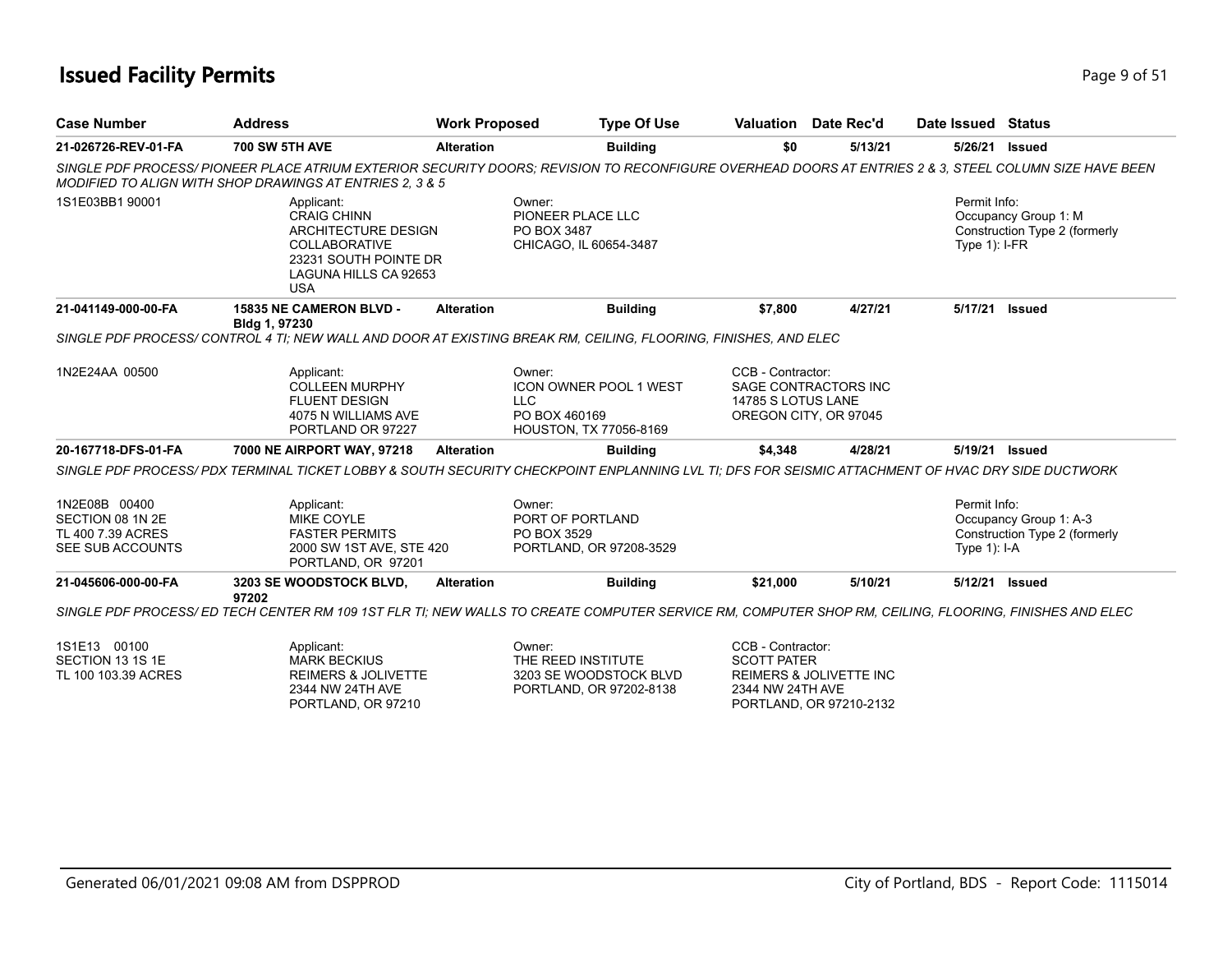# Issued Facility Permits

| Case Number | Address | Work Proposed | Type Of Use | Valuation | Date Rec'd | Date Issued | Status |
|---|---|---|---|---|---|---|---|
| 21-026726-REV-01-FA | 700 SW 5TH AVE | Alteration | Building | $0 | 5/13/21 | 5/26/21 | Issued |

*SINGLE PDF PROCESS/ PIONEER PLACE ATRIUM EXTERIOR SECURITY DOORS; REVISION TO RECONFIGURE OVERHEAD DOORS AT ENTRIES 2 & 3, STEEL COLUMN SIZE HAVE BEEN MODIFIED TO ALIGN WITH SHOP DRAWINGS AT ENTRIES 2, 3 & 5*

1S1E03BB1 90001

Applicant:
CRAIG CHINN
ARCHITECTURE DESIGN COLLABORATIVE
23231 SOUTH POINTE DR
LAGUNA HILLS CA 92653
USA

Owner:
PIONEER PLACE LLC
PO BOX 3487
CHICAGO, IL 60654-3487

Permit Info:
Occupancy Group 1: M
Construction Type 2 (formerly Type 1): I-FR

---

| Case Number | Address | Work Proposed | Type Of Use | Valuation | Date Rec'd | Date Issued | Status |
|---|---|---|---|---|---|---|---|
| 21-041149-000-00-FA | 15835 NE CAMERON BLVD - Bldg 1, 97230 | Alteration | Building | $7,800 | 4/27/21 | 5/17/21 | Issued |

*SINGLE PDF PROCESS/ CONTROL 4 TI; NEW WALL AND DOOR AT EXISTING BREAK RM, CEILING, FLOORING, FINISHES, AND ELEC*

1N2E24AA 00500

Applicant:
COLLEEN MURPHY
FLUENT DESIGN
4075 N WILLIAMS AVE
PORTLAND OR 97227

Owner:
ICON OWNER POOL 1 WEST LLC
PO BOX 460169
HOUSTON, TX 77056-8169

CCB - Contractor:
SAGE CONTRACTORS INC
14785 S LOTUS LANE
OREGON CITY, OR 97045

---

| Case Number | Address | Work Proposed | Type Of Use | Valuation | Date Rec'd | Date Issued | Status |
|---|---|---|---|---|---|---|---|
| 20-167718-DFS-01-FA | 7000 NE AIRPORT WAY, 97218 | Alteration | Building | $4,348 | 4/28/21 | 5/19/21 | Issued |

*SINGLE PDF PROCESS/ PDX TERMINAL TICKET LOBBY & SOUTH SECURITY CHECKPOINT ENPLANNING LVL TI; DFS FOR SEISMIC ATTACHMENT OF HVAC DRY SIDE DUCTWORK*

1N2E08B 00400
SECTION 08 1N 2E
TL 400 7.39 ACRES
SEE SUB ACCOUNTS

Applicant:
MIKE COYLE
FASTER PERMITS
2000 SW 1ST AVE, STE 420
PORTLAND, OR 97201

Owner:
PORT OF PORTLAND
PO BOX 3529
PORTLAND, OR 97208-3529

Permit Info:
Occupancy Group 1: A-3
Construction Type 2 (formerly Type 1): I-A

---

| Case Number | Address | Work Proposed | Type Of Use | Valuation | Date Rec'd | Date Issued | Status |
|---|---|---|---|---|---|---|---|
| 21-045606-000-00-FA | 3203 SE WOODSTOCK BLVD, 97202 | Alteration | Building | $21,000 | 5/10/21 | 5/12/21 | Issued |

*SINGLE PDF PROCESS/ ED TECH CENTER RM 109 1ST FLR TI; NEW WALLS TO CREATE COMPUTER SERVICE RM, COMPUTER SHOP RM, CEILING, FLOORING, FINISHES AND ELEC*

1S1E13 00100
SECTION 13 1S 1E
TL 100 103.39 ACRES

Applicant:
MARK BECKIUS
REIMERS & JOLIVETTE
2344 NW 24TH AVE
PORTLAND, OR 97210

Owner:
THE REED INSTITUTE
3203 SE WOODSTOCK BLVD
PORTLAND, OR 97202-8138

CCB - Contractor:
SCOTT PATER
REIMERS & JOLIVETTE INC
2344 NW 24TH AVE
PORTLAND, OR 97210-2132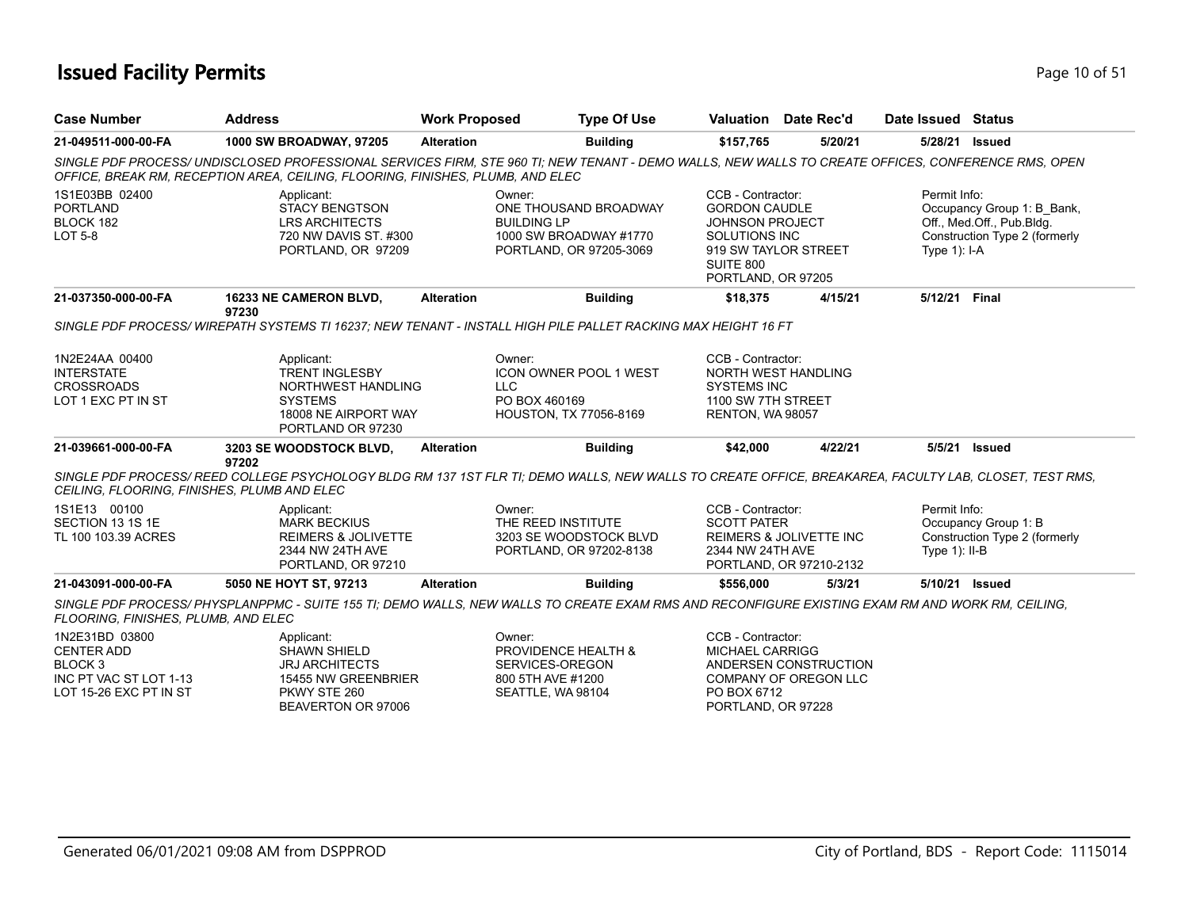# Issued Facility Permits

| Case Number | Address | Work Proposed | Type Of Use | Valuation | Date Rec'd | Date Issued | Status |
|---|---|---|---|---|---|---|---|
| 21-049511-000-00-FA | 1000 SW BROADWAY, 97205 | Alteration | Building | $157,765 | 5/20/21 | 5/28/21 | Issued |

*SINGLE PDF PROCESS/ UNDISCLOSED PROFESSIONAL SERVICES FIRM, STE 960 TI; NEW TENANT - DEMO WALLS, NEW WALLS TO CREATE OFFICES, CONFERENCE RMS, OPEN OFFICE, BREAK RM, RECEPTION AREA, CEILING, FLOORING, FINISHES, PLUMB, AND ELEC*

1S1E03BB 02400
PORTLAND
BLOCK 182
LOT 5-8

Applicant:
STACY BENGTSON
LRS ARCHITECTS
720 NW DAVIS ST. #300
PORTLAND, OR 97209

Owner:
ONE THOUSAND BROADWAY BUILDING LP
1000 SW BROADWAY #1770
PORTLAND, OR 97205-3069

CCB - Contractor:
GORDON CAUDLE
JOHNSON PROJECT SOLUTIONS INC
919 SW TAYLOR STREET SUITE 800
PORTLAND, OR 97205

Permit Info:
Occupancy Group 1: B_Bank, Off., Med.Off., Pub.Bldg.
Construction Type 2 (formerly Type 1): I-A

| Case Number | Address | Work Proposed | Type Of Use | Valuation | Date Rec'd | Date Issued | Status |
|---|---|---|---|---|---|---|---|
| 21-037350-000-00-FA | 16233 NE CAMERON BLVD, 97230 | Alteration | Building | $18,375 | 4/15/21 | 5/12/21 | Final |

*SINGLE PDF PROCESS/ WIREPATH SYSTEMS TI 16237; NEW TENANT - INSTALL HIGH PILE PALLET RACKING MAX HEIGHT 16 FT*

1N2E24AA 00400
INTERSTATE CROSSROADS
LOT 1 EXC PT IN ST

Applicant:
TRENT INGLESBY
NORTHWEST HANDLING SYSTEMS
18008 NE AIRPORT WAY
PORTLAND OR 97230

Owner:
ICON OWNER POOL 1 WEST LLC
PO BOX 460169
HOUSTON, TX 77056-8169

CCB - Contractor:
NORTH WEST HANDLING SYSTEMS INC
1100 SW 7TH STREET
RENTON, WA 98057

| Case Number | Address | Work Proposed | Type Of Use | Valuation | Date Rec'd | Date Issued | Status |
|---|---|---|---|---|---|---|---|
| 21-039661-000-00-FA | 3203 SE WOODSTOCK BLVD, 97202 | Alteration | Building | $42,000 | 4/22/21 | 5/5/21 | Issued |

*SINGLE PDF PROCESS/ REED COLLEGE PSYCHOLOGY BLDG RM 137 1ST FLR TI; DEMO WALLS, NEW WALLS TO CREATE OFFICE, BREAKAREA, FACULTY LAB, CLOSET, TEST RMS, CEILING, FLOORING, FINISHES, PLUMB AND ELEC*

1S1E13 00100
SECTION 13 1S 1E
TL 100 103.39 ACRES

Applicant:
MARK BECKIUS
REIMERS & JOLIVETTE
2344 NW 24TH AVE
PORTLAND, OR 97210

Owner:
THE REED INSTITUTE
3203 SE WOODSTOCK BLVD
PORTLAND, OR 97202-8138

CCB - Contractor:
SCOTT PATER
REIMERS & JOLIVETTE INC
2344 NW 24TH AVE
PORTLAND, OR 97210-2132

Permit Info:
Occupancy Group 1: B
Construction Type 2 (formerly Type 1): II-B

| Case Number | Address | Work Proposed | Type Of Use | Valuation | Date Rec'd | Date Issued | Status |
|---|---|---|---|---|---|---|---|
| 21-043091-000-00-FA | 5050 NE HOYT ST, 97213 | Alteration | Building | $556,000 | 5/3/21 | 5/10/21 | Issued |

*SINGLE PDF PROCESS/ PHYSPLANPPMC - SUITE 155 TI; DEMO WALLS, NEW WALLS TO CREATE EXAM RMS AND RECONFIGURE EXISTING EXAM RM AND WORK RM, CEILING, FLOORING, FINISHES, PLUMB, AND ELEC*

1N2E31BD 03800
CENTER ADD
BLOCK 3
INC PT VAC ST LOT 1-13
LOT 15-26 EXC PT IN ST

Applicant:
SHAWN SHIELD
JRJ ARCHITECTS
15455 NW GREENBRIER PKWY STE 260
BEAVERTON OR 97006

Owner:
PROVIDENCE HEALTH & SERVICES-OREGON
800 5TH AVE #1200
SEATTLE, WA 98104

CCB - Contractor:
MICHAEL CARRIGG
ANDERSEN CONSTRUCTION COMPANY OF OREGON LLC
PO BOX 6712
PORTLAND, OR 97228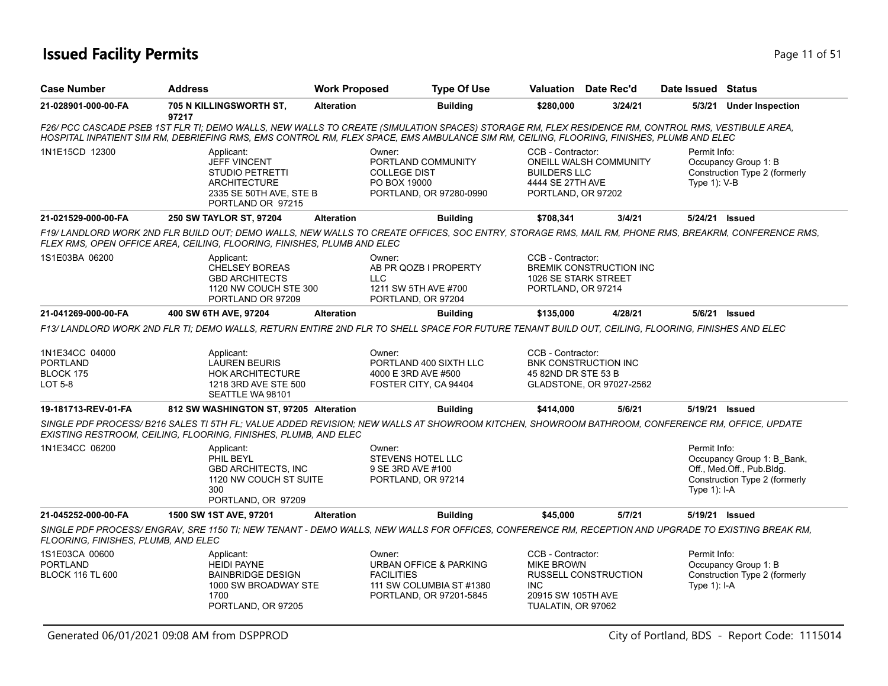# Issued Facility Permits

| Case Number | Address | Work Proposed | Type Of Use | Valuation | Date Rec'd | Date Issued | Status |
|---|---|---|---|---|---|---|---|
| 21-028901-000-00-FA | 705 N KILLINGSWORTH ST, 97217 | Alteration | Building | $280,000 | 3/24/21 | 5/3/21 | Under Inspection |

*F26/ PCC CASCADE PSEB 1ST FLR TI; DEMO WALLS, NEW WALLS TO CREATE (SIMULATION SPACES) STORAGE RM, FLEX RESIDENCE RM, CONTROL RMS, VESTIBULE AREA, HOSPITAL INPATIENT SIM RM, DEBRIEFING RMS, EMS CONTROL RM, FLEX SPACE, EMS AMBULANCE SIM RM, CEILING, FLOORING, FINISHES, PLUMB AND ELEC*

- 1N1E15CD 12300
- Applicant: JEFF VINCENT, STUDIO PETRETTI ARCHITECTURE, 2335 SE 50TH AVE, STE B, PORTLAND OR 97215
- Owner: PORTLAND COMMUNITY COLLEGE DIST, PO BOX 19000, PORTLAND, OR 97280-0990
- CCB - Contractor: ONEILL WALSH COMMUNITY BUILDERS LLC, 4444 SE 27TH AVE, PORTLAND, OR 97202
- Permit Info: Occupancy Group 1: B; Construction Type 2 (formerly Type 1): V-B

| Case Number | Address | Work Proposed | Type Of Use | Valuation | Date Rec'd | Date Issued | Status |
|---|---|---|---|---|---|---|---|
| 21-021529-000-00-FA | 250 SW TAYLOR ST, 97204 | Alteration | Building | $708,341 | 3/4/21 | 5/24/21 | Issued |

*F19/ LANDLORD WORK 2ND FLR BUILD OUT; DEMO WALLS, NEW WALLS TO CREATE OFFICES, SOC ENTRY, STORAGE RMS, MAIL RM, PHONE RMS, BREAKRM, CONFERENCE RMS, FLEX RMS, OPEN OFFICE AREA, CEILING, FLOORING, FINISHES, PLUMB AND ELEC*

- 1S1E03BA 06200
- Applicant: CHELSEY BOREAS, GBD ARCHITECTS, 1120 NW COUCH STE 300, PORTLAND OR 97209
- Owner: AB PR QOZB I PROPERTY LLC, 1211 SW 5TH AVE #700, PORTLAND, OR 97204
- CCB - Contractor: BREMIK CONSTRUCTION INC, 1026 SE STARK STREET, PORTLAND, OR 97214

| Case Number | Address | Work Proposed | Type Of Use | Valuation | Date Rec'd | Date Issued | Status |
|---|---|---|---|---|---|---|---|
| 21-041269-000-00-FA | 400 SW 6TH AVE, 97204 | Alteration | Building | $135,000 | 4/28/21 | 5/6/21 | Issued |

*F13/ LANDLORD WORK 2ND FLR TI; DEMO WALLS, RETURN ENTIRE 2ND FLR TO SHELL SPACE FOR FUTURE TENANT BUILD OUT, CEILING, FLOORING, FINISHES AND ELEC*

- 1N1E34CC 04000, PORTLAND, BLOCK 175, LOT 5-8
- Applicant: LAUREN BEURIS, HOK ARCHITECTURE, 1218 3RD AVE STE 500, SEATTLE WA 98101
- Owner: PORTLAND 400 SIXTH LLC, 4000 E 3RD AVE #500, FOSTER CITY, CA 94404
- CCB - Contractor: BNK CONSTRUCTION INC, 45 82ND DR STE 53 B, GLADSTONE, OR 97027-2562

| Case Number | Address | Work Proposed | Type Of Use | Valuation | Date Rec'd | Date Issued | Status |
|---|---|---|---|---|---|---|---|
| 19-181713-REV-01-FA | 812 SW WASHINGTON ST, 97205 | Alteration | Building | $414,000 | 5/6/21 | 5/19/21 | Issued |

*SINGLE PDF PROCESS/ B216 SALES TI 5TH FL; VALUE ADDED REVISION; NEW WALLS AT SHOWROOM KITCHEN, SHOWROOM BATHROOM, CONFERENCE RM, OFFICE, UPDATE EXISTING RESTROOM, CEILING, FLOORING, FINISHES, PLUMB, AND ELEC*

- 1N1E34CC 06200
- Applicant: PHIL BEYL, GBD ARCHITECTS, INC, 1120 NW COUCH ST SUITE 300, PORTLAND, OR 97209
- Owner: STEVENS HOTEL LLC, 9 SE 3RD AVE #100, PORTLAND, OR 97214
- Permit Info: Occupancy Group 1: B_Bank, Off., Med.Off., Pub.Bldg.; Construction Type 2 (formerly Type 1): I-A

| Case Number | Address | Work Proposed | Type Of Use | Valuation | Date Rec'd | Date Issued | Status |
|---|---|---|---|---|---|---|---|
| 21-045252-000-00-FA | 1500 SW 1ST AVE, 97201 | Alteration | Building | $45,000 | 5/7/21 | 5/19/21 | Issued |

*SINGLE PDF PROCESS/ ENGRAV, SRE 1150 TI; NEW TENANT - DEMO WALLS, NEW WALLS FOR OFFICES, CONFERENCE RM, RECEPTION AND UPGRADE TO EXISTING BREAK RM, FLOORING, FINISHES, PLUMB, AND ELEC*

- 1S1E03CA 00600, PORTLAND, BLOCK 116 TL 600
- Applicant: HEIDI PAYNE, BAINBRIDGE DESIGN, 1000 SW BROADWAY STE 1700, PORTLAND, OR 97205
- Owner: URBAN OFFICE & PARKING FACILITIES, 111 SW COLUMBIA ST #1380, PORTLAND, OR 97201-5845
- CCB - Contractor: MIKE BROWN, RUSSELL CONSTRUCTION INC, 20915 SW 105TH AVE, TUALATIN, OR 97062
- Permit Info: Occupancy Group 1: B; Construction Type 2 (formerly Type 1): I-A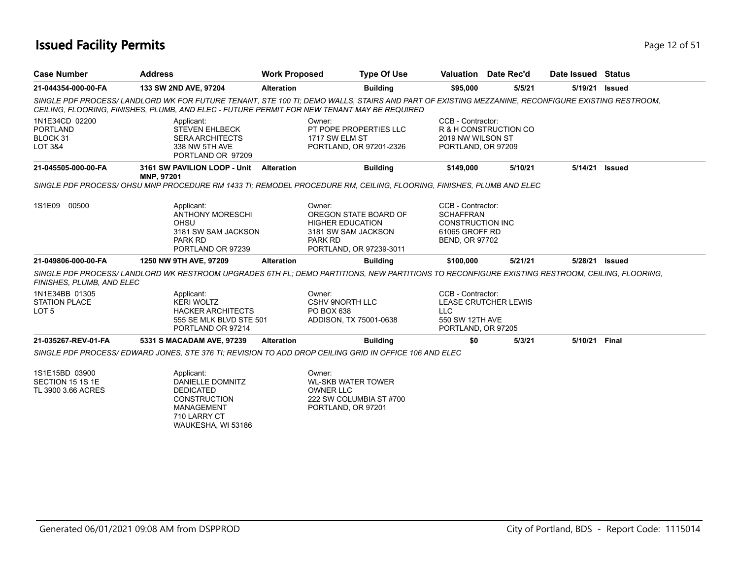# Issued Facility Permits

| Case Number | Address | Work Proposed | Type Of Use | Valuation | Date Rec'd | Date Issued | Status |
|---|---|---|---|---|---|---|---|
| **21-044354-000-00-FA** | **133 SW 2ND AVE, 97204** | **Alteration** | **Building** | **$95,000** | **5/5/21** | **5/19/21** | **Issued** |

*SINGLE PDF PROCESS/ LANDLORD WK FOR FUTURE TENANT, STE 100 TI; DEMO WALLS, STAIRS AND PART OF EXISTING MEZZANINE, RECONFIGURE EXISTING RESTROOM, CEILING, FLOORING, FINISHES, PLUMB, AND ELEC - FUTURE PERMIT FOR NEW TENANT MAY BE REQUIRED*

1N1E34CD 02200
PORTLAND
BLOCK 31
LOT 3&4

Applicant:
STEVEN EHLBECK
SERA ARCHITECTS
338 NW 5TH AVE
PORTLAND OR 97209

Owner:
PT POPE PROPERTIES LLC
1717 SW ELM ST
PORTLAND, OR 97201-2326

CCB - Contractor:
R & H CONSTRUCTION CO
2019 NW WILSON ST
PORTLAND, OR 97209

| Case Number | Address | Work Proposed | Type Of Use | Valuation | Date Rec'd | Date Issued | Status |
|---|---|---|---|---|---|---|---|
| **21-045505-000-00-FA** | **3161 SW PAVILION LOOP - Unit MNP, 97201** | **Alteration** | **Building** | **$149,000** | **5/10/21** | **5/14/21** | **Issued** |

*SINGLE PDF PROCESS/ OHSU MNP PROCEDURE RM 1433 TI; REMODEL PROCEDURE RM, CEILING, FLOORING, FINISHES, PLUMB AND ELEC*

1S1E09 00500

Applicant:
ANTHONY MORESCHI
OHSU
3181 SW SAM JACKSON PARK RD
PORTLAND OR 97239

Owner:
OREGON STATE BOARD OF HIGHER EDUCATION
3181 SW SAM JACKSON PARK RD
PORTLAND, OR 97239-3011

CCB - Contractor:
SCHAFFRAN CONSTRUCTION INC
61065 GROFF RD
BEND, OR 97702

| Case Number | Address | Work Proposed | Type Of Use | Valuation | Date Rec'd | Date Issued | Status |
|---|---|---|---|---|---|---|---|
| **21-049806-000-00-FA** | **1250 NW 9TH AVE, 97209** | **Alteration** | **Building** | **$100,000** | **5/21/21** | **5/28/21** | **Issued** |

*SINGLE PDF PROCESS/ LANDLORD WK RESTROOM UPGRADES 6TH FL; DEMO PARTITIONS, NEW PARTITIONS TO RECONFIGURE EXISTING RESTROOM, CEILING, FLOORING, FINISHES, PLUMB, AND ELEC*

1N1E34BB 01305
STATION PLACE
LOT 5

Applicant:
KERI WOLTZ
HACKER ARCHITECTS
555 SE MLK BLVD STE 501
PORTLAND OR 97214

Owner:
CSHV 9NORTH LLC
PO BOX 638
ADDISON, TX 75001-0638

CCB - Contractor:
LEASE CRUTCHER LEWIS LLC
550 SW 12TH AVE
PORTLAND, OR 97205

| Case Number | Address | Work Proposed | Type Of Use | Valuation | Date Rec'd | Date Issued | Status |
|---|---|---|---|---|---|---|---|
| **21-035267-REV-01-FA** | **5331 S MACADAM AVE, 97239** | **Alteration** | **Building** | **$0** | **5/3/21** | **5/10/21** | **Final** |

*SINGLE PDF PROCESS/ EDWARD JONES, STE 376 TI; REVISION TO ADD DROP CEILING GRID IN OFFICE 106 AND ELEC*

1S1E15BD 03900
SECTION 15 1S 1E
TL 3900 3.66 ACRES

Applicant:
DANIELLE DOMNITZ
DEDICATED CONSTRUCTION MANAGEMENT
710 LARRY CT
WAUKESHA, WI 53186

Owner:
WL-SKB WATER TOWER OWNER LLC
222 SW COLUMBIA ST #700
PORTLAND, OR 97201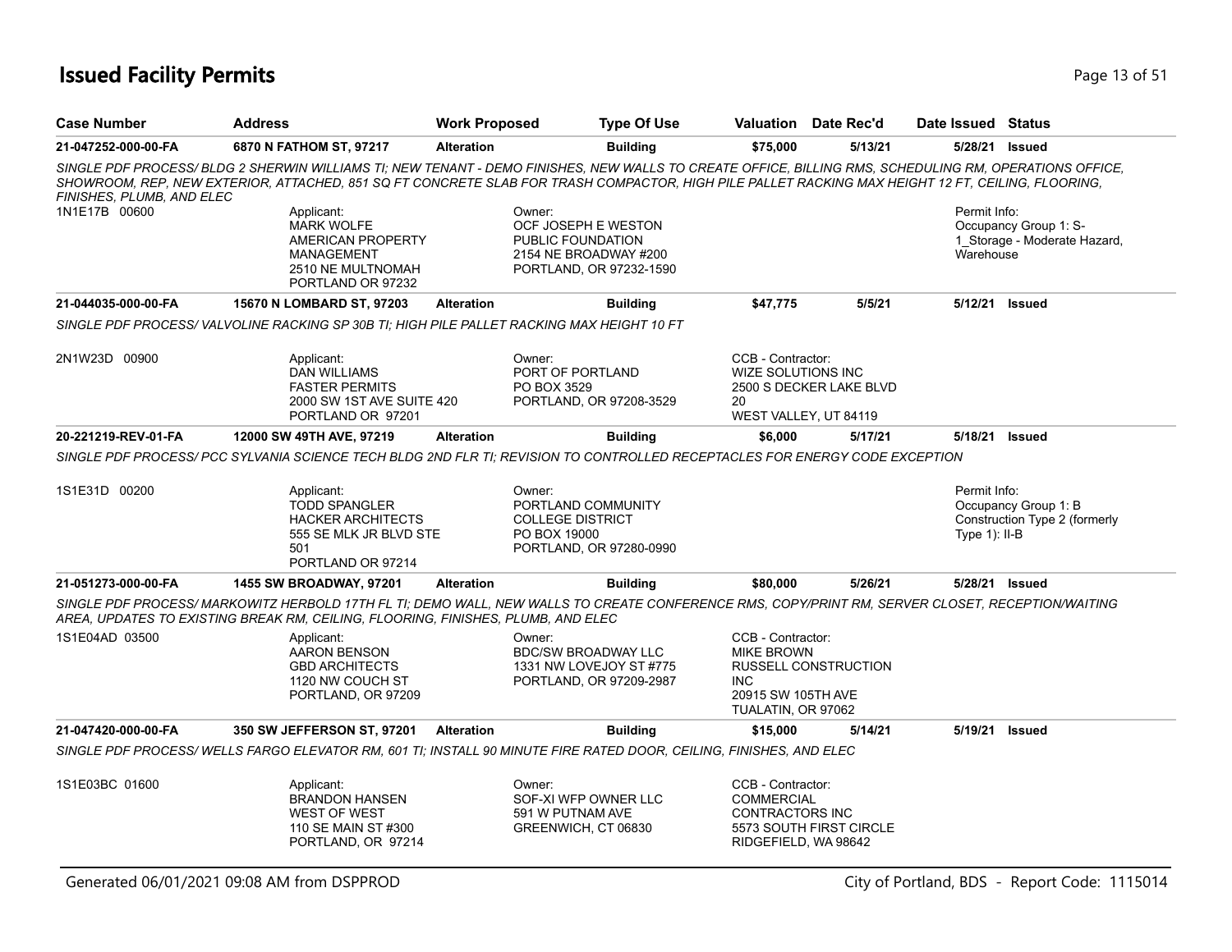# Issued Facility Permits

| Case Number | Address | Work Proposed | Type Of Use | Valuation | Date Rec'd | Date Issued | Status |
|---|---|---|---|---|---|---|---|
| 21-047252-000-00-FA | 6870 N FATHOM ST, 97217 | Alteration | Building | $75,000 | 5/13/21 | 5/28/21 | Issued |

*SINGLE PDF PROCESS/ BLDG 2 SHERWIN WILLIAMS TI; NEW TENANT - DEMO FINISHES, NEW WALLS TO CREATE OFFICE, BILLING RMS, SCHEDULING RM, OPERATIONS OFFICE, SHOWROOM, REP, NEW EXTERIOR, ATTACHED, 851 SQ FT CONCRETE SLAB FOR TRASH COMPACTOR, HIGH PILE PALLET RACKING MAX HEIGHT 12 FT, CEILING, FLOORING, FINISHES, PLUMB, AND ELEC*

1N1E17B 00600

Applicant: MARK WOLFE, AMERICAN PROPERTY MANAGEMENT, 2510 NE MULTNOMAH, PORTLAND OR 97232

Owner: OCF JOSEPH E WESTON PUBLIC FOUNDATION, 2154 NE BROADWAY #200, PORTLAND, OR 97232-1590

Permit Info: Occupancy Group 1: S-1_Storage - Moderate Hazard, Warehouse

| Case Number | Address | Work Proposed | Type Of Use | Valuation | Date Rec'd | Date Issued | Status |
|---|---|---|---|---|---|---|---|
| 21-044035-000-00-FA | 15670 N LOMBARD ST, 97203 | Alteration | Building | $47,775 | 5/5/21 | 5/12/21 | Issued |

*SINGLE PDF PROCESS/ VALVOLINE RACKING SP 30B TI; HIGH PILE PALLET RACKING MAX HEIGHT 10 FT*

2N1W23D 00900

Applicant: DAN WILLIAMS, FASTER PERMITS, 2000 SW 1ST AVE SUITE 420, PORTLAND OR 97201

Owner: PORT OF PORTLAND, PO BOX 3529, PORTLAND, OR 97208-3529

CCB - Contractor: WIZE SOLUTIONS INC, 2500 S DECKER LAKE BLVD 20, WEST VALLEY, UT 84119

| Case Number | Address | Work Proposed | Type Of Use | Valuation | Date Rec'd | Date Issued | Status |
|---|---|---|---|---|---|---|---|
| 20-221219-REV-01-FA | 12000 SW 49TH AVE, 97219 | Alteration | Building | $6,000 | 5/17/21 | 5/18/21 | Issued |

*SINGLE PDF PROCESS/ PCC SYLVANIA SCIENCE TECH BLDG 2ND FLR TI; REVISION TO CONTROLLED RECEPTACLES FOR ENERGY CODE EXCEPTION*

1S1E31D 00200

Applicant: TODD SPANGLER, HACKER ARCHITECTS, 555 SE MLK JR BLVD STE 501, PORTLAND OR 97214

Owner: PORTLAND COMMUNITY COLLEGE DISTRICT, PO BOX 19000, PORTLAND, OR 97280-0990

Permit Info: Occupancy Group 1: B, Construction Type 2 (formerly Type 1): II-B

| Case Number | Address | Work Proposed | Type Of Use | Valuation | Date Rec'd | Date Issued | Status |
|---|---|---|---|---|---|---|---|
| 21-051273-000-00-FA | 1455 SW BROADWAY, 97201 | Alteration | Building | $80,000 | 5/26/21 | 5/28/21 | Issued |

*SINGLE PDF PROCESS/ MARKOWITZ HERBOLD 17TH FL TI; DEMO WALL, NEW WALLS TO CREATE CONFERENCE RMS, COPY/PRINT RM, SERVER CLOSET, RECEPTION/WAITING AREA, UPDATES TO EXISTING BREAK RM, CEILING, FLOORING, FINISHES, PLUMB, AND ELEC*

1S1E04AD 03500

Applicant: AARON BENSON, GBD ARCHITECTS, 1120 NW COUCH ST, PORTLAND, OR 97209

Owner: BDC/SW BROADWAY LLC, 1331 NW LOVEJOY ST #775, PORTLAND, OR 97209-2987

CCB - Contractor: MIKE BROWN, RUSSELL CONSTRUCTION INC, 20915 SW 105TH AVE, TUALATIN, OR 97062

| Case Number | Address | Work Proposed | Type Of Use | Valuation | Date Rec'd | Date Issued | Status |
|---|---|---|---|---|---|---|---|
| 21-047420-000-00-FA | 350 SW JEFFERSON ST, 97201 | Alteration | Building | $15,000 | 5/14/21 | 5/19/21 | Issued |

*SINGLE PDF PROCESS/ WELLS FARGO ELEVATOR RM, 601 TI; INSTALL 90 MINUTE FIRE RATED DOOR, CEILING, FINISHES, AND ELEC*

1S1E03BC 01600

Applicant: BRANDON HANSEN, WEST OF WEST, 110 SE MAIN ST #300, PORTLAND, OR 97214

Owner: SOF-XI WFP OWNER LLC, 591 W PUTNAM AVE, GREENWICH, CT 06830

CCB - Contractor: COMMERCIAL CONTRACTORS INC, 5573 SOUTH FIRST CIRCLE, RIDGEFIELD, WA 98642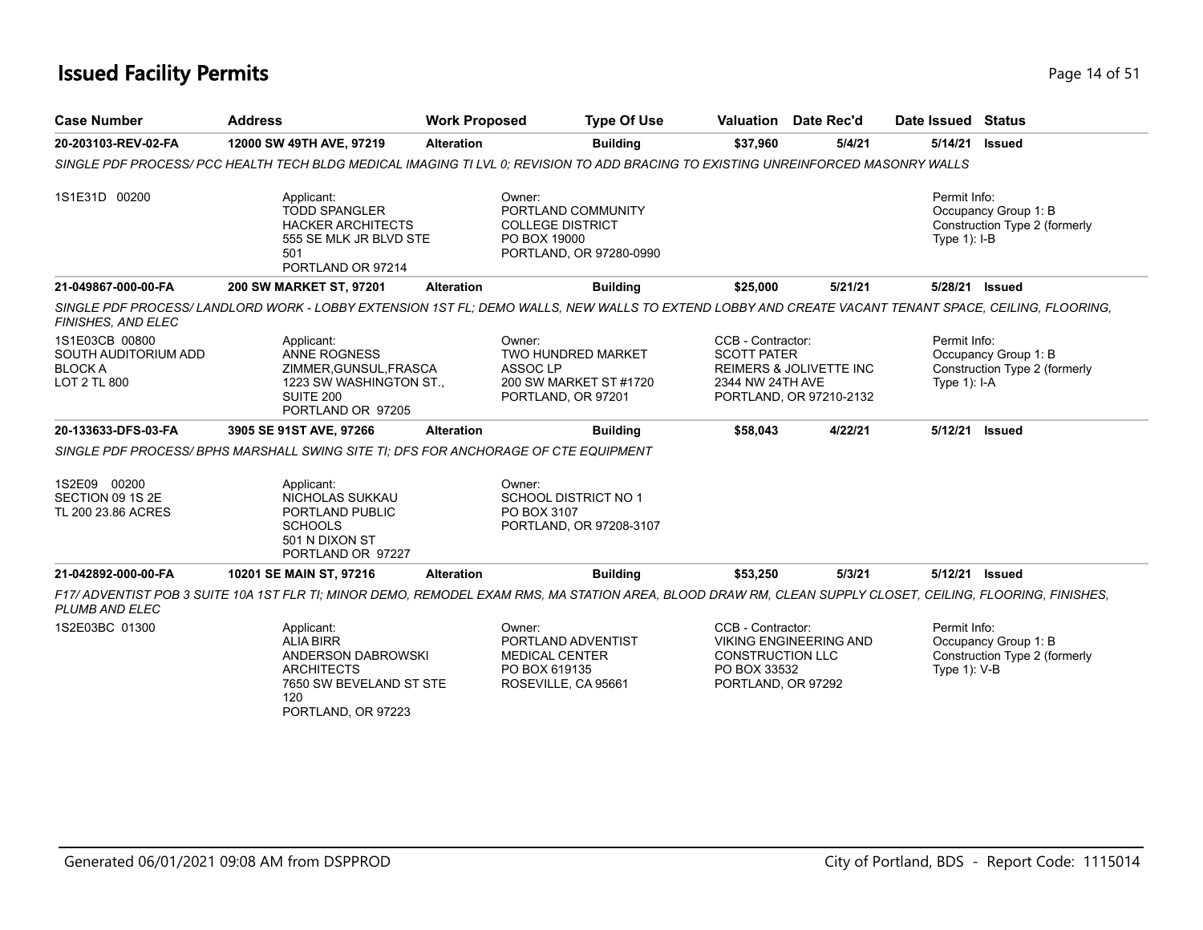# Issued Facility Permits

| Case Number | Address | Work Proposed | Type Of Use | Valuation | Date Rec'd | Date Issued | Status |
|---|---|---|---|---|---|---|---|
| 20-203103-REV-02-FA | 12000 SW 49TH AVE, 97219 | Alteration | Building | $37,960 | 5/4/21 | 5/14/21 | Issued |

SINGLE PDF PROCESS/ PCC HEALTH TECH BLDG MEDICAL IMAGING TI LVL 0; REVISION TO ADD BRACING TO EXISTING UNREINFORCED MASONRY WALLS

1S1E31D 00200

Applicant:
TODD SPANGLER
HACKER ARCHITECTS
555 SE MLK JR BLVD STE 501
PORTLAND OR 97214

Owner:
PORTLAND COMMUNITY COLLEGE DISTRICT
PO BOX 19000
PORTLAND, OR 97280-0990

Permit Info:
Occupancy Group 1: B
Construction Type 2 (formerly Type 1): I-B

| Case Number | Address | Work Proposed | Type Of Use | Valuation | Date Rec'd | Date Issued | Status |
|---|---|---|---|---|---|---|---|
| 21-049867-000-00-FA | 200 SW MARKET ST, 97201 | Alteration | Building | $25,000 | 5/21/21 | 5/28/21 | Issued |

SINGLE PDF PROCESS/ LANDLORD WORK - LOBBY EXTENSION 1ST FL; DEMO WALLS, NEW WALLS TO EXTEND LOBBY AND CREATE VACANT TENANT SPACE, CEILING, FLOORING, FINISHES, AND ELEC

1S1E03CB 00800
SOUTH AUDITORIUM ADD
BLOCK A
LOT 2 TL 800

Applicant:
ANNE ROGNESS
ZIMMER,GUNSUL,FRASCA
1223 SW WASHINGTON ST., SUITE 200
PORTLAND OR 97205

Owner:
TWO HUNDRED MARKET ASSOC LP
200 SW MARKET ST #1720
PORTLAND, OR 97201

CCB - Contractor:
SCOTT PATER
REIMERS & JOLIVETTE INC
2344 NW 24TH AVE
PORTLAND, OR 97210-2132

Permit Info:
Occupancy Group 1: B
Construction Type 2 (formerly Type 1): I-A

| Case Number | Address | Work Proposed | Type Of Use | Valuation | Date Rec'd | Date Issued | Status |
|---|---|---|---|---|---|---|---|
| 20-133633-DFS-03-FA | 3905 SE 91ST AVE, 97266 | Alteration | Building | $58,043 | 4/22/21 | 5/12/21 | Issued |

SINGLE PDF PROCESS/ BPHS MARSHALL SWING SITE TI; DFS FOR ANCHORAGE OF CTE EQUIPMENT

1S2E09 00200
SECTION 09 1S 2E
TL 200 23.86 ACRES

Applicant:
NICHOLAS SUKKAU
PORTLAND PUBLIC SCHOOLS
501 N DIXON ST
PORTLAND OR 97227

Owner:
SCHOOL DISTRICT NO 1
PO BOX 3107
PORTLAND, OR 97208-3107

| Case Number | Address | Work Proposed | Type Of Use | Valuation | Date Rec'd | Date Issued | Status |
|---|---|---|---|---|---|---|---|
| 21-042892-000-00-FA | 10201 SE MAIN ST, 97216 | Alteration | Building | $53,250 | 5/3/21 | 5/12/21 | Issued |

F17/ ADVENTIST POB 3 SUITE 10A 1ST FLR TI; MINOR DEMO, REMODEL EXAM RMS, MA STATION AREA, BLOOD DRAW RM, CLEAN SUPPLY CLOSET, CEILING, FLOORING, FINISHES, PLUMB AND ELEC

1S2E03BC 01300

Applicant:
ALIA BIRR
ANDERSON DABROWSKI ARCHITECTS
7650 SW BEVELAND ST STE 120
PORTLAND, OR 97223

Owner:
PORTLAND ADVENTIST MEDICAL CENTER
PO BOX 619135
ROSEVILLE, CA 95661

CCB - Contractor:
VIKING ENGINEERING AND CONSTRUCTION LLC
PO BOX 33532
PORTLAND, OR 97292

Permit Info:
Occupancy Group 1: B
Construction Type 2 (formerly Type 1): V-B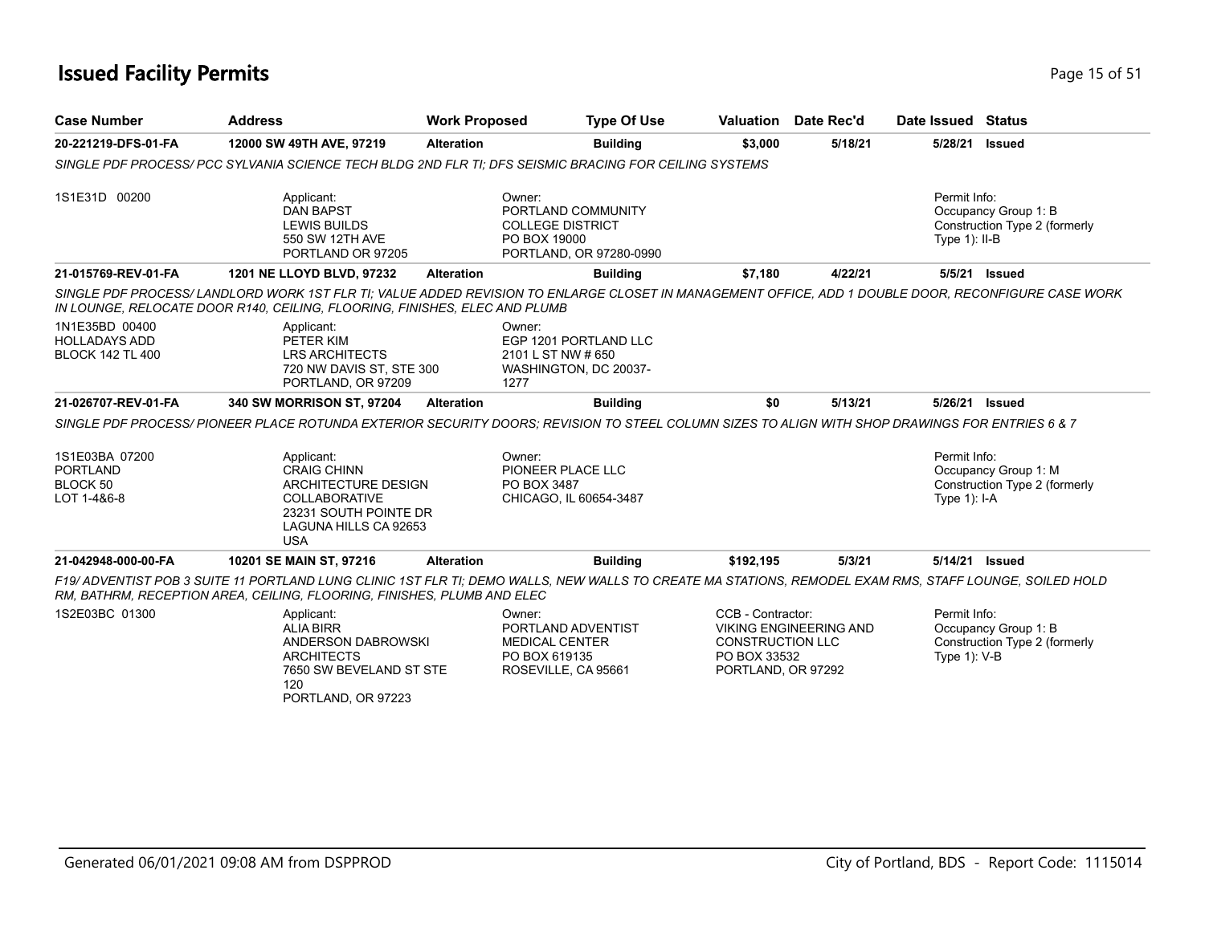# Issued Facility Permits

| Case Number | Address | Work Proposed | Type Of Use | Valuation | Date Rec'd | Date Issued | Status |
|---|---|---|---|---|---|---|---|
| 20-221219-DFS-01-FA | 12000 SW 49TH AVE, 97219 | Alteration | Building | $3,000 | 5/18/21 | 5/28/21 | Issued |

*SINGLE PDF PROCESS/ PCC SYLVANIA SCIENCE TECH BLDG 2ND FLR TI; DFS SEISMIC BRACING FOR CEILING SYSTEMS*

1S1E31D 00200

Applicant:
DAN BAPST
LEWIS BUILDS
550 SW 12TH AVE
PORTLAND OR 97205

Owner:
PORTLAND COMMUNITY COLLEGE DISTRICT
PO BOX 19000
PORTLAND, OR 97280-0990

Permit Info:
Occupancy Group 1: B
Construction Type 2 (formerly Type 1): II-B

| Case Number | Address | Work Proposed | Type Of Use | Valuation | Date Rec'd | Date Issued | Status |
|---|---|---|---|---|---|---|---|
| 21-015769-REV-01-FA | 1201 NE LLOYD BLVD, 97232 | Alteration | Building | $7,180 | 4/22/21 | 5/5/21 | Issued |

*SINGLE PDF PROCESS/ LANDLORD WORK 1ST FLR TI; VALUE ADDED REVISION TO ENLARGE CLOSET IN MANAGEMENT OFFICE, ADD 1 DOUBLE DOOR, RECONFIGURE CASE WORK IN LOUNGE, RELOCATE DOOR R140, CEILING, FLOORING, FINISHES, ELEC AND PLUMB*

1N1E35BD 00400
HOLLADAYS ADD
BLOCK 142 TL 400

Applicant:
PETER KIM
LRS ARCHITECTS
720 NW DAVIS ST, STE 300
PORTLAND, OR 97209

Owner:
EGP 1201 PORTLAND LLC
2101 L ST NW # 650
WASHINGTON, DC 20037-1277

| Case Number | Address | Work Proposed | Type Of Use | Valuation | Date Rec'd | Date Issued | Status |
|---|---|---|---|---|---|---|---|
| 21-026707-REV-01-FA | 340 SW MORRISON ST, 97204 | Alteration | Building | $0 | 5/13/21 | 5/26/21 | Issued |

*SINGLE PDF PROCESS/ PIONEER PLACE ROTUNDA EXTERIOR SECURITY DOORS; REVISION TO STEEL COLUMN SIZES TO ALIGN WITH SHOP DRAWINGS FOR ENTRIES 6 & 7*

1S1E03BA 07200
PORTLAND
BLOCK 50
LOT 1-4&6-8

Applicant:
CRAIG CHINN
ARCHITECTURE DESIGN COLLABORATIVE
23231 SOUTH POINTE DR
LAGUNA HILLS CA 92653
USA

Owner:
PIONEER PLACE LLC
PO BOX 3487
CHICAGO, IL 60654-3487

Permit Info:
Occupancy Group 1: M
Construction Type 2 (formerly Type 1): I-A

| Case Number | Address | Work Proposed | Type Of Use | Valuation | Date Rec'd | Date Issued | Status |
|---|---|---|---|---|---|---|---|
| 21-042948-000-00-FA | 10201 SE MAIN ST, 97216 | Alteration | Building | $192,195 | 5/3/21 | 5/14/21 | Issued |

*F19/ ADVENTIST POB 3 SUITE 11 PORTLAND LUNG CLINIC 1ST FLR TI; DEMO WALLS, NEW WALLS TO CREATE MA STATIONS, REMODEL EXAM RMS, STAFF LOUNGE, SOILED HOLD RM, BATHRM, RECEPTION AREA, CEILING, FLOORING, FINISHES, PLUMB AND ELEC*

1S2E03BC 01300

Applicant:
ALIA BIRR
ANDERSON DABROWSKI ARCHITECTS
7650 SW BEVELAND ST STE 120
PORTLAND, OR 97223

Owner:
PORTLAND ADVENTIST MEDICAL CENTER
PO BOX 619135
ROSEVILLE, CA 95661

CCB - Contractor:
VIKING ENGINEERING AND CONSTRUCTION LLC
PO BOX 33532
PORTLAND, OR 97292

Permit Info:
Occupancy Group 1: B
Construction Type 2 (formerly Type 1): V-B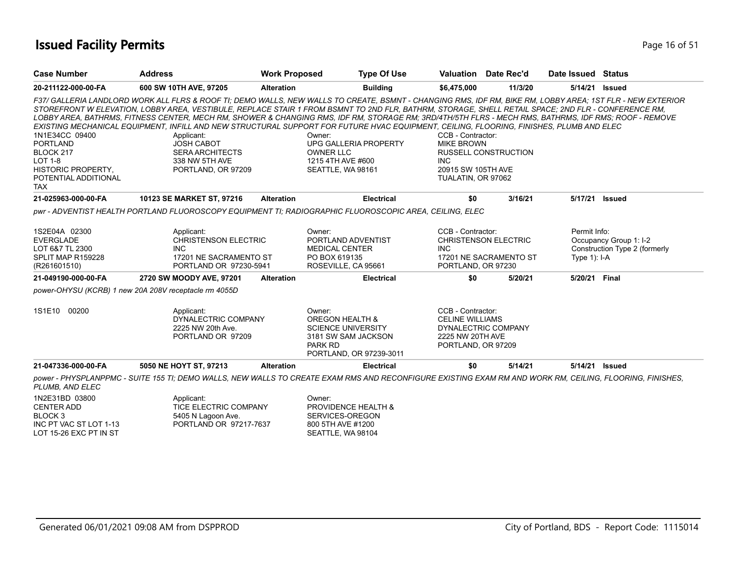# Issued Facility Permits

| Case Number | Address | Work Proposed | Type Of Use | Valuation | Date Rec'd | Date Issued | Status |
|---|---|---|---|---|---|---|---|
| **20-211122-000-00-FA** | **600 SW 10TH AVE, 97205** | **Alteration** | **Building** | **$6,475,000** | **11/3/20** | **5/14/21** | **Issued** |

*F37/ GALLERIA LANDLORD WORK ALL FLRS & ROOF TI; DEMO WALLS, NEW WALLS TO CREATE, BSMNT - CHANGING RMS, IDF RM, BIKE RM, LOBBY AREA; 1ST FLR - NEW EXTERIOR STOREFRONT W ELEVATION, LOBBY AREA, VESTIBULE, REPLACE STAIR 1 FROM BSMNT TO 2ND FLR, BATHRM, STORAGE, SHELL RETAIL SPACE; 2ND FLR - CONFERENCE RM, LOBBY AREA, BATHRMS, FITNESS CENTER, MECH RM, SHOWER & CHANGING RMS, IDF RM, STORAGE RM; 3RD/4TH/5TH FLRS - MECH RMS, BATHRMS, IDF RMS; ROOF - REMOVE EXISTING MECHANICAL EQUIPMENT, INFILL AND NEW STRUCTURAL SUPPORT FOR FUTURE HVAC EQUIPMENT, CEILING, FLOORING, FINISHES, PLUMB AND ELEC*

1N1E34CC 09400
PORTLAND
BLOCK 217
LOT 1-8
HISTORIC PROPERTY,
POTENTIAL ADDITIONAL
TAX

Applicant:
JOSH CABOT
SERA ARCHITECTS
338 NW 5TH AVE
PORTLAND, OR 97209

Owner:
UPG GALLERIA PROPERTY
OWNER LLC
1215 4TH AVE #600
SEATTLE, WA 98161

CCB - Contractor:
MIKE BROWN
RUSSELL CONSTRUCTION
INC
20915 SW 105TH AVE
TUALATIN, OR 97062

| Case Number | Address | Work Proposed | Type Of Use | Valuation | Date Rec'd | Date Issued | Status |
|---|---|---|---|---|---|---|---|
| **21-025963-000-00-FA** | **10123 SE MARKET ST, 97216** | **Alteration** | **Electrical** | **$0** | **3/16/21** | **5/17/21** | **Issued** |

*pwr - ADVENTIST HEALTH PORTLAND FLUOROSCOPY EQUIPMENT TI; RADIOGRAPHIC FLUOROSCOPIC AREA, CEILING, ELEC*

1S2E04A 02300
EVERGLADE
LOT 6&7 TL 2300
SPLIT MAP R159228
(R261601510)

Applicant:
CHRISTENSON ELECTRIC
INC
17201 NE SACRAMENTO ST
PORTLAND OR 97230-5941

Owner:
PORTLAND ADVENTIST
MEDICAL CENTER
PO BOX 619135
ROSEVILLE, CA 95661

CCB - Contractor:
CHRISTENSON ELECTRIC
INC
17201 NE SACRAMENTO ST
PORTLAND, OR 97230

Permit Info:
Occupancy Group 1: I-2
Construction Type 2 (formerly Type 1): I-A

| Case Number | Address | Work Proposed | Type Of Use | Valuation | Date Rec'd | Date Issued | Status |
|---|---|---|---|---|---|---|---|
| **21-049190-000-00-FA** | **2720 SW MOODY AVE, 97201** | **Alteration** | **Electrical** | **$0** | **5/20/21** | **5/20/21** | **Final** |

*power-OHYSU (KCRB) 1 new 20A 208V receptacle rm 4055D*

1S1E10 00200

Applicant:
DYNALECTRIC COMPANY
2225 NW 20th Ave.
PORTLAND OR 97209

Owner:
OREGON HEALTH &
SCIENCE UNIVERSITY
3181 SW SAM JACKSON
PARK RD
PORTLAND, OR 97239-3011

CCB - Contractor:
CELINE WILLIAMS
DYNALECTRIC COMPANY
2225 NW 20TH AVE
PORTLAND, OR 97209

| Case Number | Address | Work Proposed | Type Of Use | Valuation | Date Rec'd | Date Issued | Status |
|---|---|---|---|---|---|---|---|
| **21-047336-000-00-FA** | **5050 NE HOYT ST, 97213** | **Alteration** | **Electrical** | **$0** | **5/14/21** | **5/14/21** | **Issued** |

*power - PHYSPLANPPMC - SUITE 155 TI; DEMO WALLS, NEW WALLS TO CREATE EXAM RMS AND RECONFIGURE EXISTING EXAM RM AND WORK RM, CEILING, FLOORING, FINISHES, PLUMB, AND ELEC*

1N2E31BD 03800
CENTER ADD
BLOCK 3
INC PT VAC ST LOT 1-13
LOT 15-26 EXC PT IN ST

Applicant:
TICE ELECTRIC COMPANY
5405 N Lagoon Ave.
PORTLAND OR 97217-7637

Owner:
PROVIDENCE HEALTH &
SERVICES-OREGON
800 5TH AVE #1200
SEATTLE, WA 98104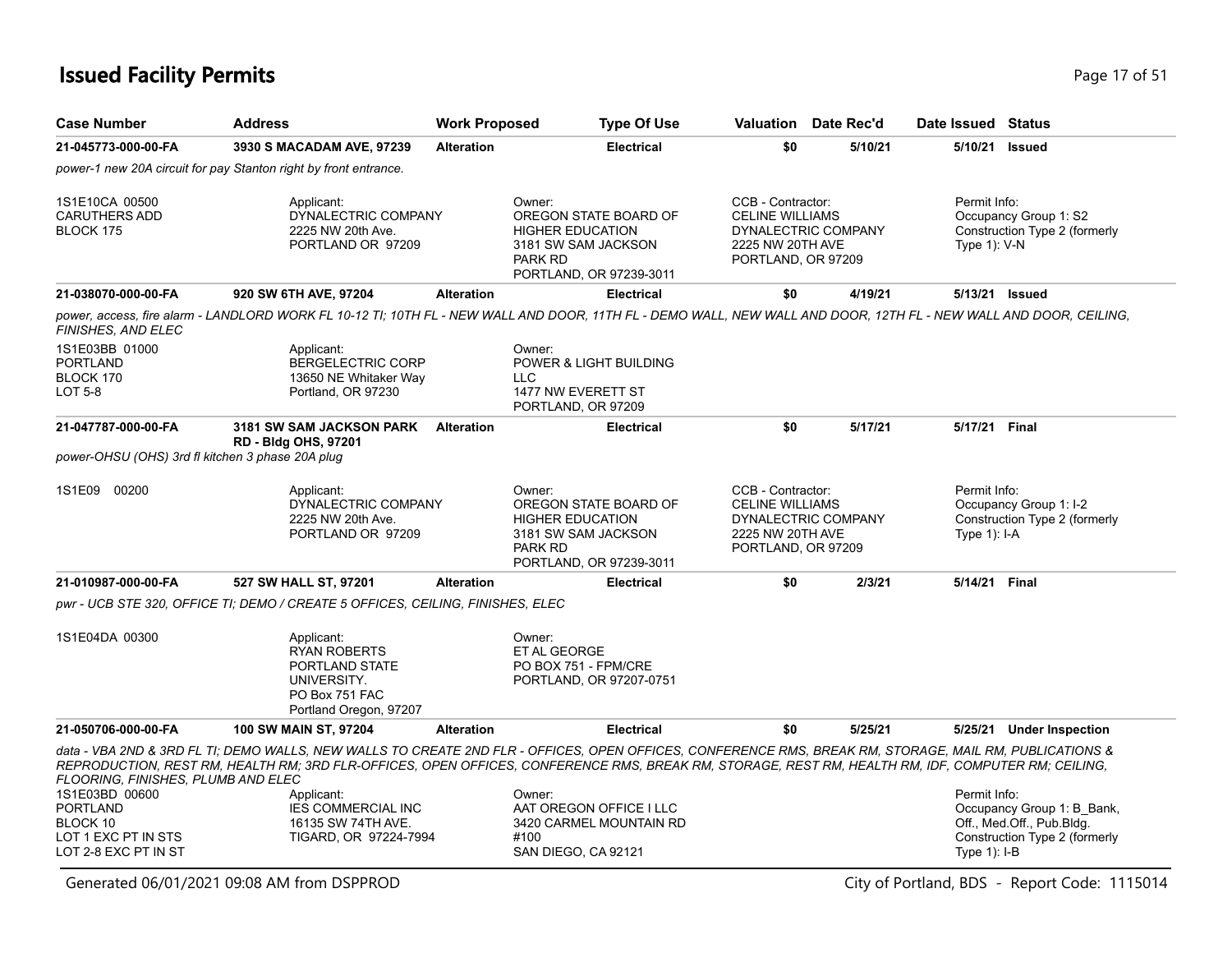# Issued Facility Permits

| Case Number | Address | Work Proposed | Type Of Use | Valuation | Date Rec'd | Date Issued | Status |
|---|---|---|---|---|---|---|---|
| 21-045773-000-00-FA | 3930 S MACADAM AVE, 97239 | Alteration | Electrical | $0 | 5/10/21 | 5/10/21 | Issued |

*power-1 new 20A circuit for pay Stanton right by front entrance.*

1S1E10CA 00500
CARUTHERS ADD
BLOCK 175

Applicant:
DYNALECTRIC COMPANY
2225 NW 20th Ave.
PORTLAND OR 97209

Owner:
OREGON STATE BOARD OF HIGHER EDUCATION
3181 SW SAM JACKSON PARK RD
PORTLAND, OR 97239-3011

CCB - Contractor:
CELINE WILLIAMS
DYNALECTRIC COMPANY
2225 NW 20TH AVE
PORTLAND, OR 97209

Permit Info:
Occupancy Group 1: S2
Construction Type 2 (formerly Type 1): V-N

| Case Number | Address | Work Proposed | Type Of Use | Valuation | Date Rec'd | Date Issued | Status |
|---|---|---|---|---|---|---|---|
| 21-038070-000-00-FA | 920 SW 6TH AVE, 97204 | Alteration | Electrical | $0 | 4/19/21 | 5/13/21 | Issued |

*power, access, fire alarm - LANDLORD WORK FL 10-12 TI; 10TH FL - NEW WALL AND DOOR, 11TH FL - DEMO WALL, NEW WALL AND DOOR, 12TH FL - NEW WALL AND DOOR, CEILING, FINISHES, AND ELEC*

1S1E03BB 01000
PORTLAND
BLOCK 170
LOT 5-8

Applicant:
BERGELECTRIC CORP
13650 NE Whitaker Way
Portland, OR 97230

Owner:
POWER & LIGHT BUILDING LLC
1477 NW EVERETT ST
PORTLAND, OR 97209

| Case Number | Address | Work Proposed | Type Of Use | Valuation | Date Rec'd | Date Issued | Status |
|---|---|---|---|---|---|---|---|
| 21-047787-000-00-FA | 3181 SW SAM JACKSON PARK RD - Bldg OHS, 97201 | Alteration | Electrical | $0 | 5/17/21 | 5/17/21 | Final |

*power-OHSU (OHS) 3rd fl kitchen 3 phase 20A plug*

1S1E09 00200

Applicant:
DYNALECTRIC COMPANY
2225 NW 20th Ave.
PORTLAND OR 97209

Owner:
OREGON STATE BOARD OF HIGHER EDUCATION
3181 SW SAM JACKSON PARK RD
PORTLAND, OR 97239-3011

CCB - Contractor:
CELINE WILLIAMS
DYNALECTRIC COMPANY
2225 NW 20TH AVE
PORTLAND, OR 97209

Permit Info:
Occupancy Group 1: I-2
Construction Type 2 (formerly Type 1): I-A

| Case Number | Address | Work Proposed | Type Of Use | Valuation | Date Rec'd | Date Issued | Status |
|---|---|---|---|---|---|---|---|
| 21-010987-000-00-FA | 527 SW HALL ST, 97201 | Alteration | Electrical | $0 | 2/3/21 | 5/14/21 | Final |

*pwr - UCB STE 320, OFFICE TI; DEMO / CREATE 5 OFFICES, CEILING, FINISHES, ELEC*

1S1E04DA 00300

Applicant:
RYAN ROBERTS
PORTLAND STATE UNIVERSITY.
PO Box 751 FAC
Portland Oregon, 97207

Owner:
ET AL GEORGE
PO BOX 751 - FPM/CRE
PORTLAND, OR 97207-0751

| Case Number | Address | Work Proposed | Type Of Use | Valuation | Date Rec'd | Date Issued | Status |
|---|---|---|---|---|---|---|---|
| 21-050706-000-00-FA | 100 SW MAIN ST, 97204 | Alteration | Electrical | $0 | 5/25/21 | 5/25/21 | Under Inspection |

*data - VBA 2ND & 3RD FL TI; DEMO WALLS, NEW WALLS TO CREATE 2ND FLR - OFFICES, OPEN OFFICES, CONFERENCE RMS, BREAK RM, STORAGE, MAIL RM, PUBLICATIONS & REPRODUCTION, REST RM, HEALTH RM; 3RD FLR-OFFICES, OPEN OFFICES, CONFERENCE RMS, BREAK RM, STORAGE, REST RM, HEALTH RM, IDF, COMPUTER RM; CEILING, FLOORING, FINISHES, PLUMB AND ELEC*

1S1E03BD 00600
PORTLAND
BLOCK 10
LOT 1 EXC PT IN STS
LOT 2-8 EXC PT IN ST

Applicant:
IES COMMERCIAL INC
16135 SW 74TH AVE.
TIGARD, OR 97224-7994

Owner:
AAT OREGON OFFICE I LLC
3420 CARMEL MOUNTAIN RD #100
SAN DIEGO, CA 92121

Permit Info:
Occupancy Group 1: B_Bank, Off., Med.Off., Pub.Bldg.
Construction Type 2 (formerly Type 1): I-B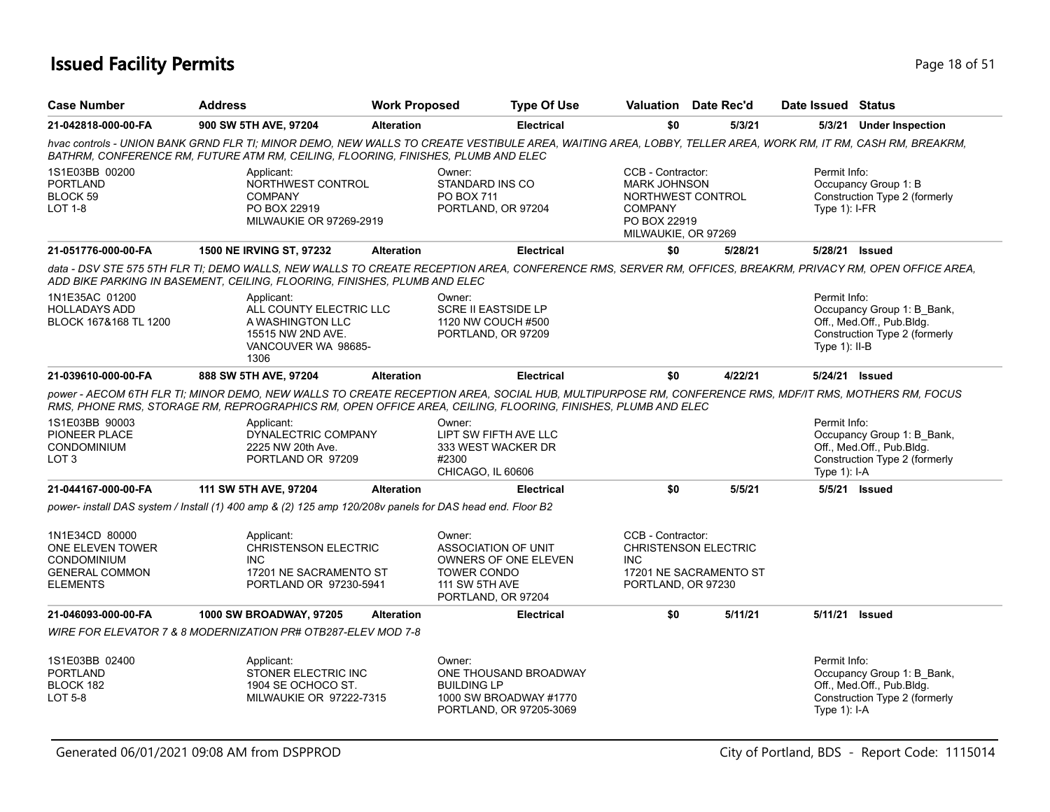# Issued Facility Permits

| Case Number | Address | Work Proposed | Type Of Use | Valuation | Date Rec'd | Date Issued | Status |
|---|---|---|---|---|---|---|---|
| 21-042818-000-00-FA | 900 SW 5TH AVE, 97204 | Alteration | Electrical | $0 | 5/3/21 | 5/3/21 | Under Inspection |

*hvac controls - UNION BANK GRND FLR TI; MINOR DEMO, NEW WALLS TO CREATE VESTIBULE AREA, WAITING AREA, LOBBY, TELLER AREA, WORK RM, IT RM, CASH RM, BREAKRM, BATHRM, CONFERENCE RM, FUTURE ATM RM, CEILING, FLOORING, FINISHES, PLUMB AND ELEC*

1S1E03BB 00200
PORTLAND
BLOCK 59
LOT 1-8

Applicant:
NORTHWEST CONTROL COMPANY
PO BOX 22919
MILWAUKIE OR 97269-2919

Owner:
STANDARD INS CO
PO BOX 711
PORTLAND, OR 97204

CCB - Contractor:
MARK JOHNSON
NORTHWEST CONTROL COMPANY
PO BOX 22919
MILWAUKIE, OR 97269

Permit Info:
Occupancy Group 1: B
Construction Type 2 (formerly Type 1): I-FR

| Case Number | Address | Work Proposed | Type Of Use | Valuation | Date Rec'd | Date Issued | Status |
|---|---|---|---|---|---|---|---|
| 21-051776-000-00-FA | 1500 NE IRVING ST, 97232 | Alteration | Electrical | $0 | 5/28/21 | 5/28/21 | Issued |

*data - DSV STE 575 5TH FLR TI; DEMO WALLS, NEW WALLS TO CREATE RECEPTION AREA, CONFERENCE RMS, SERVER RM, OFFICES, BREAKRM, PRIVACY RM, OPEN OFFICE AREA, ADD BIKE PARKING IN BASEMENT, CEILING, FLOORING, FINISHES, PLUMB AND ELEC*

1N1E35AC 01200
HOLLADAYS ADD
BLOCK 167&168 TL 1200

Applicant:
ALL COUNTY ELECTRIC LLC
A WASHINGTON LLC
15515 NW 2ND AVE.
VANCOUVER WA 98685-1306

Owner:
SCRE II EASTSIDE LP
1120 NW COUCH #500
PORTLAND, OR 97209

Permit Info:
Occupancy Group 1: B_Bank, Off., Med.Off., Pub.Bldg.
Construction Type 2 (formerly Type 1): II-B

| Case Number | Address | Work Proposed | Type Of Use | Valuation | Date Rec'd | Date Issued | Status |
|---|---|---|---|---|---|---|---|
| 21-039610-000-00-FA | 888 SW 5TH AVE, 97204 | Alteration | Electrical | $0 | 4/22/21 | 5/24/21 | Issued |

*power - AECOM 6TH FLR TI; MINOR DEMO, NEW WALLS TO CREATE RECEPTION AREA, SOCIAL HUB, MULTIPURPOSE RM, CONFERENCE RMS, MDF/IT RMS, MOTHERS RM, FOCUS RMS, PHONE RMS, STORAGE RM, REPROGRAPHICS RM, OPEN OFFICE AREA, CEILING, FLOORING, FINISHES, PLUMB AND ELEC*

1S1E03BB 90003
PIONEER PLACE CONDOMINIUM
LOT 3

Applicant:
DYNALECTRIC COMPANY
2225 NW 20th Ave.
PORTLAND OR 97209

Owner:
LIPT SW FIFTH AVE LLC
333 WEST WACKER DR #2300
CHICAGO, IL 60606

Permit Info:
Occupancy Group 1: B_Bank, Off., Med.Off., Pub.Bldg.
Construction Type 2 (formerly Type 1): I-A

| Case Number | Address | Work Proposed | Type Of Use | Valuation | Date Rec'd | Date Issued | Status |
|---|---|---|---|---|---|---|---|
| 21-044167-000-00-FA | 111 SW 5TH AVE, 97204 | Alteration | Electrical | $0 | 5/5/21 | 5/5/21 | Issued |

*power- install DAS system / Install (1) 400 amp & (2) 125 amp 120/208v panels for DAS head end. Floor B2*

1N1E34CD 80000
ONE ELEVEN TOWER CONDOMINIUM
GENERAL COMMON ELEMENTS

Applicant:
CHRISTENSON ELECTRIC INC
17201 NE SACRAMENTO ST
PORTLAND OR 97230-5941

Owner:
ASSOCIATION OF UNIT OWNERS OF ONE ELEVEN TOWER CONDO
111 SW 5TH AVE
PORTLAND, OR 97204

CCB - Contractor:
CHRISTENSON ELECTRIC INC
17201 NE SACRAMENTO ST
PORTLAND, OR 97230

| Case Number | Address | Work Proposed | Type Of Use | Valuation | Date Rec'd | Date Issued | Status |
|---|---|---|---|---|---|---|---|
| 21-046093-000-00-FA | 1000 SW BROADWAY, 97205 | Alteration | Electrical | $0 | 5/11/21 | 5/11/21 | Issued |

*WIRE FOR ELEVATOR 7 & 8 MODERNIZATION PR# OTB287-ELEV MOD 7-8*

1S1E03BB 02400
PORTLAND
BLOCK 182
LOT 5-8

Applicant:
STONER ELECTRIC INC
1904 SE OCHOCO ST.
MILWAUKIE OR 97222-7315

Owner:
ONE THOUSAND BROADWAY BUILDING LP
1000 SW BROADWAY #1770
PORTLAND, OR 97205-3069

Permit Info:
Occupancy Group 1: B_Bank, Off., Med.Off., Pub.Bldg.
Construction Type 2 (formerly Type 1): I-A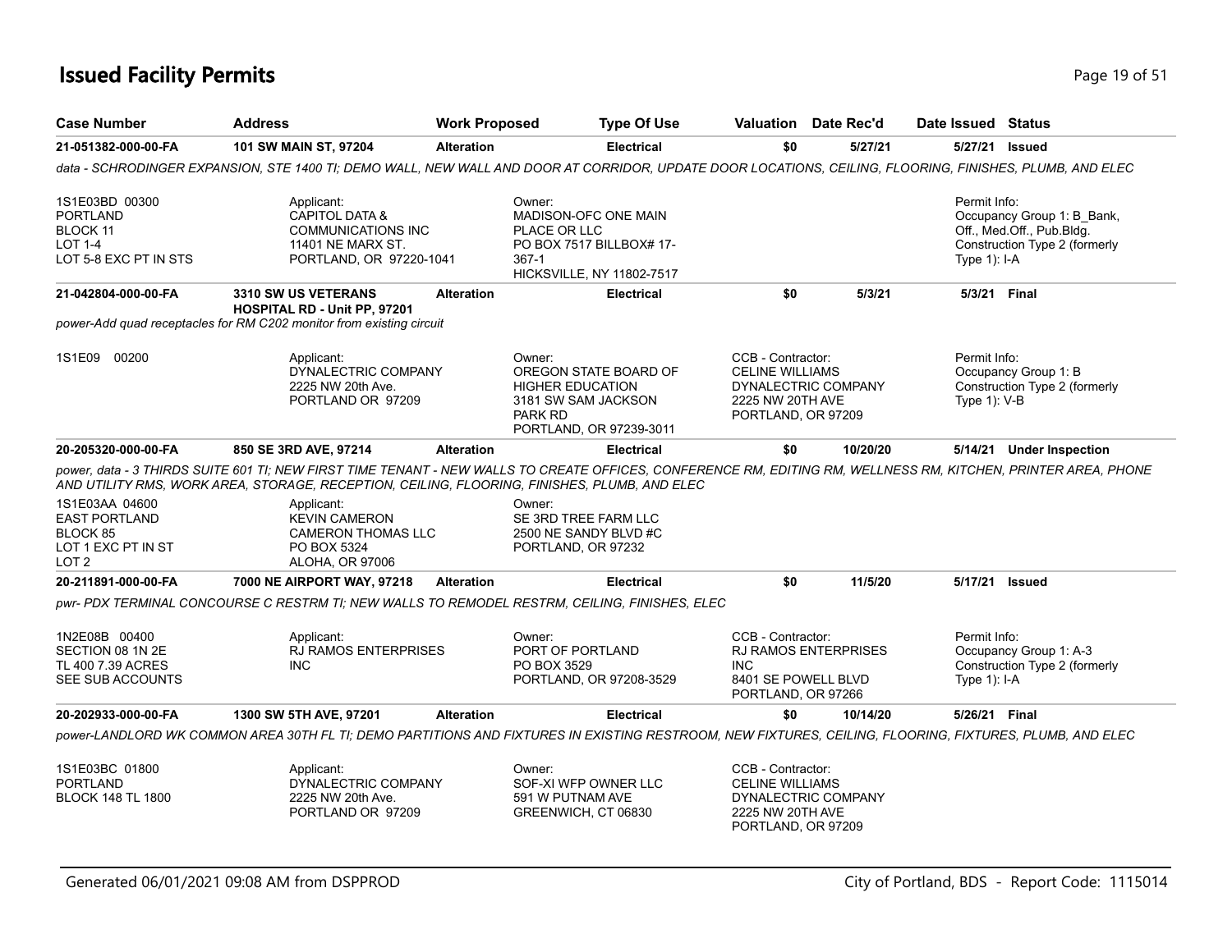# Issued Facility Permits

| Case Number | Address | Work Proposed | Type Of Use | Valuation | Date Rec'd | Date Issued | Status |
|---|---|---|---|---|---|---|---|
| **21-051382-000-00-FA** | **101 SW MAIN ST, 97204** | **Alteration** | **Electrical** | **$0** | **5/27/21** | **5/27/21** | **Issued** |

*data - SCHRODINGER EXPANSION, STE 1400 TI; DEMO WALL, NEW WALL AND DOOR AT CORRIDOR, UPDATE DOOR LOCATIONS, CEILING, FLOORING, FINISHES, PLUMB, AND ELEC*

1S1E03BD 00300
PORTLAND
BLOCK 11
LOT 1-4
LOT 5-8 EXC PT IN STS

Applicant:
CAPITOL DATA &
COMMUNICATIONS INC
11401 NE MARX ST.
PORTLAND, OR 97220-1041

Owner:
MADISON-OFC ONE MAIN
PLACE OR LLC
PO BOX 7517 BILLBOX# 17-
367-1
HICKSVILLE, NY 11802-7517

Permit Info:
Occupancy Group 1: B_Bank, Off., Med.Off., Pub.Bldg.
Construction Type 2 (formerly Type 1): I-A

| Case Number | Address | Work Proposed | Type Of Use | Valuation | Date Rec'd | Date Issued | Status |
|---|---|---|---|---|---|---|---|
| **21-042804-000-00-FA** | **3310 SW US VETERANS HOSPITAL RD - Unit PP, 97201** | **Alteration** | **Electrical** | **$0** | **5/3/21** | **5/3/21** | **Final** |

*power-Add quad receptacles for RM C202 monitor from existing circuit*

1S1E09 00200

Applicant:
DYNALECTRIC COMPANY
2225 NW 20th Ave.
PORTLAND OR 97209

Owner:
OREGON STATE BOARD OF
HIGHER EDUCATION
3181 SW SAM JACKSON
PARK RD
PORTLAND, OR 97239-3011

CCB - Contractor:
CELINE WILLIAMS
DYNALECTRIC COMPANY
2225 NW 20TH AVE
PORTLAND, OR 97209

Permit Info:
Occupancy Group 1: B
Construction Type 2 (formerly Type 1): V-B

| Case Number | Address | Work Proposed | Type Of Use | Valuation | Date Rec'd | Date Issued | Status |
|---|---|---|---|---|---|---|---|
| **20-205320-000-00-FA** | **850 SE 3RD AVE, 97214** | **Alteration** | **Electrical** | **$0** | **10/20/20** | **5/14/21** | **Under Inspection** |

*power, data - 3 THIRDS SUITE 601 TI; NEW FIRST TIME TENANT - NEW WALLS TO CREATE OFFICES, CONFERENCE RM, EDITING RM, WELLNESS RM, KITCHEN, PRINTER AREA, PHONE AND UTILITY RMS, WORK AREA, STORAGE, RECEPTION, CEILING, FLOORING, FINISHES, PLUMB, AND ELEC*

1S1E03AA 04600
EAST PORTLAND
BLOCK 85
LOT 1 EXC PT IN ST
LOT 2

Applicant:
KEVIN CAMERON
CAMERON THOMAS LLC
PO BOX 5324
ALOHA, OR 97006

Owner:
SE 3RD TREE FARM LLC
2500 NE SANDY BLVD #C
PORTLAND, OR 97232

| Case Number | Address | Work Proposed | Type Of Use | Valuation | Date Rec'd | Date Issued | Status |
|---|---|---|---|---|---|---|---|
| **20-211891-000-00-FA** | **7000 NE AIRPORT WAY, 97218** | **Alteration** | **Electrical** | **$0** | **11/5/20** | **5/17/21** | **Issued** |

*pwr- PDX TERMINAL CONCOURSE C RESTRM TI; NEW WALLS TO REMODEL RESTRM, CEILING, FINISHES, ELEC*

1N2E08B 00400
SECTION 08 1N 2E
TL 400 7.39 ACRES
SEE SUB ACCOUNTS

Applicant:
RJ RAMOS ENTERPRISES
INC

Owner:
PORT OF PORTLAND
PO BOX 3529
PORTLAND, OR 97208-3529

CCB - Contractor:
RJ RAMOS ENTERPRISES
INC
8401 SE POWELL BLVD
PORTLAND, OR 97266

Permit Info:
Occupancy Group 1: A-3
Construction Type 2 (formerly Type 1): I-A

| Case Number | Address | Work Proposed | Type Of Use | Valuation | Date Rec'd | Date Issued | Status |
|---|---|---|---|---|---|---|---|
| **20-202933-000-00-FA** | **1300 SW 5TH AVE, 97201** | **Alteration** | **Electrical** | **$0** | **10/14/20** | **5/26/21** | **Final** |

*power-LANDLORD WK COMMON AREA 30TH FL TI; DEMO PARTITIONS AND FIXTURES IN EXISTING RESTROOM, NEW FIXTURES, CEILING, FLOORING, FIXTURES, PLUMB, AND ELEC*

1S1E03BC 01800
PORTLAND
BLOCK 148 TL 1800

Applicant:
DYNALECTRIC COMPANY
2225 NW 20th Ave.
PORTLAND OR 97209

Owner:
SOF-XI WFP OWNER LLC
591 W PUTNAM AVE
GREENWICH, CT 06830

CCB - Contractor:
CELINE WILLIAMS
DYNALECTRIC COMPANY
2225 NW 20TH AVE
PORTLAND, OR 97209

Generated 06/01/2021 09:08 AM from DSPPROD — City of Portland, BDS - Report Code: 1115014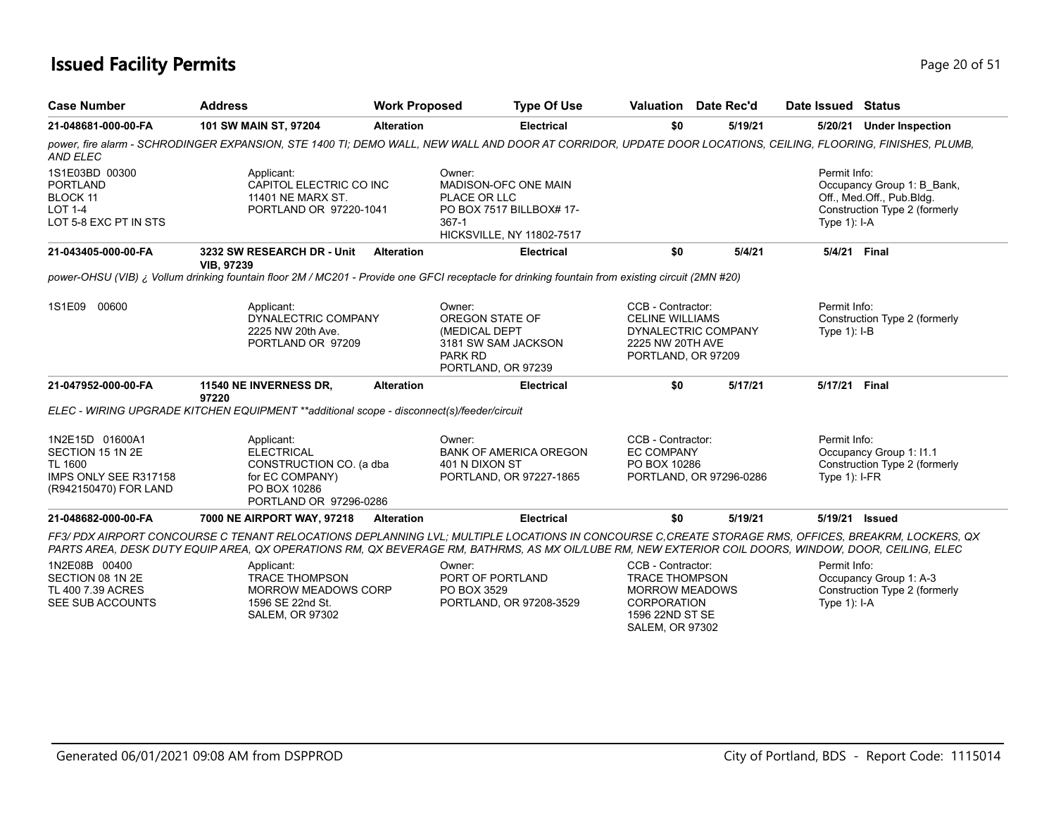# Issued Facility Permits

| Case Number | Address | Work Proposed | Type Of Use | Valuation | Date Rec'd | Date Issued | Status |
|---|---|---|---|---|---|---|---|
| 21-048681-000-00-FA | 101 SW MAIN ST, 97204 | Alteration | Electrical | $0 | 5/19/21 | 5/20/21 | Under Inspection |

power, fire alarm - SCHRODINGER EXPANSION, STE 1400 TI; DEMO WALL, NEW WALL AND DOOR AT CORRIDOR, UPDATE DOOR LOCATIONS, CEILING, FLOORING, FINISHES, PLUMB, AND ELEC

1S1E03BD 00300
PORTLAND
BLOCK 11
LOT 1-4
LOT 5-8 EXC PT IN STS

Applicant:
CAPITOL ELECTRIC CO INC
11401 NE MARX ST.
PORTLAND OR 97220-1041

Owner:
MADISON-OFC ONE MAIN PLACE OR LLC
PO BOX 7517 BILLBOX# 17-367-1
HICKSVILLE, NY 11802-7517

Permit Info:
Occupancy Group 1: B_Bank, Off., Med.Off., Pub.Bldg.
Construction Type 2 (formerly Type 1): I-A

| Case Number | Address | Work Proposed | Type Of Use | Valuation | Date Rec'd | Date Issued | Status |
|---|---|---|---|---|---|---|---|
| 21-043405-000-00-FA | 3232 SW RESEARCH DR - Unit VIB, 97239 | Alteration | Electrical | $0 | 5/4/21 | 5/4/21 | Final |

power-OHSU (VIB) ¿ Vollum drinking fountain floor 2M / MC201 - Provide one GFCI receptacle for drinking fountain from existing circuit (2MN #20)

1S1E09 00600

Applicant:
DYNALECTRIC COMPANY
2225 NW 20th Ave.
PORTLAND OR 97209

Owner:
OREGON STATE OF (MEDICAL DEPT
3181 SW SAM JACKSON PARK RD
PORTLAND, OR 97239

CCB - Contractor:
CELINE WILLIAMS
DYNALECTRIC COMPANY
2225 NW 20TH AVE
PORTLAND, OR 97209

Permit Info:
Construction Type 2 (formerly Type 1): I-B

| Case Number | Address | Work Proposed | Type Of Use | Valuation | Date Rec'd | Date Issued | Status |
|---|---|---|---|---|---|---|---|
| 21-047952-000-00-FA | 11540 NE INVERNESS DR, 97220 | Alteration | Electrical | $0 | 5/17/21 | 5/17/21 | Final |

ELEC - WIRING UPGRADE KITCHEN EQUIPMENT **additional scope - disconnect(s)/feeder/circuit

1N2E15D 01600A1
SECTION 15 1N 2E
TL 1600
IMPS ONLY SEE R317158 (R942150470) FOR LAND

Applicant:
ELECTRICAL CONSTRUCTION CO. (a dba for EC COMPANY)
PO BOX 10286
PORTLAND OR 97296-0286

Owner:
BANK OF AMERICA OREGON
401 N DIXON ST
PORTLAND, OR 97227-1865

CCB - Contractor:
EC COMPANY
PO BOX 10286
PORTLAND, OR 97296-0286

Permit Info:
Occupancy Group 1: I1.1
Construction Type 2 (formerly Type 1): I-FR

| Case Number | Address | Work Proposed | Type Of Use | Valuation | Date Rec'd | Date Issued | Status |
|---|---|---|---|---|---|---|---|
| 21-048682-000-00-FA | 7000 NE AIRPORT WAY, 97218 | Alteration | Electrical | $0 | 5/19/21 | 5/19/21 | Issued |

FF3/ PDX AIRPORT CONCOURSE C TENANT RELOCATIONS DEPLANNING LVL; MULTIPLE LOCATIONS IN CONCOURSE C,CREATE STORAGE RMS, OFFICES, BREAKRM, LOCKERS, QX PARTS AREA, DESK DUTY EQUIP AREA, QX OPERATIONS RM, QX BEVERAGE RM, BATHRMS, AS MX OIL/LUBE RM, NEW EXTERIOR COIL DOORS, WINDOW, DOOR, CEILING, ELEC

1N2E08B 00400
SECTION 08 1N 2E
TL 400 7.39 ACRES
SEE SUB ACCOUNTS

Applicant:
TRACE THOMPSON
MORROW MEADOWS CORP
1596 SE 22nd St.
SALEM, OR 97302

Owner:
PORT OF PORTLAND
PO BOX 3529
PORTLAND, OR 97208-3529

CCB - Contractor:
TRACE THOMPSON
MORROW MEADOWS CORPORATION
1596 22ND ST SE
SALEM, OR 97302

Permit Info:
Occupancy Group 1: A-3
Construction Type 2 (formerly Type 1): I-A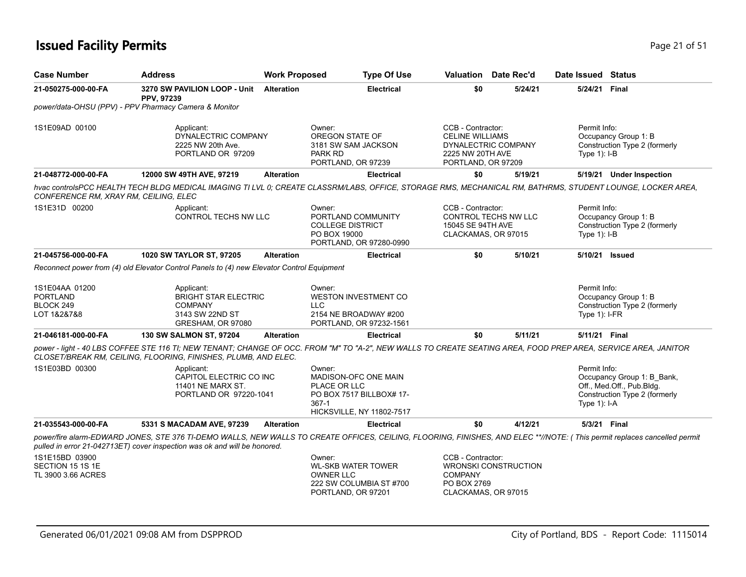# Issued Facility Permits

| Case Number | Address | Work Proposed | Type Of Use | Valuation | Date Rec'd | Date Issued | Status |
|---|---|---|---|---|---|---|---|
| 21-050275-000-00-FA | 3270 SW PAVILION LOOP - Unit PPV, 97239 | Alteration | Electrical | $0 | 5/24/21 | 5/24/21 | Final |

*power/data-OHSU (PPV) - PPV Pharmacy Camera & Monitor*

1S1E09AD 00100

Applicant:
DYNALECTRIC COMPANY
2225 NW 20th Ave.
PORTLAND OR 97209

Owner:
OREGON STATE OF
3181 SW SAM JACKSON PARK RD
PORTLAND, OR 97239

CCB - Contractor:
CELINE WILLIAMS
DYNALECTRIC COMPANY
2225 NW 20TH AVE
PORTLAND, OR 97209

Permit Info:
Occupancy Group 1: B
Construction Type 2 (formerly Type 1): I-B

---

| Case Number | Address | Work Proposed | Type Of Use | Valuation | Date Rec'd | Date Issued | Status |
|---|---|---|---|---|---|---|---|
| 21-048772-000-00-FA | 12000 SW 49TH AVE, 97219 | Alteration | Electrical | $0 | 5/19/21 | 5/19/21 | Under Inspection |

*hvac controlsPCC HEALTH TECH BLDG MEDICAL IMAGING TI LVL 0; CREATE CLASSRM/LABS, OFFICE, STORAGE RMS, MECHANICAL RM, BATHRMS, STUDENT LOUNGE, LOCKER AREA, CONFERENCE RM, XRAY RM, CEILING, ELEC*

1S1E31D 00200

Applicant:
CONTROL TECHS NW LLC

Owner:
PORTLAND COMMUNITY COLLEGE DISTRICT
PO BOX 19000
PORTLAND, OR 97280-0990

CCB - Contractor:
CONTROL TECHS NW LLC
15045 SE 94TH AVE
CLACKAMAS, OR 97015

Permit Info:
Occupancy Group 1: B
Construction Type 2 (formerly Type 1): I-B

---

| Case Number | Address | Work Proposed | Type Of Use | Valuation | Date Rec'd | Date Issued | Status |
|---|---|---|---|---|---|---|---|
| 21-045756-000-00-FA | 1020 SW TAYLOR ST, 97205 | Alteration | Electrical | $0 | 5/10/21 | 5/10/21 | Issued |

*Reconnect power from (4) old Elevator Control Panels to (4) new Elevator Control Equipment*

1S1E04AA 01200
PORTLAND
BLOCK 249
LOT 1&2&7&8

Applicant:
BRIGHT STAR ELECTRIC COMPANY
3143 SW 22ND ST
GRESHAM, OR 97080

Owner:
WESTON INVESTMENT CO LLC
2154 NE BROADWAY #200
PORTLAND, OR 97232-1561

Permit Info:
Occupancy Group 1: B
Construction Type 2 (formerly Type 1): I-FR

---

| Case Number | Address | Work Proposed | Type Of Use | Valuation | Date Rec'd | Date Issued | Status |
|---|---|---|---|---|---|---|---|
| 21-046181-000-00-FA | 130 SW SALMON ST, 97204 | Alteration | Electrical | $0 | 5/11/21 | 5/11/21 | Final |

*power - light - 40 LBS COFFEE STE 116 TI; NEW TENANT; CHANGE OF OCC. FROM "M" TO "A-2", NEW WALLS TO CREATE SEATING AREA, FOOD PREP AREA, SERVICE AREA, JANITOR CLOSET/BREAK RM, CEILING, FLOORING, FINISHES, PLUMB, AND ELEC.*

1S1E03BD 00300

Applicant:
CAPITOL ELECTRIC CO INC
11401 NE MARX ST.
PORTLAND OR 97220-1041

Owner:
MADISON-OFC ONE MAIN PLACE OR LLC
PO BOX 7517 BILLBOX# 17-367-1
HICKSVILLE, NY 11802-7517

Permit Info:
Occupancy Group 1: B_Bank, Off., Med.Off., Pub.Bldg.
Construction Type 2 (formerly Type 1): I-A

---

| Case Number | Address | Work Proposed | Type Of Use | Valuation | Date Rec'd | Date Issued | Status |
|---|---|---|---|---|---|---|---|
| 21-035543-000-00-FA | 5331 S MACADAM AVE, 97239 | Alteration | Electrical | $0 | 4/12/21 | 5/3/21 | Final |

*power/fire alarm-EDWARD JONES, STE 376 TI-DEMO WALLS, NEW WALLS TO CREATE OFFICES, CEILING, FLOORING, FINISHES, AND ELEC **//NOTE: ( This permit replaces cancelled permit pulled in error 21-042713ET) cover inspection was ok and will be honored.*

1S1E15BD 03900
SECTION 15 1S 1E
TL 3900 3.66 ACRES

Owner:
WL-SKB WATER TOWER OWNER LLC
222 SW COLUMBIA ST #700
PORTLAND, OR 97201

CCB - Contractor:
WRONSKI CONSTRUCTION COMPANY
PO BOX 2769
CLACKAMAS, OR 97015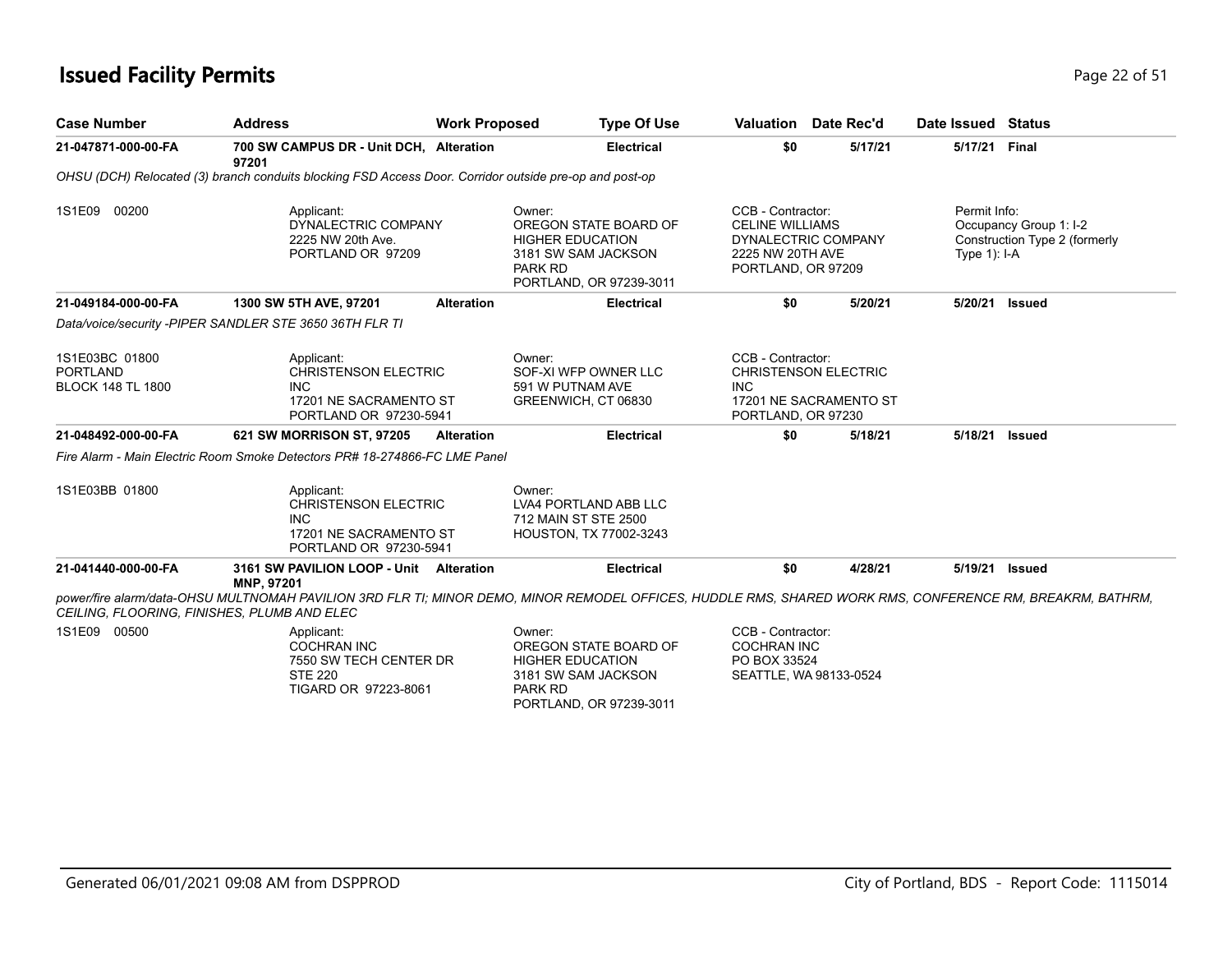## Issued Facility Permits

| Case Number | Address | Work Proposed | Type Of Use | Valuation | Date Rec'd | Date Issued | Status |
|---|---|---|---|---|---|---|---|
| 21-047871-000-00-FA | 700 SW CAMPUS DR - Unit DCH, 97201 | Alteration | Electrical | $0 | 5/17/21 | 5/17/21 | Final |

*OHSU (DCH) Relocated (3) branch conduits blocking FSD Access Door. Corridor outside pre-op and post-op*

1S1E09 00200

Applicant:
DYNALECTRIC COMPANY
2225 NW 20th Ave.
PORTLAND OR 97209

Owner:
OREGON STATE BOARD OF HIGHER EDUCATION
3181 SW SAM JACKSON PARK RD
PORTLAND, OR 97239-3011

CCB - Contractor:
CELINE WILLIAMS
DYNALECTRIC COMPANY
2225 NW 20TH AVE
PORTLAND, OR 97209

Permit Info:
Occupancy Group 1: I-2
Construction Type 2 (formerly Type 1): I-A

| Case Number | Address | Work Proposed | Type Of Use | Valuation | Date Rec'd | Date Issued | Status |
|---|---|---|---|---|---|---|---|
| 21-049184-000-00-FA | 1300 SW 5TH AVE, 97201 | Alteration | Electrical | $0 | 5/20/21 | 5/20/21 | Issued |

*Data/voice/security -PIPER SANDLER STE 3650 36TH FLR TI*

1S1E03BC 01800
PORTLAND
BLOCK 148 TL 1800

Applicant:
CHRISTENSON ELECTRIC INC
17201 NE SACRAMENTO ST
PORTLAND OR 97230-5941

Owner:
SOF-XI WFP OWNER LLC
591 W PUTNAM AVE
GREENWICH, CT 06830

CCB - Contractor:
CHRISTENSON ELECTRIC INC
17201 NE SACRAMENTO ST
PORTLAND, OR 97230

| Case Number | Address | Work Proposed | Type Of Use | Valuation | Date Rec'd | Date Issued | Status |
|---|---|---|---|---|---|---|---|
| 21-048492-000-00-FA | 621 SW MORRISON ST, 97205 | Alteration | Electrical | $0 | 5/18/21 | 5/18/21 | Issued |

*Fire Alarm - Main Electric Room Smoke Detectors PR# 18-274866-FC LME Panel*

1S1E03BB 01800

Applicant:
CHRISTENSON ELECTRIC INC
17201 NE SACRAMENTO ST
PORTLAND OR 97230-5941

Owner:
LVA4 PORTLAND ABB LLC
712 MAIN ST STE 2500
HOUSTON, TX 77002-3243

| Case Number | Address | Work Proposed | Type Of Use | Valuation | Date Rec'd | Date Issued | Status |
|---|---|---|---|---|---|---|---|
| 21-041440-000-00-FA | 3161 SW PAVILION LOOP - Unit MNP, 97201 | Alteration | Electrical | $0 | 4/28/21 | 5/19/21 | Issued |

*power/fire alarm/data-OHSU MULTNOMAH PAVILION 3RD FLR TI; MINOR DEMO, MINOR REMODEL OFFICES, HUDDLE RMS, SHARED WORK RMS, CONFERENCE RM, BREAKRM, BATHRM, CEILING, FLOORING, FINISHES, PLUMB AND ELEC*

1S1E09 00500

Applicant:
COCHRAN INC
7550 SW TECH CENTER DR STE 220
TIGARD OR 97223-8061

Owner:
OREGON STATE BOARD OF HIGHER EDUCATION
3181 SW SAM JACKSON PARK RD
PORTLAND, OR 97239-3011

CCB - Contractor:
COCHRAN INC
PO BOX 33524
SEATTLE, WA 98133-0524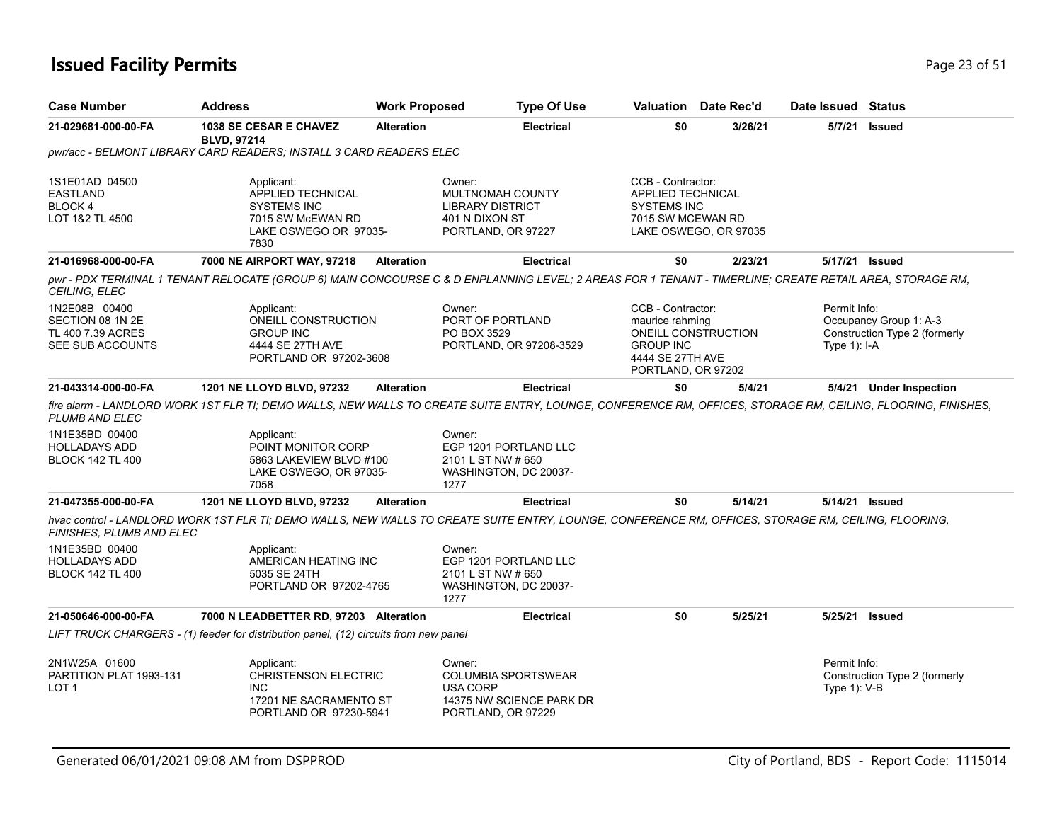# Issued Facility Permits

| Case Number | Address | Work Proposed | Type Of Use | Valuation | Date Rec'd | Date Issued | Status |
|---|---|---|---|---|---|---|---|
| 21-029681-000-00-FA | 1038 SE CESAR E CHAVEZ BLVD, 97214 | Alteration | Electrical | $0 | 3/26/21 | 5/7/21 | Issued |

*pwr/acc - BELMONT LIBRARY CARD READERS; INSTALL 3 CARD READERS ELEC*

1S1E01AD 04500
EASTLAND
BLOCK 4
LOT 1&2 TL 4500

Applicant:
APPLIED TECHNICAL SYSTEMS INC
7015 SW McEWAN RD
LAKE OSWEGO OR 97035-7830

Owner:
MULTNOMAH COUNTY LIBRARY DISTRICT
401 N DIXON ST
PORTLAND, OR 97227

CCB - Contractor:
APPLIED TECHNICAL SYSTEMS INC
7015 SW MCEWAN RD
LAKE OSWEGO, OR 97035

---

| Case Number | Address | Work Proposed | Type Of Use | Valuation | Date Rec'd | Date Issued | Status |
|---|---|---|---|---|---|---|---|
| 21-016968-000-00-FA | 7000 NE AIRPORT WAY, 97218 | Alteration | Electrical | $0 | 2/23/21 | 5/17/21 | Issued |

*pwr - PDX TERMINAL 1 TENANT RELOCATE (GROUP 6) MAIN CONCOURSE C & D ENPLANNING LEVEL; 2 AREAS FOR 1 TENANT - TIMERLINE; CREATE RETAIL AREA, STORAGE RM, CEILING, ELEC*

1N2E08B 00400
SECTION 08 1N 2E
TL 400 7.39 ACRES
SEE SUB ACCOUNTS

Applicant:
ONEILL CONSTRUCTION GROUP INC
4444 SE 27TH AVE
PORTLAND OR 97202-3608

Owner:
PORT OF PORTLAND
PO BOX 3529
PORTLAND, OR 97208-3529

CCB - Contractor:
maurice rahming
ONEILL CONSTRUCTION GROUP INC
4444 SE 27TH AVE
PORTLAND, OR 97202

Permit Info:
Occupancy Group 1: A-3
Construction Type 2 (formerly Type 1): I-A

---

| Case Number | Address | Work Proposed | Type Of Use | Valuation | Date Rec'd | Date Issued | Status |
|---|---|---|---|---|---|---|---|
| 21-043314-000-00-FA | 1201 NE LLOYD BLVD, 97232 | Alteration | Electrical | $0 | 5/4/21 | 5/4/21 | Under Inspection |

*fire alarm - LANDLORD WORK 1ST FLR TI; DEMO WALLS, NEW WALLS TO CREATE SUITE ENTRY, LOUNGE, CONFERENCE RM, OFFICES, STORAGE RM, CEILING, FLOORING, FINISHES, PLUMB AND ELEC*

1N1E35BD 00400
HOLLADAYS ADD
BLOCK 142 TL 400

Applicant:
POINT MONITOR CORP
5863 LAKEVIEW BLVD #100
LAKE OSWEGO, OR 97035-7058

Owner:
EGP 1201 PORTLAND LLC
2101 L ST NW # 650
WASHINGTON, DC 20037-1277

---

| Case Number | Address | Work Proposed | Type Of Use | Valuation | Date Rec'd | Date Issued | Status |
|---|---|---|---|---|---|---|---|
| 21-047355-000-00-FA | 1201 NE LLOYD BLVD, 97232 | Alteration | Electrical | $0 | 5/14/21 | 5/14/21 | Issued |

*hvac control - LANDLORD WORK 1ST FLR TI; DEMO WALLS, NEW WALLS TO CREATE SUITE ENTRY, LOUNGE, CONFERENCE RM, OFFICES, STORAGE RM, CEILING, FLOORING, FINISHES, PLUMB AND ELEC*

1N1E35BD 00400
HOLLADAYS ADD
BLOCK 142 TL 400

Applicant:
AMERICAN HEATING INC
5035 SE 24TH
PORTLAND OR 97202-4765

Owner:
EGP 1201 PORTLAND LLC
2101 L ST NW # 650
WASHINGTON, DC 20037-1277

---

| Case Number | Address | Work Proposed | Type Of Use | Valuation | Date Rec'd | Date Issued | Status |
|---|---|---|---|---|---|---|---|
| 21-050646-000-00-FA | 7000 N LEADBETTER RD, 97203 | Alteration | Electrical | $0 | 5/25/21 | 5/25/21 | Issued |

*LIFT TRUCK CHARGERS - (1) feeder for distribution panel, (12) circuits from new panel*

2N1W25A 01600
PARTITION PLAT 1993-131
LOT 1

Applicant:
CHRISTENSON ELECTRIC INC
17201 NE SACRAMENTO ST
PORTLAND OR 97230-5941

Owner:
COLUMBIA SPORTSWEAR USA CORP
14375 NW SCIENCE PARK DR
PORTLAND, OR 97229

Permit Info:
Construction Type 2 (formerly Type 1): V-B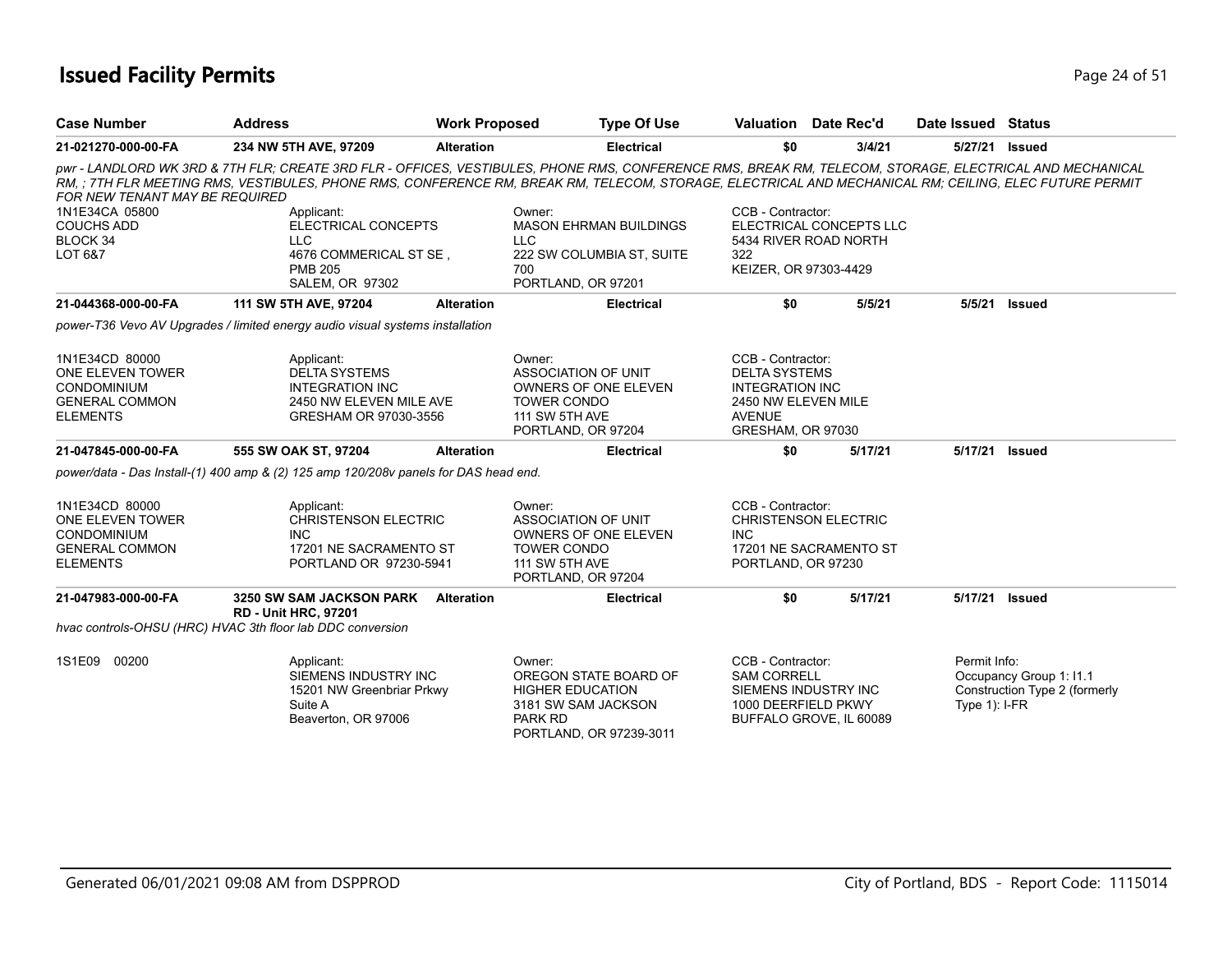# Issued Facility Permits

| Case Number | Address | Work Proposed | Type Of Use | Valuation | Date Rec'd | Date Issued | Status |
|---|---|---|---|---|---|---|---|
| 21-021270-000-00-FA | 234 NW 5TH AVE, 97209 | Alteration | Electrical | $0 | 3/4/21 | 5/27/21 | Issued |

*pwr - LANDLORD WK 3RD & 7TH FLR; CREATE 3RD FLR - OFFICES, VESTIBULES, PHONE RMS, CONFERENCE RMS, BREAK RM, TELECOM, STORAGE, ELECTRICAL AND MECHANICAL RM, ; 7TH FLR MEETING RMS, VESTIBULES, PHONE RMS, CONFERENCE RM, BREAK RM, TELECOM, STORAGE, ELECTRICAL AND MECHANICAL RM; CEILING, ELEC FUTURE PERMIT FOR NEW TENANT MAY BE REQUIRED*

1N1E34CA 05800
COUCHS ADD
BLOCK 34
LOT 6&7

Applicant:
ELECTRICAL CONCEPTS LLC
4676 COMMERICAL ST SE , PMB 205
SALEM, OR 97302

Owner:
MASON EHRMAN BUILDINGS LLC
222 SW COLUMBIA ST, SUITE 700
PORTLAND, OR 97201

CCB - Contractor:
ELECTRICAL CONCEPTS LLC
5434 RIVER ROAD NORTH 322
KEIZER, OR 97303-4429

| Case Number | Address | Work Proposed | Type Of Use | Valuation | Date Rec'd | Date Issued | Status |
|---|---|---|---|---|---|---|---|
| 21-044368-000-00-FA | 111 SW 5TH AVE, 97204 | Alteration | Electrical | $0 | 5/5/21 | 5/5/21 | Issued |

*power-T36 Vevo AV Upgrades / limited energy audio visual systems installation*

1N1E34CD 80000
ONE ELEVEN TOWER CONDOMINIUM
GENERAL COMMON ELEMENTS

Applicant:
DELTA SYSTEMS INTEGRATION INC
2450 NW ELEVEN MILE AVE
GRESHAM OR 97030-3556

Owner:
ASSOCIATION OF UNIT OWNERS OF ONE ELEVEN TOWER CONDO
111 SW 5TH AVE
PORTLAND, OR 97204

CCB - Contractor:
DELTA SYSTEMS INTEGRATION INC
2450 NW ELEVEN MILE AVENUE
GRESHAM, OR 97030

| Case Number | Address | Work Proposed | Type Of Use | Valuation | Date Rec'd | Date Issued | Status |
|---|---|---|---|---|---|---|---|
| 21-047845-000-00-FA | 555 SW OAK ST, 97204 | Alteration | Electrical | $0 | 5/17/21 | 5/17/21 | Issued |

*power/data - Das Install-(1) 400 amp & (2) 125 amp 120/208v panels for DAS head end.*

1N1E34CD 80000
ONE ELEVEN TOWER CONDOMINIUM
GENERAL COMMON ELEMENTS

Applicant:
CHRISTENSON ELECTRIC INC
17201 NE SACRAMENTO ST
PORTLAND OR 97230-5941

Owner:
ASSOCIATION OF UNIT OWNERS OF ONE ELEVEN TOWER CONDO
111 SW 5TH AVE
PORTLAND, OR 97204

CCB - Contractor:
CHRISTENSON ELECTRIC INC
17201 NE SACRAMENTO ST
PORTLAND, OR 97230

| Case Number | Address | Work Proposed | Type Of Use | Valuation | Date Rec'd | Date Issued | Status |
|---|---|---|---|---|---|---|---|
| 21-047983-000-00-FA | 3250 SW SAM JACKSON PARK RD - Unit HRC, 97201 | Alteration | Electrical | $0 | 5/17/21 | 5/17/21 | Issued |

*hvac controls-OHSU (HRC) HVAC 3th floor lab DDC conversion*

1S1E09 00200

Applicant:
SIEMENS INDUSTRY INC
15201 NW Greenbriar Prkwy Suite A
Beaverton, OR 97006

Owner:
OREGON STATE BOARD OF HIGHER EDUCATION
3181 SW SAM JACKSON PARK RD
PORTLAND, OR 97239-3011

CCB - Contractor:
SAM CORRELL
SIEMENS INDUSTRY INC
1000 DEERFIELD PKWY
BUFFALO GROVE, IL 60089

Permit Info:
Occupancy Group 1: I1.1
Construction Type 2 (formerly Type 1): I-FR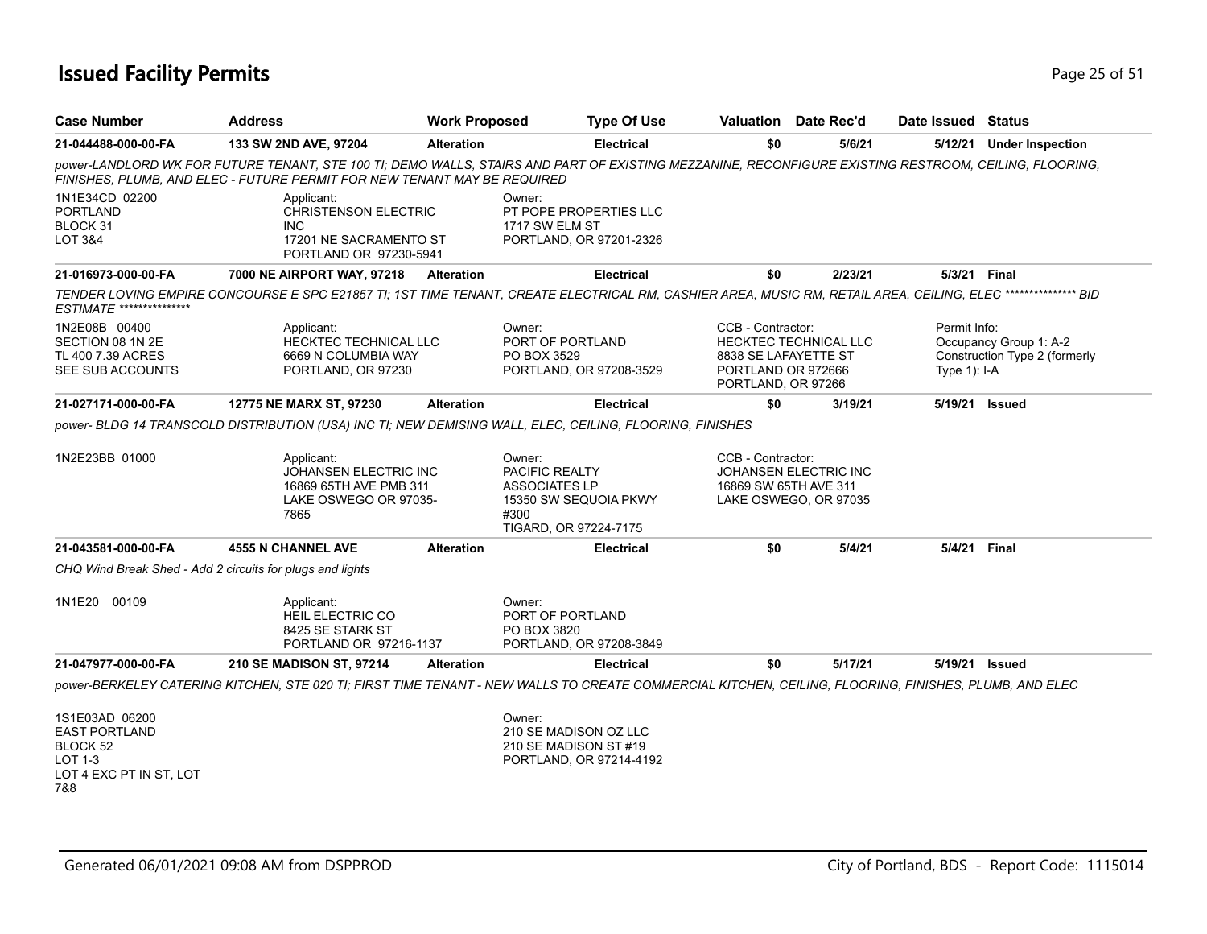# Issued Facility Permits

| Case Number | Address | Work Proposed | Type Of Use | Valuation | Date Rec'd | Date Issued | Status |
|---|---|---|---|---|---|---|---|
| 21-044488-000-00-FA | 133 SW 2ND AVE, 97204 | Alteration | Electrical | $0 | 5/6/21 | 5/12/21 | Under Inspection |

*power-LANDLORD WK FOR FUTURE TENANT, STE 100 TI; DEMO WALLS, STAIRS AND PART OF EXISTING MEZZANINE, RECONFIGURE EXISTING RESTROOM, CEILING, FLOORING, FINISHES, PLUMB, AND ELEC - FUTURE PERMIT FOR NEW TENANT MAY BE REQUIRED*

1N1E34CD 02200
PORTLAND
BLOCK 31
LOT 3&4

Applicant:
CHRISTENSON ELECTRIC INC
17201 NE SACRAMENTO ST
PORTLAND OR 97230-5941

Owner:
PT POPE PROPERTIES LLC
1717 SW ELM ST
PORTLAND, OR 97201-2326

---

| Case Number | Address | Work Proposed | Type Of Use | Valuation | Date Rec'd | Date Issued | Status |
|---|---|---|---|---|---|---|---|
| 21-016973-000-00-FA | 7000 NE AIRPORT WAY, 97218 | Alteration | Electrical | $0 | 2/23/21 | 5/3/21 | Final |

*TENDER LOVING EMPIRE CONCOURSE E SPC E21857 TI; 1ST TIME TENANT, CREATE ELECTRICAL RM, CASHIER AREA, MUSIC RM, RETAIL AREA, CEILING, ELEC *************** BID ESTIMATE ****************

1N2E08B 00400
SECTION 08 1N 2E
TL 400 7.39 ACRES
SEE SUB ACCOUNTS

Applicant:
HECKTEC TECHNICAL LLC
6669 N COLUMBIA WAY
PORTLAND, OR 97230

Owner:
PORT OF PORTLAND
PO BOX 3529
PORTLAND, OR 97208-3529

CCB - Contractor:
HECKTEC TECHNICAL LLC
8838 SE LAFAYETTE ST
PORTLAND OR 972666
PORTLAND, OR 97266

Permit Info:
Occupancy Group 1: A-2
Construction Type 2 (formerly Type 1): I-A

---

| Case Number | Address | Work Proposed | Type Of Use | Valuation | Date Rec'd | Date Issued | Status |
|---|---|---|---|---|---|---|---|
| 21-027171-000-00-FA | 12775 NE MARX ST, 97230 | Alteration | Electrical | $0 | 3/19/21 | 5/19/21 | Issued |

*power- BLDG 14 TRANSCOLD DISTRIBUTION (USA) INC TI; NEW DEMISING WALL, ELEC, CEILING, FLOORING, FINISHES*

1N2E23BB 01000

Applicant:
JOHANSEN ELECTRIC INC
16869 65TH AVE PMB 311
LAKE OSWEGO OR 97035-7865

Owner:
PACIFIC REALTY ASSOCIATES LP
15350 SW SEQUOIA PKWY #300
TIGARD, OR 97224-7175

CCB - Contractor:
JOHANSEN ELECTRIC INC
16869 SW 65TH AVE 311
LAKE OSWEGO, OR 97035

---

| Case Number | Address | Work Proposed | Type Of Use | Valuation | Date Rec'd | Date Issued | Status |
|---|---|---|---|---|---|---|---|
| 21-043581-000-00-FA | 4555 N CHANNEL AVE | Alteration | Electrical | $0 | 5/4/21 | 5/4/21 | Final |

*CHQ Wind Break Shed - Add 2 circuits for plugs and lights*

1N1E20 00109

Applicant:
HEIL ELECTRIC CO
8425 SE STARK ST
PORTLAND OR 97216-1137

Owner:
PORT OF PORTLAND
PO BOX 3820
PORTLAND, OR 97208-3849

---

| Case Number | Address | Work Proposed | Type Of Use | Valuation | Date Rec'd | Date Issued | Status |
|---|---|---|---|---|---|---|---|
| 21-047977-000-00-FA | 210 SE MADISON ST, 97214 | Alteration | Electrical | $0 | 5/17/21 | 5/19/21 | Issued |

*power-BERKELEY CATERING KITCHEN, STE 020 TI; FIRST TIME TENANT - NEW WALLS TO CREATE COMMERCIAL KITCHEN, CEILING, FLOORING, FINISHES, PLUMB, AND ELEC*

1S1E03AD 06200
EAST PORTLAND
BLOCK 52
LOT 1-3
LOT 4 EXC PT IN ST, LOT 7&8

Owner:
210 SE MADISON OZ LLC
210 SE MADISON ST #19
PORTLAND, OR 97214-4192

Generated 06/01/2021 09:08 AM from DSPPROD — City of Portland, BDS - Report Code: 1115014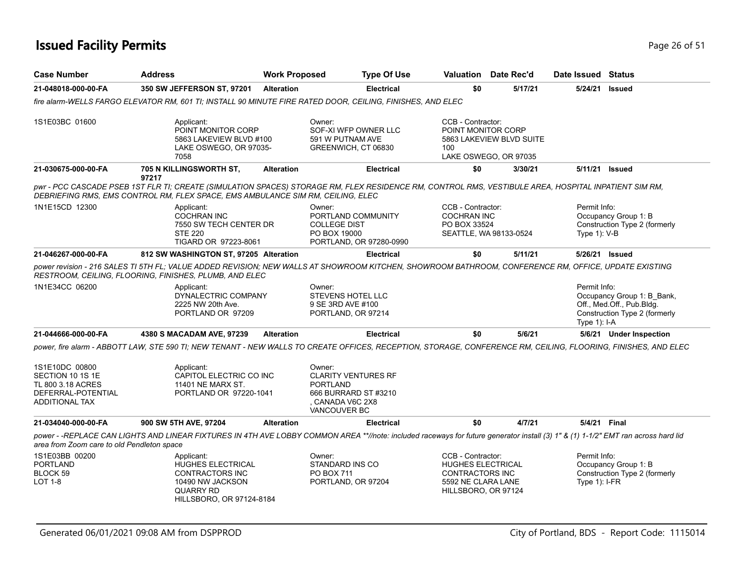# Issued Facility Permits

| Case Number | Address | Work Proposed | Type Of Use | Valuation | Date Rec'd | Date Issued | Status |
|---|---|---|---|---|---|---|---|
| **21-048018-000-00-FA** | **350 SW JEFFERSON ST, 97201** | **Alteration** | **Electrical** | **$0** | **5/17/21** | **5/24/21** | **Issued** |

*fire alarm-WELLS FARGO ELEVATOR RM, 601 TI; INSTALL 90 MINUTE FIRE RATED DOOR, CEILING, FINISHES, AND ELEC*

1S1E03BC 01600

Applicant:
POINT MONITOR CORP
5863 LAKEVIEW BLVD #100
LAKE OSWEGO, OR 97035-7058

Owner:
SOF-XI WFP OWNER LLC
591 W PUTNAM AVE
GREENWICH, CT 06830

CCB - Contractor:
POINT MONITOR CORP
5863 LAKEVIEW BLVD SUITE 100
LAKE OSWEGO, OR 97035

| Case Number | Address | Work Proposed | Type Of Use | Valuation | Date Rec'd | Date Issued | Status |
|---|---|---|---|---|---|---|---|
| **21-030675-000-00-FA** | **705 N KILLINGSWORTH ST, 97217** | **Alteration** | **Electrical** | **$0** | **3/30/21** | **5/11/21** | **Issued** |

*pwr - PCC CASCADE PSEB 1ST FLR TI; CREATE (SIMULATION SPACES) STORAGE RM, FLEX RESIDENCE RM, CONTROL RMS, VESTIBULE AREA, HOSPITAL INPATIENT SIM RM, DEBRIEFING RMS, EMS CONTROL RM, FLEX SPACE, EMS AMBULANCE SIM RM, CEILING, ELEC*

1N1E15CD 12300

Applicant:
COCHRAN INC
7550 SW TECH CENTER DR
STE 220
TIGARD OR 97223-8061

Owner:
PORTLAND COMMUNITY COLLEGE DIST
PO BOX 19000
PORTLAND, OR 97280-0990

CCB - Contractor:
COCHRAN INC
PO BOX 33524
SEATTLE, WA 98133-0524

Permit Info:
Occupancy Group 1: B
Construction Type 2 (formerly Type 1): V-B

| Case Number | Address | Work Proposed | Type Of Use | Valuation | Date Rec'd | Date Issued | Status |
|---|---|---|---|---|---|---|---|
| **21-046267-000-00-FA** | **812 SW WASHINGTON ST, 97205** | **Alteration** | **Electrical** | **$0** | **5/11/21** | **5/26/21** | **Issued** |

*power revision - 216 SALES TI 5TH FL; VALUE ADDED REVISION; NEW WALLS AT SHOWROOM KITCHEN, SHOWROOM BATHROOM, CONFERENCE RM, OFFICE, UPDATE EXISTING RESTROOM, CEILING, FLOORING, FINISHES, PLUMB, AND ELEC*

1N1E34CC 06200

Applicant:
DYNALECTRIC COMPANY
2225 NW 20th Ave.
PORTLAND OR 97209

Owner:
STEVENS HOTEL LLC
9 SE 3RD AVE #100
PORTLAND, OR 97214

Permit Info:
Occupancy Group 1: B_Bank, Off., Med.Off., Pub.Bldg.
Construction Type 2 (formerly Type 1): I-A

| Case Number | Address | Work Proposed | Type Of Use | Valuation | Date Rec'd | Date Issued | Status |
|---|---|---|---|---|---|---|---|
| **21-044666-000-00-FA** | **4380 S MACADAM AVE, 97239** | **Alteration** | **Electrical** | **$0** | **5/6/21** | **5/6/21** | **Under Inspection** |

*power, fire alarm - ABBOTT LAW, STE 590 TI; NEW TENANT - NEW WALLS TO CREATE OFFICES, RECEPTION, STORAGE, CONFERENCE RM, CEILING, FLOORING, FINISHES, AND ELEC*

1S1E10DC 00800
SECTION 10 1S 1E
TL 800 3.18 ACRES
DEFERRAL-POTENTIAL ADDITIONAL TAX

Applicant:
CAPITOL ELECTRIC CO INC
11401 NE MARX ST.
PORTLAND OR 97220-1041

Owner:
CLARITY VENTURES RF PORTLAND
666 BURRARD ST #3210
, CANADA V6C 2X8
VANCOUVER BC

| Case Number | Address | Work Proposed | Type Of Use | Valuation | Date Rec'd | Date Issued | Status |
|---|---|---|---|---|---|---|---|
| **21-034040-000-00-FA** | **900 SW 5TH AVE, 97204** | **Alteration** | **Electrical** | **$0** | **4/7/21** | **5/4/21** | **Final** |

*power - -REPLACE CAN LIGHTS AND LINEAR FIXTURES IN 4TH AVE LOBBY COMMON AREA **//note: included raceways for future generator install (3) 1" & (1) 1-1/2" EMT ran across hard lid area from Zoom care to old Pendleton space*

1S1E03BB 00200
PORTLAND
BLOCK 59
LOT 1-8

Applicant:
HUGHES ELECTRICAL CONTRACTORS INC
10490 NW JACKSON QUARRY RD
HILLSBORO, OR 97124-8184

Owner:
STANDARD INS CO
PO BOX 711
PORTLAND, OR 97204

CCB - Contractor:
HUGHES ELECTRICAL CONTRACTORS INC
5592 NE CLARA LANE
HILLSBORO, OR 97124

Permit Info:
Occupancy Group 1: B
Construction Type 2 (formerly Type 1): I-FR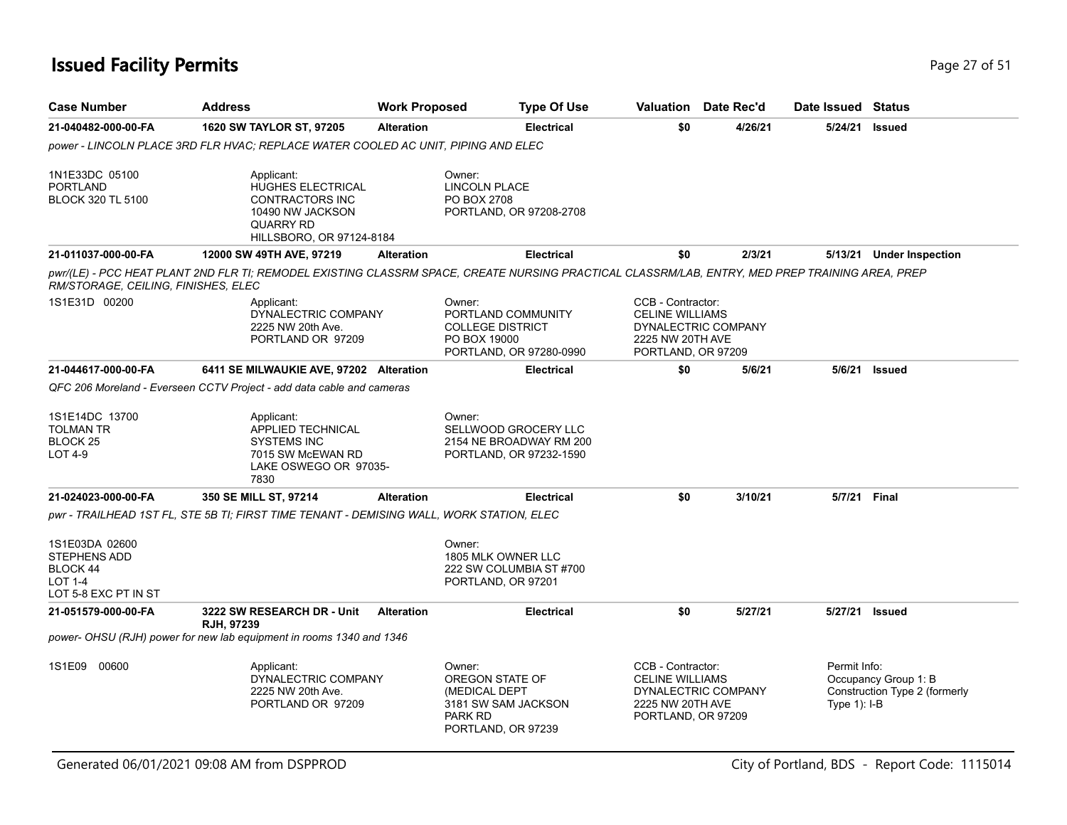# Issued Facility Permits

| Case Number | Address | Work Proposed | Type Of Use | Valuation | Date Rec'd | Date Issued | Status |
|---|---|---|---|---|---|---|---|
| 21-040482-000-00-FA | 1620 SW TAYLOR ST, 97205 | Alteration | Electrical | $0 | 4/26/21 | 5/24/21 | Issued |

*power - LINCOLN PLACE 3RD FLR HVAC; REPLACE WATER COOLED AC UNIT, PIPING AND ELEC*

1N1E33DC 05100
PORTLAND
BLOCK 320 TL 5100

Applicant:
HUGHES ELECTRICAL CONTRACTORS INC
10490 NW JACKSON QUARRY RD
HILLSBORO, OR 97124-8184

Owner:
LINCOLN PLACE
PO BOX 2708
PORTLAND, OR 97208-2708

| Case Number | Address | Work Proposed | Type Of Use | Valuation | Date Rec'd | Date Issued | Status |
|---|---|---|---|---|---|---|---|
| 21-011037-000-00-FA | 12000 SW 49TH AVE, 97219 | Alteration | Electrical | $0 | 2/3/21 | 5/13/21 | Under Inspection |

*pwr/(LE) - PCC HEAT PLANT 2ND FLR TI; REMODEL EXISTING CLASSRM SPACE, CREATE NURSING PRACTICAL CLASSRM/LAB, ENTRY, MED PREP TRAINING AREA, PREP RM/STORAGE, CEILING, FINISHES, ELEC*

1S1E31D 00200

Applicant:
DYNALECTRIC COMPANY
2225 NW 20th Ave.
PORTLAND OR 97209

Owner:
PORTLAND COMMUNITY COLLEGE DISTRICT
PO BOX 19000
PORTLAND, OR 97280-0990

CCB - Contractor:
CELINE WILLIAMS
DYNALECTRIC COMPANY
2225 NW 20TH AVE
PORTLAND, OR 97209

| Case Number | Address | Work Proposed | Type Of Use | Valuation | Date Rec'd | Date Issued | Status |
|---|---|---|---|---|---|---|---|
| 21-044617-000-00-FA | 6411 SE MILWAUKIE AVE, 97202 | Alteration | Electrical | $0 | 5/6/21 | 5/6/21 | Issued |

*QFC 206 Moreland - Everseen CCTV Project - add data cable and cameras*

1S1E14DC 13700
TOLMAN TR
BLOCK 25
LOT 4-9

Applicant:
APPLIED TECHNICAL SYSTEMS INC
7015 SW McEWAN RD
LAKE OSWEGO OR 97035-7830

Owner:
SELLWOOD GROCERY LLC
2154 NE BROADWAY RM 200
PORTLAND, OR 97232-1590

| Case Number | Address | Work Proposed | Type Of Use | Valuation | Date Rec'd | Date Issued | Status |
|---|---|---|---|---|---|---|---|
| 21-024023-000-00-FA | 350 SE MILL ST, 97214 | Alteration | Electrical | $0 | 3/10/21 | 5/7/21 | Final |

*pwr - TRAILHEAD 1ST FL, STE 5B TI; FIRST TIME TENANT - DEMISING WALL, WORK STATION, ELEC*

1S1E03DA 02600
STEPHENS ADD
BLOCK 44
LOT 1-4
LOT 5-8 EXC PT IN ST

Owner:
1805 MLK OWNER LLC
222 SW COLUMBIA ST #700
PORTLAND, OR 97201

| Case Number | Address | Work Proposed | Type Of Use | Valuation | Date Rec'd | Date Issued | Status |
|---|---|---|---|---|---|---|---|
| 21-051579-000-00-FA | 3222 SW RESEARCH DR - Unit RJH, 97239 | Alteration | Electrical | $0 | 5/27/21 | 5/27/21 | Issued |

*power- OHSU (RJH) power for new lab equipment in rooms 1340 and 1346*

1S1E09 00600

Applicant:
DYNALECTRIC COMPANY
2225 NW 20th Ave.
PORTLAND OR 97209

Owner:
OREGON STATE OF (MEDICAL DEPT
3181 SW SAM JACKSON PARK RD
PORTLAND, OR 97239

CCB - Contractor:
CELINE WILLIAMS
DYNALECTRIC COMPANY
2225 NW 20TH AVE
PORTLAND, OR 97209

Permit Info:
Occupancy Group 1: B
Construction Type 2 (formerly Type 1): I-B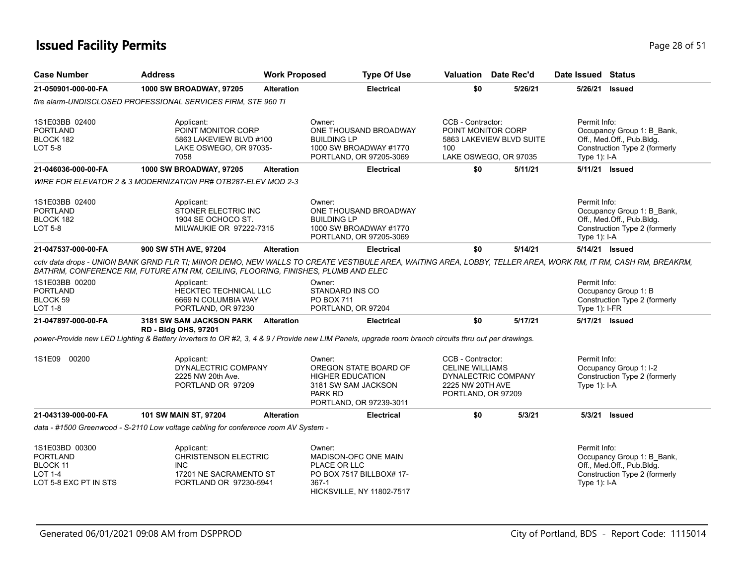# Issued Facility Permits

| Case Number | Address | Work Proposed | Type Of Use | Valuation | Date Rec'd | Date Issued | Status |
|---|---|---|---|---|---|---|---|
| **21-050901-000-00-FA** | **1000 SW BROADWAY, 97205** | **Alteration** | **Electrical** | **$0** | **5/26/21** | **5/26/21** | **Issued** |

*fire alarm-UNDISCLOSED PROFESSIONAL SERVICES FIRM, STE 960 TI*

1S1E03BB 02400
PORTLAND
BLOCK 182
LOT 5-8

Applicant:
POINT MONITOR CORP
5863 LAKEVIEW BLVD #100
LAKE OSWEGO, OR 97035-7058

Owner:
ONE THOUSAND BROADWAY BUILDING LP
1000 SW BROADWAY #1770
PORTLAND, OR 97205-3069

CCB - Contractor:
POINT MONITOR CORP
5863 LAKEVIEW BLVD SUITE 100
LAKE OSWEGO, OR 97035

Permit Info:
Occupancy Group 1: B_Bank, Off., Med.Off., Pub.Bldg.
Construction Type 2 (formerly Type 1): I-A

| Case Number | Address | Work Proposed | Type Of Use | Valuation | Date Rec'd | Date Issued | Status |
|---|---|---|---|---|---|---|---|
| **21-046036-000-00-FA** | **1000 SW BROADWAY, 97205** | **Alteration** | **Electrical** | **$0** | **5/11/21** | **5/11/21** | **Issued** |

*WIRE FOR ELEVATOR 2 & 3 MODERNIZATION PR# OTB287-ELEV MOD 2-3*

1S1E03BB 02400
PORTLAND
BLOCK 182
LOT 5-8

Applicant:
STONER ELECTRIC INC
1904 SE OCHOCO ST.
MILWAUKIE OR 97222-7315

Owner:
ONE THOUSAND BROADWAY BUILDING LP
1000 SW BROADWAY #1770
PORTLAND, OR 97205-3069

Permit Info:
Occupancy Group 1: B_Bank, Off., Med.Off., Pub.Bldg.
Construction Type 2 (formerly Type 1): I-A

| Case Number | Address | Work Proposed | Type Of Use | Valuation | Date Rec'd | Date Issued | Status |
|---|---|---|---|---|---|---|---|
| **21-047537-000-00-FA** | **900 SW 5TH AVE, 97204** | **Alteration** | **Electrical** | **$0** | **5/14/21** | **5/14/21** | **Issued** |

*cctv data drops - UNION BANK GRND FLR TI; MINOR DEMO, NEW WALLS TO CREATE VESTIBULE AREA, WAITING AREA, LOBBY, TELLER AREA, WORK RM, IT RM, CASH RM, BREAKRM, BATHRM, CONFERENCE RM, FUTURE ATM RM, CEILING, FLOORING, FINISHES, PLUMB AND ELEC*

1S1E03BB 00200
PORTLAND
BLOCK 59
LOT 1-8

Applicant:
HECKTEC TECHNICAL LLC
6669 N COLUMBIA WAY
PORTLAND, OR 97230

Owner:
STANDARD INS CO
PO BOX 711
PORTLAND, OR 97204

Permit Info:
Occupancy Group 1: B
Construction Type 2 (formerly Type 1): I-FR

| Case Number | Address | Work Proposed | Type Of Use | Valuation | Date Rec'd | Date Issued | Status |
|---|---|---|---|---|---|---|---|
| **21-047897-000-00-FA** | **3181 SW SAM JACKSON PARK RD - Bldg OHS, 97201** | **Alteration** | **Electrical** | **$0** | **5/17/21** | **5/17/21** | **Issued** |

*power-Provide new LED Lighting & Battery Inverters to OR #2, 3, 4 & 9 / Provide new LIM Panels, upgrade room branch circuits thru out per drawings.*

1S1E09 00200

Applicant:
DYNALECTRIC COMPANY
2225 NW 20th Ave.
PORTLAND OR 97209

Owner:
OREGON STATE BOARD OF HIGHER EDUCATION
3181 SW SAM JACKSON PARK RD
PORTLAND, OR 97239-3011

CCB - Contractor:
CELINE WILLIAMS
DYNALECTRIC COMPANY
2225 NW 20TH AVE
PORTLAND, OR 97209

Permit Info:
Occupancy Group 1: I-2
Construction Type 2 (formerly Type 1): I-A

| Case Number | Address | Work Proposed | Type Of Use | Valuation | Date Rec'd | Date Issued | Status |
|---|---|---|---|---|---|---|---|
| **21-043139-000-00-FA** | **101 SW MAIN ST, 97204** | **Alteration** | **Electrical** | **$0** | **5/3/21** | **5/3/21** | **Issued** |

*data - #1500 Greenwood - S-2110 Low voltage cabling for conference room AV System -*

1S1E03BD 00300
PORTLAND
BLOCK 11
LOT 1-4
LOT 5-8 EXC PT IN STS

Applicant:
CHRISTENSON ELECTRIC INC
17201 NE SACRAMENTO ST
PORTLAND OR 97230-5941

Owner:
MADISON-OFC ONE MAIN PLACE OR LLC
PO BOX 7517 BILLBOX# 17-367-1
HICKSVILLE, NY 11802-7517

Permit Info:
Occupancy Group 1: B_Bank, Off., Med.Off., Pub.Bldg.
Construction Type 2 (formerly Type 1): I-A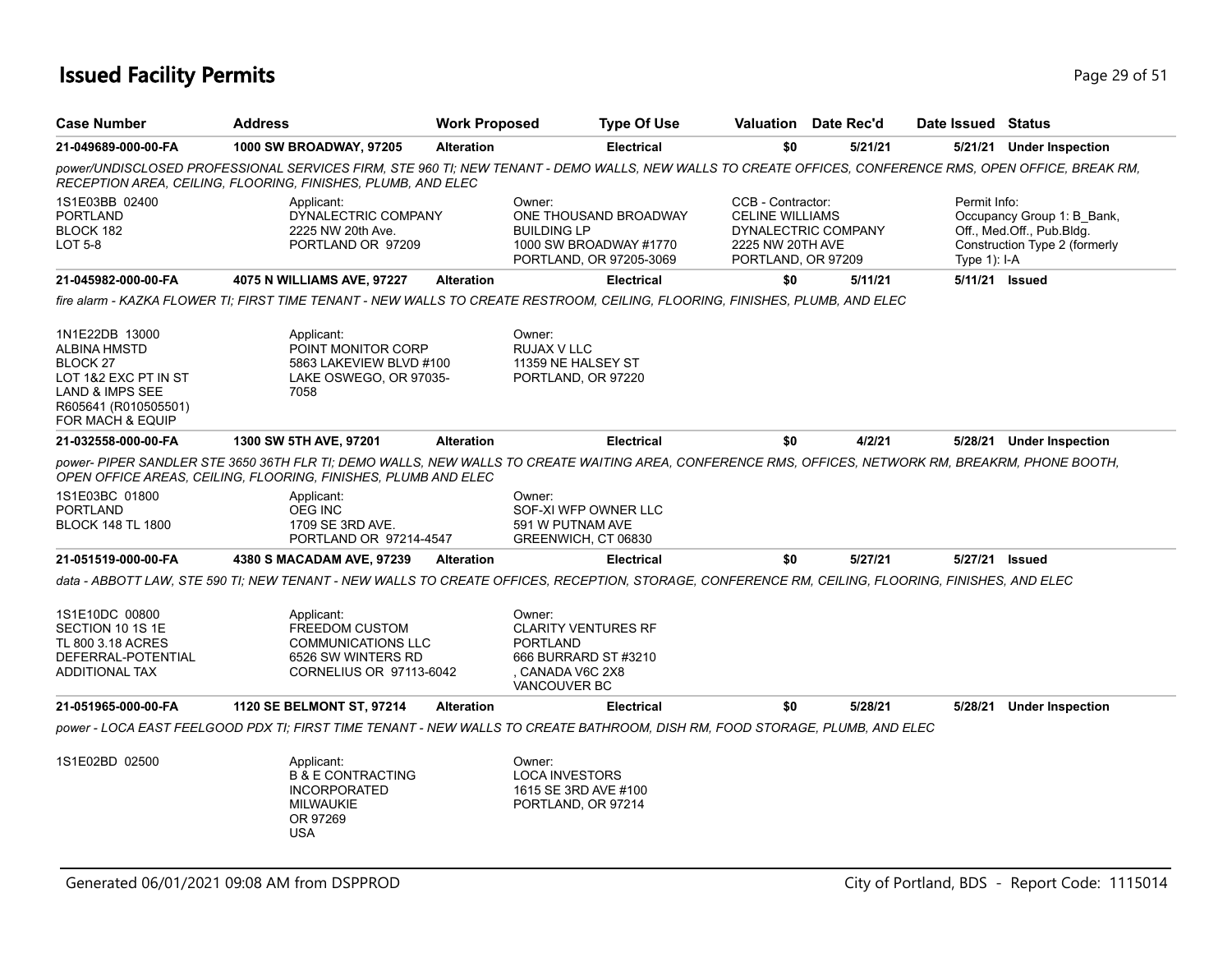# Issued Facility Permits

| Case Number | Address | Work Proposed | Type Of Use | Valuation | Date Rec'd | Date Issued | Status |
|---|---|---|---|---|---|---|---|
| **21-049689-000-00-FA** | **1000 SW BROADWAY, 97205** | **Alteration** | **Electrical** | **$0** | **5/21/21** | **5/21/21** | **Under Inspection** |

*power/UNDISCLOSED PROFESSIONAL SERVICES FIRM, STE 960 TI; NEW TENANT - DEMO WALLS, NEW WALLS TO CREATE OFFICES, CONFERENCE RMS, OPEN OFFICE, BREAK RM, RECEPTION AREA, CEILING, FLOORING, FINISHES, PLUMB, AND ELEC*

1S1E03BB 02400
PORTLAND
BLOCK 182
LOT 5-8

Applicant:
DYNALECTRIC COMPANY
2225 NW 20th Ave.
PORTLAND OR 97209

Owner:
ONE THOUSAND BROADWAY BUILDING LP
1000 SW BROADWAY #1770
PORTLAND, OR 97205-3069

CCB - Contractor:
CELINE WILLIAMS
DYNALECTRIC COMPANY
2225 NW 20TH AVE
PORTLAND, OR 97209

Permit Info:
Occupancy Group 1: B_Bank, Off., Med.Off., Pub.Bldg.
Construction Type 2 (formerly Type 1): I-A

| Case Number | Address | Work Proposed | Type Of Use | Valuation | Date Rec'd | Date Issued | Status |
|---|---|---|---|---|---|---|---|
| **21-045982-000-00-FA** | **4075 N WILLIAMS AVE, 97227** | **Alteration** | **Electrical** | **$0** | **5/11/21** | **5/11/21** | **Issued** |

*fire alarm - KAZKA FLOWER TI; FIRST TIME TENANT - NEW WALLS TO CREATE RESTROOM, CEILING, FLOORING, FINISHES, PLUMB, AND ELEC*

1N1E22DB 13000
ALBINA HMSTD
BLOCK 27
LOT 1&2 EXC PT IN ST
LAND & IMPS SEE
R605641 (R010505501)
FOR MACH & EQUIP

Applicant:
POINT MONITOR CORP
5863 LAKEVIEW BLVD #100
LAKE OSWEGO, OR 97035-7058

Owner:
RUJAX V LLC
11359 NE HALSEY ST
PORTLAND, OR 97220

| Case Number | Address | Work Proposed | Type Of Use | Valuation | Date Rec'd | Date Issued | Status |
|---|---|---|---|---|---|---|---|
| **21-032558-000-00-FA** | **1300 SW 5TH AVE, 97201** | **Alteration** | **Electrical** | **$0** | **4/2/21** | **5/28/21** | **Under Inspection** |

*power- PIPER SANDLER STE 3650 36TH FLR TI; DEMO WALLS, NEW WALLS TO CREATE WAITING AREA, CONFERENCE RMS, OFFICES, NETWORK RM, BREAKRM, PHONE BOOTH, OPEN OFFICE AREAS, CEILING, FLOORING, FINISHES, PLUMB AND ELEC*

1S1E03BC 01800
PORTLAND
BLOCK 148 TL 1800

Applicant:
OEG INC
1709 SE 3RD AVE.
PORTLAND OR 97214-4547

Owner:
SOF-XI WFP OWNER LLC
591 W PUTNAM AVE
GREENWICH, CT 06830

| Case Number | Address | Work Proposed | Type Of Use | Valuation | Date Rec'd | Date Issued | Status |
|---|---|---|---|---|---|---|---|
| **21-051519-000-00-FA** | **4380 S MACADAM AVE, 97239** | **Alteration** | **Electrical** | **$0** | **5/27/21** | **5/27/21** | **Issued** |

*data - ABBOTT LAW, STE 590 TI; NEW TENANT - NEW WALLS TO CREATE OFFICES, RECEPTION, STORAGE, CONFERENCE RM, CEILING, FLOORING, FINISHES, AND ELEC*

1S1E10DC 00800
SECTION 10 1S 1E
TL 800 3.18 ACRES
DEFERRAL-POTENTIAL
ADDITIONAL TAX

Applicant:
FREEDOM CUSTOM COMMUNICATIONS LLC
6526 SW WINTERS RD
CORNELIUS OR 97113-6042

Owner:
CLARITY VENTURES RF PORTLAND
666 BURRARD ST #3210
, CANADA V6C 2X8
VANCOUVER BC

| Case Number | Address | Work Proposed | Type Of Use | Valuation | Date Rec'd | Date Issued | Status |
|---|---|---|---|---|---|---|---|
| **21-051965-000-00-FA** | **1120 SE BELMONT ST, 97214** | **Alteration** | **Electrical** | **$0** | **5/28/21** | **5/28/21** | **Under Inspection** |

*power - LOCA EAST FEELGOOD PDX TI; FIRST TIME TENANT - NEW WALLS TO CREATE BATHROOM, DISH RM, FOOD STORAGE, PLUMB, AND ELEC*

1S1E02BD 02500

Applicant:
B & E CONTRACTING INCORPORATED
MILWAUKIE
OR 97269
USA

Owner:
LOCA INVESTORS
1615 SE 3RD AVE #100
PORTLAND, OR 97214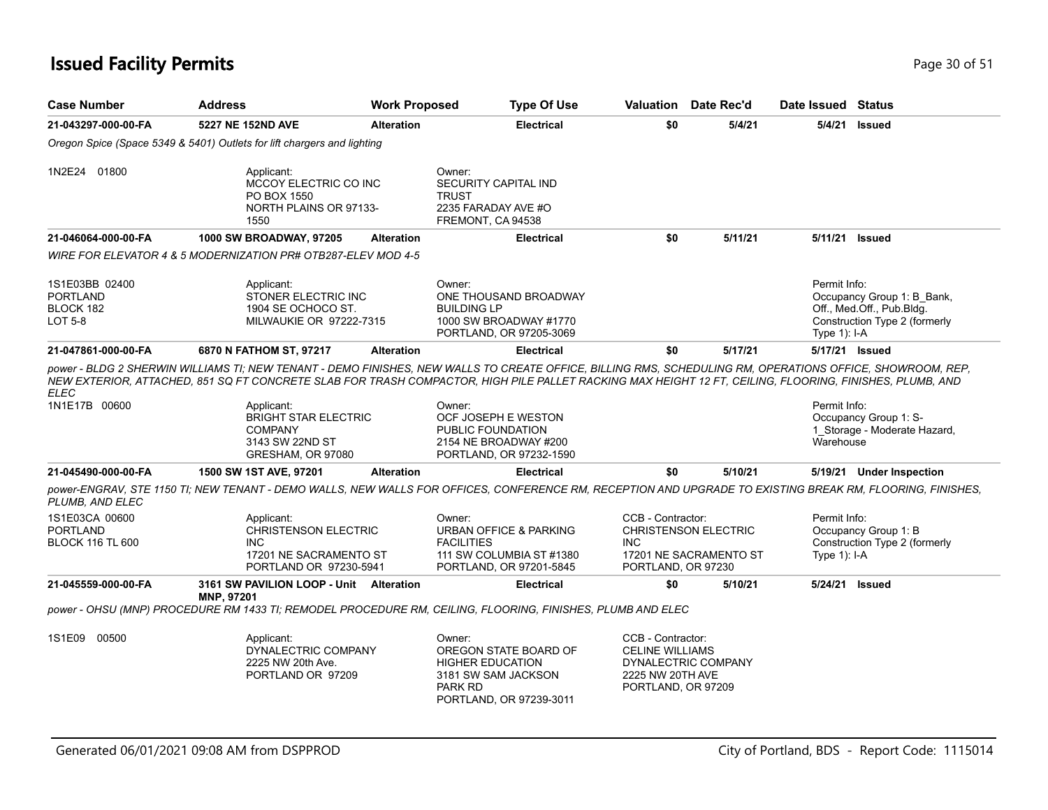# Issued Facility Permits

| Case Number | Address | Work Proposed | Type Of Use | Valuation | Date Rec'd | Date Issued | Status |
|---|---|---|---|---|---|---|---|
| 21-043297-000-00-FA | 5227 NE 152ND AVE | Alteration | Electrical | $0 | 5/4/21 | 5/4/21 | Issued |

*Oregon Spice (Space 5349 & 5401) Outlets for lift chargers and lighting*

1N2E24 01800

Applicant: MCCOY ELECTRIC CO INC, PO BOX 1550, NORTH PLAINS OR 97133-1550

Owner: SECURITY CAPITAL IND TRUST, 2235 FARADAY AVE #O, FREMONT, CA 94538

| Case Number | Address | Work Proposed | Type Of Use | Valuation | Date Rec'd | Date Issued | Status |
|---|---|---|---|---|---|---|---|
| 21-046064-000-00-FA | 1000 SW BROADWAY, 97205 | Alteration | Electrical | $0 | 5/11/21 | 5/11/21 | Issued |

*WIRE FOR ELEVATOR 4 & 5 MODERNIZATION PR# OTB287-ELEV MOD 4-5*

1S1E03BB 02400, PORTLAND, BLOCK 182, LOT 5-8

Applicant: STONER ELECTRIC INC, 1904 SE OCHOCO ST., MILWAUKIE OR 97222-7315

Owner: ONE THOUSAND BROADWAY BUILDING LP, 1000 SW BROADWAY #1770, PORTLAND, OR 97205-3069

Permit Info: Occupancy Group 1: B_Bank, Off., Med.Off., Pub.Bldg. Construction Type 2 (formerly Type 1): I-A

| Case Number | Address | Work Proposed | Type Of Use | Valuation | Date Rec'd | Date Issued | Status |
|---|---|---|---|---|---|---|---|
| 21-047861-000-00-FA | 6870 N FATHOM ST, 97217 | Alteration | Electrical | $0 | 5/17/21 | 5/17/21 | Issued |

*power - BLDG 2 SHERWIN WILLIAMS TI; NEW TENANT - DEMO FINISHES, NEW WALLS TO CREATE OFFICE, BILLING RMS, SCHEDULING RM, OPERATIONS OFFICE, SHOWROOM, REP, NEW EXTERIOR, ATTACHED, 851 SQ FT CONCRETE SLAB FOR TRASH COMPACTOR, HIGH PILE PALLET RACKING MAX HEIGHT 12 FT, CEILING, FLOORING, FINISHES, PLUMB, AND ELEC*

1N1E17B 00600

Applicant: BRIGHT STAR ELECTRIC COMPANY, 3143 SW 22ND ST, GRESHAM, OR 97080

Owner: OCF JOSEPH E WESTON PUBLIC FOUNDATION, 2154 NE BROADWAY #200, PORTLAND, OR 97232-1590

Permit Info: Occupancy Group 1: S-1_Storage - Moderate Hazard, Warehouse

| Case Number | Address | Work Proposed | Type Of Use | Valuation | Date Rec'd | Date Issued | Status |
|---|---|---|---|---|---|---|---|
| 21-045490-000-00-FA | 1500 SW 1ST AVE, 97201 | Alteration | Electrical | $0 | 5/10/21 | 5/19/21 | Under Inspection |

*power-ENGRAV, STE 1150 TI; NEW TENANT - DEMO WALLS, NEW WALLS FOR OFFICES, CONFERENCE RM, RECEPTION AND UPGRADE TO EXISTING BREAK RM, FLOORING, FINISHES, PLUMB, AND ELEC*

1S1E03CA 00600, PORTLAND, BLOCK 116 TL 600

Applicant: CHRISTENSON ELECTRIC INC, 17201 NE SACRAMENTO ST, PORTLAND OR 97230-5941

Owner: URBAN OFFICE & PARKING FACILITIES, 111 SW COLUMBIA ST #1380, PORTLAND, OR 97201-5845

CCB - Contractor: CHRISTENSON ELECTRIC INC, 17201 NE SACRAMENTO ST, PORTLAND, OR 97230

Permit Info: Occupancy Group 1: B Construction Type 2 (formerly Type 1): I-A

| Case Number | Address | Work Proposed | Type Of Use | Valuation | Date Rec'd | Date Issued | Status |
|---|---|---|---|---|---|---|---|
| 21-045559-000-00-FA | 3161 SW PAVILION LOOP - Unit MNP, 97201 | Alteration | Electrical | $0 | 5/10/21 | 5/24/21 | Issued |

*power - OHSU (MNP) PROCEDURE RM 1433 TI; REMODEL PROCEDURE RM, CEILING, FLOORING, FINISHES, PLUMB AND ELEC*

1S1E09 00500

Applicant: DYNALECTRIC COMPANY, 2225 NW 20th Ave., PORTLAND OR 97209

Owner: OREGON STATE BOARD OF HIGHER EDUCATION, 3181 SW SAM JACKSON PARK RD, PORTLAND, OR 97239-3011

CCB - Contractor: CELINE WILLIAMS, DYNALECTRIC COMPANY, 2225 NW 20TH AVE, PORTLAND, OR 97209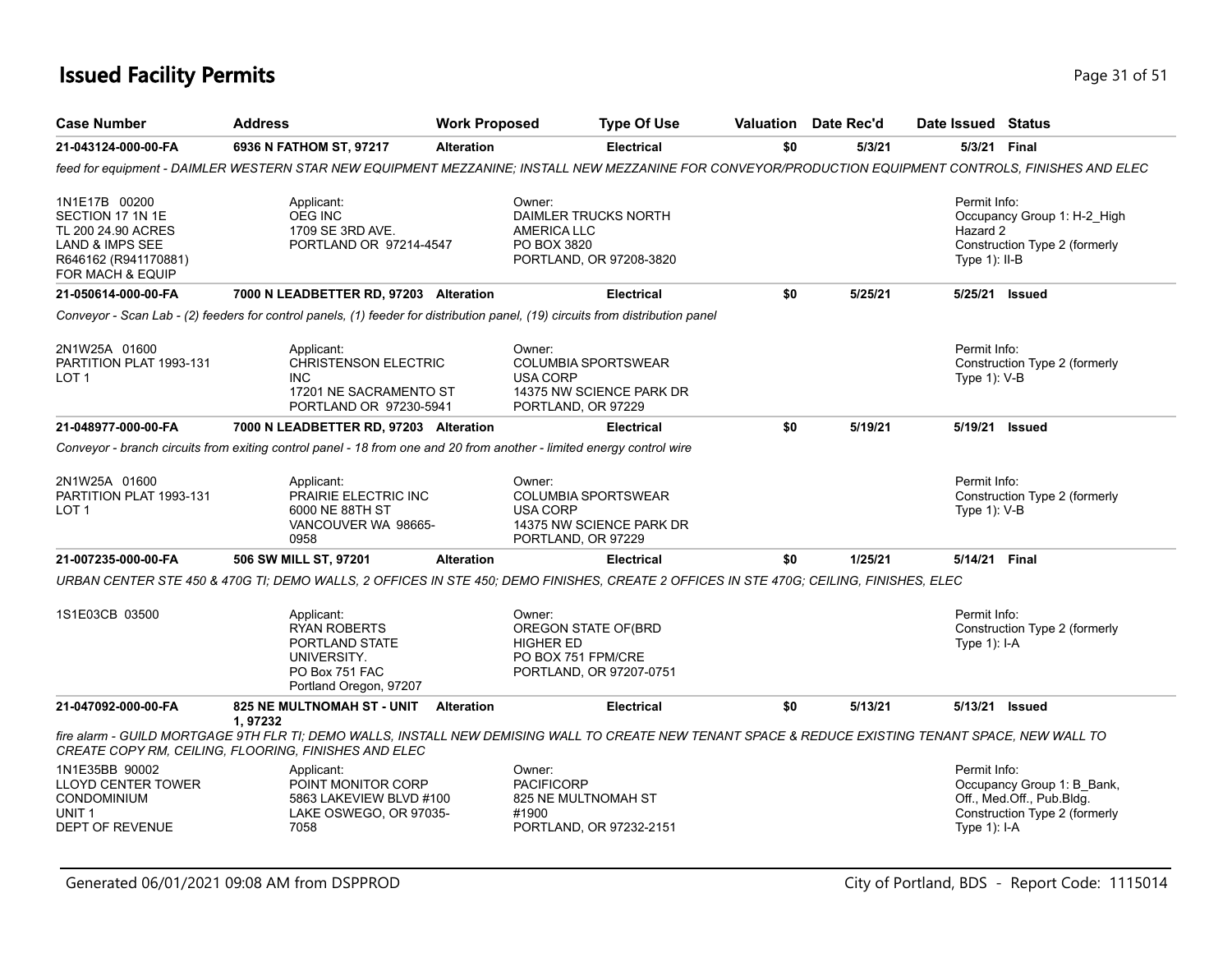# Issued Facility Permits

| Case Number | Address | Work Proposed | Type Of Use | Valuation | Date Rec'd | Date Issued | Status |
|---|---|---|---|---|---|---|---|
| **21-043124-000-00-FA** | **6936 N FATHOM ST, 97217** | **Alteration** | **Electrical** | **$0** | **5/3/21** | **5/3/21** | **Final** |

*feed for equipment - DAIMLER WESTERN STAR NEW EQUIPMENT MEZZANINE; INSTALL NEW MEZZANINE FOR CONVEYOR/PRODUCTION EQUIPMENT CONTROLS, FINISHES AND ELEC*

1N1E17B 00200
SECTION 17 1N 1E
TL 200 24.90 ACRES
LAND & IMPS SEE
R646162 (R941170881)
FOR MACH & EQUIP

Applicant:
OEG INC
1709 SE 3RD AVE.
PORTLAND OR 97214-4547

Owner:
DAIMLER TRUCKS NORTH AMERICA LLC
PO BOX 3820
PORTLAND, OR 97208-3820

Permit Info:
Occupancy Group 1: H-2_High Hazard 2
Construction Type 2 (formerly Type 1): II-B

| Case Number | Address | Work Proposed | Type Of Use | Valuation | Date Rec'd | Date Issued | Status |
|---|---|---|---|---|---|---|---|
| **21-050614-000-00-FA** | **7000 N LEADBETTER RD, 97203** | **Alteration** | **Electrical** | **$0** | **5/25/21** | **5/25/21** | **Issued** |

*Conveyor - Scan Lab - (2) feeders for control panels, (1) feeder for distribution panel, (19) circuits from distribution panel*

2N1W25A 01600
PARTITION PLAT 1993-131
LOT 1

Applicant:
CHRISTENSON ELECTRIC INC
17201 NE SACRAMENTO ST
PORTLAND OR 97230-5941

Owner:
COLUMBIA SPORTSWEAR USA CORP
14375 NW SCIENCE PARK DR
PORTLAND, OR 97229

Permit Info:
Construction Type 2 (formerly Type 1): V-B

| Case Number | Address | Work Proposed | Type Of Use | Valuation | Date Rec'd | Date Issued | Status |
|---|---|---|---|---|---|---|---|
| **21-048977-000-00-FA** | **7000 N LEADBETTER RD, 97203** | **Alteration** | **Electrical** | **$0** | **5/19/21** | **5/19/21** | **Issued** |

*Conveyor - branch circuits from exiting control panel - 18 from one and 20 from another - limited energy control wire*

2N1W25A 01600
PARTITION PLAT 1993-131
LOT 1

Applicant:
PRAIRIE ELECTRIC INC
6000 NE 88TH ST
VANCOUVER WA 98665-0958

Owner:
COLUMBIA SPORTSWEAR USA CORP
14375 NW SCIENCE PARK DR
PORTLAND, OR 97229

Permit Info:
Construction Type 2 (formerly Type 1): V-B

| Case Number | Address | Work Proposed | Type Of Use | Valuation | Date Rec'd | Date Issued | Status |
|---|---|---|---|---|---|---|---|
| **21-007235-000-00-FA** | **506 SW MILL ST, 97201** | **Alteration** | **Electrical** | **$0** | **1/25/21** | **5/14/21** | **Final** |

*URBAN CENTER STE 450 & 470G TI; DEMO WALLS, 2 OFFICES IN STE 450; DEMO FINISHES, CREATE 2 OFFICES IN STE 470G; CEILING, FINISHES, ELEC*

1S1E03CB 03500

Applicant:
RYAN ROBERTS
PORTLAND STATE UNIVERSITY.
PO Box 751 FAC
Portland Oregon, 97207

Owner:
OREGON STATE OF(BRD HIGHER ED
PO BOX 751 FPM/CRE
PORTLAND, OR 97207-0751

Permit Info:
Construction Type 2 (formerly Type 1): I-A

| Case Number | Address | Work Proposed | Type Of Use | Valuation | Date Rec'd | Date Issued | Status |
|---|---|---|---|---|---|---|---|
| **21-047092-000-00-FA** | **825 NE MULTNOMAH ST - UNIT 1, 97232** | **Alteration** | **Electrical** | **$0** | **5/13/21** | **5/13/21** | **Issued** |

*fire alarm - GUILD MORTGAGE 9TH FLR TI; DEMO WALLS, INSTALL NEW DEMISING WALL TO CREATE NEW TENANT SPACE & REDUCE EXISTING TENANT SPACE, NEW WALL TO CREATE COPY RM, CEILING, FLOORING, FINISHES AND ELEC*

1N1E35BB 90002
LLOYD CENTER TOWER CONDOMINIUM
UNIT 1
DEPT OF REVENUE

Applicant:
POINT MONITOR CORP
5863 LAKEVIEW BLVD #100
LAKE OSWEGO, OR 97035-7058

Owner:
PACIFICORP
825 NE MULTNOMAH ST #1900
PORTLAND, OR 97232-2151

Permit Info:
Occupancy Group 1: B_Bank, Off., Med.Off., Pub.Bldg.
Construction Type 2 (formerly Type 1): I-A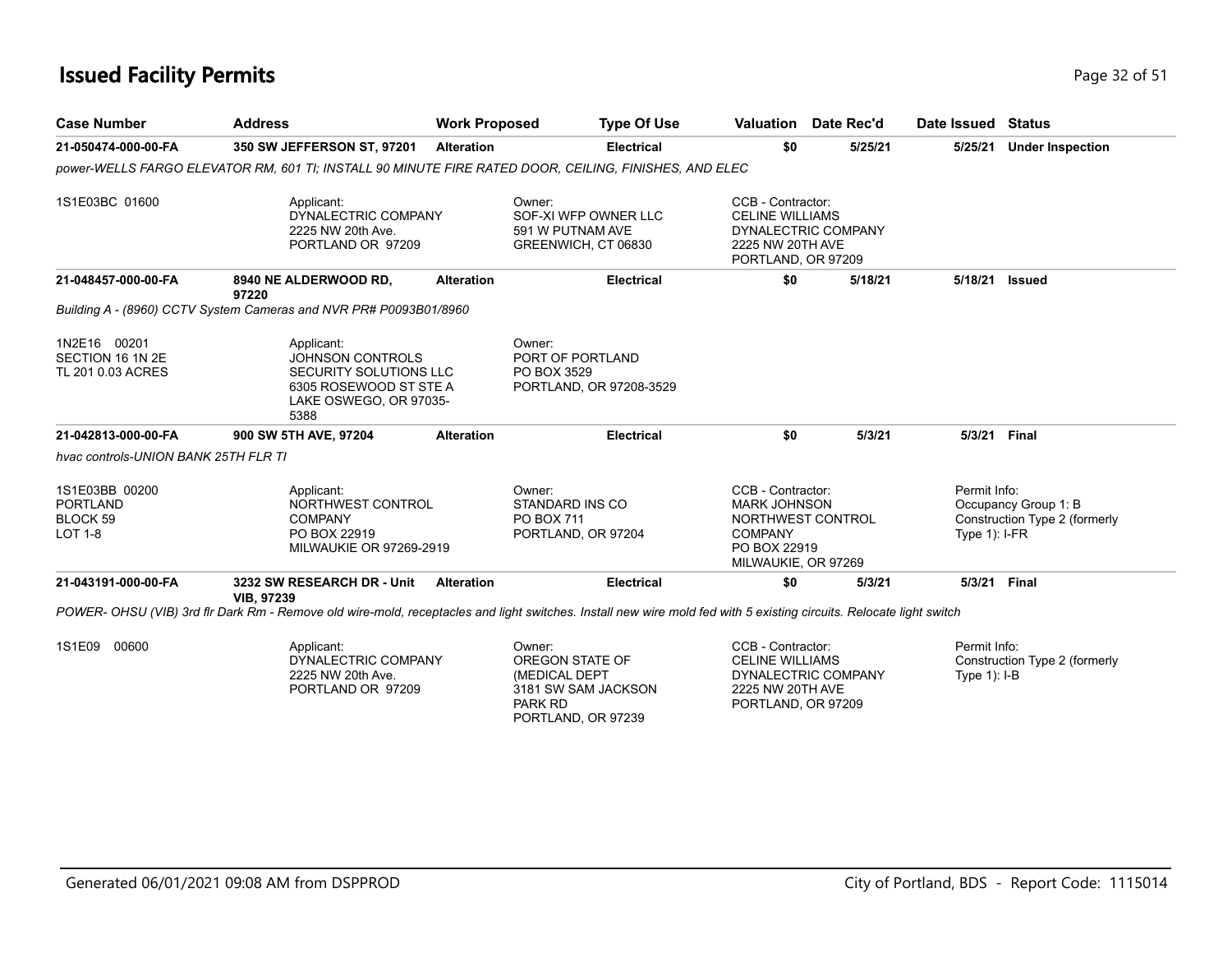# Issued Facility Permits

| Case Number | Address | Work Proposed | Type Of Use | Valuation | Date Rec'd | Date Issued | Status |
|---|---|---|---|---|---|---|---|
| **21-050474-000-00-FA** | **350 SW JEFFERSON ST, 97201** | **Alteration** | **Electrical** | **$0** | **5/25/21** | **5/25/21** | **Under Inspection** |

*power-WELLS FARGO ELEVATOR RM, 601 TI; INSTALL 90 MINUTE FIRE RATED DOOR, CEILING, FINISHES, AND ELEC*

1S1E03BC 01600

Applicant:
DYNALECTRIC COMPANY
2225 NW 20th Ave.
PORTLAND OR 97209

Owner:
SOF-XI WFP OWNER LLC
591 W PUTNAM AVE
GREENWICH, CT 06830

CCB - Contractor:
CELINE WILLIAMS
DYNALECTRIC COMPANY
2225 NW 20TH AVE
PORTLAND, OR 97209

| Case Number | Address | Work Proposed | Type Of Use | Valuation | Date Rec'd | Date Issued | Status |
|---|---|---|---|---|---|---|---|
| **21-048457-000-00-FA** | **8940 NE ALDERWOOD RD, 97220** | **Alteration** | **Electrical** | **$0** | **5/18/21** | **5/18/21** | **Issued** |

*Building A - (8960) CCTV System Cameras and NVR PR# P0093B01/8960*

1N2E16 00201
SECTION 16 1N 2E
TL 201 0.03 ACRES

Applicant:
JOHNSON CONTROLS
SECURITY SOLUTIONS LLC
6305 ROSEWOOD ST STE A
LAKE OSWEGO, OR 97035-5388

Owner:
PORT OF PORTLAND
PO BOX 3529
PORTLAND, OR 97208-3529

| Case Number | Address | Work Proposed | Type Of Use | Valuation | Date Rec'd | Date Issued | Status |
|---|---|---|---|---|---|---|---|
| **21-042813-000-00-FA** | **900 SW 5TH AVE, 97204** | **Alteration** | **Electrical** | **$0** | **5/3/21** | **5/3/21** | **Final** |

*hvac controls-UNION BANK 25TH FLR TI*

1S1E03BB 00200
PORTLAND
BLOCK 59
LOT 1-8

Applicant:
NORTHWEST CONTROL
COMPANY
PO BOX 22919
MILWAUKIE OR 97269-2919

Owner:
STANDARD INS CO
PO BOX 711
PORTLAND, OR 97204

CCB - Contractor:
MARK JOHNSON
NORTHWEST CONTROL
COMPANY
PO BOX 22919
MILWAUKIE, OR 97269

Permit Info:
Occupancy Group 1: B
Construction Type 2 (formerly Type 1): I-FR

| Case Number | Address | Work Proposed | Type Of Use | Valuation | Date Rec'd | Date Issued | Status |
|---|---|---|---|---|---|---|---|
| **21-043191-000-00-FA** | **3232 SW RESEARCH DR - Unit VIB, 97239** | **Alteration** | **Electrical** | **$0** | **5/3/21** | **5/3/21** | **Final** |

*POWER- OHSU (VIB) 3rd flr Dark Rm - Remove old wire-mold, receptacles and light switches. Install new wire mold fed with 5 existing circuits. Relocate light switch*

1S1E09 00600

Applicant:
DYNALECTRIC COMPANY
2225 NW 20th Ave.
PORTLAND OR 97209

Owner:
OREGON STATE OF
(MEDICAL DEPT
3181 SW SAM JACKSON
PARK RD
PORTLAND, OR 97239

CCB - Contractor:
CELINE WILLIAMS
DYNALECTRIC COMPANY
2225 NW 20TH AVE
PORTLAND, OR 97209

Permit Info:
Construction Type 2 (formerly Type 1): I-B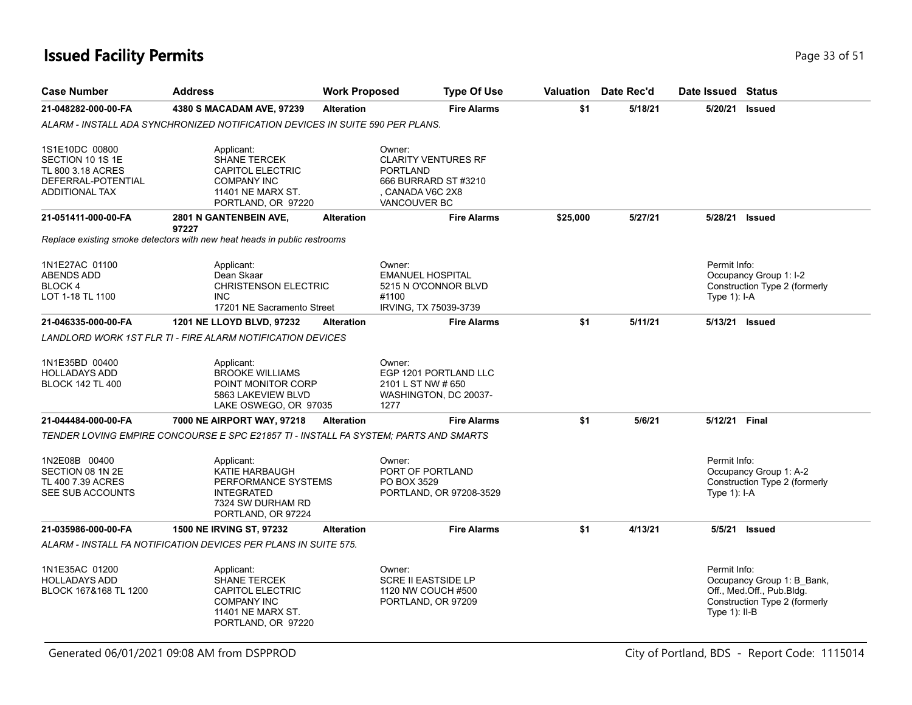# Issued Facility Permits

| Case Number | Address | Work Proposed | Type Of Use | Valuation | Date Rec'd | Date Issued | Status |
|---|---|---|---|---|---|---|---|
| 21-048282-000-00-FA | 4380 S MACADAM AVE, 97239 | Alteration | Fire Alarms | $1 | 5/18/21 | 5/20/21 | Issued |

*ALARM - INSTALL ADA SYNCHRONIZED NOTIFICATION DEVICES IN SUITE 590 PER PLANS.*

1S1E10DC 00800
SECTION 10 1S 1E
TL 800 3.18 ACRES
DEFERRAL-POTENTIAL
ADDITIONAL TAX

Applicant:
SHANE TERCEK
CAPITOL ELECTRIC
COMPANY INC
11401 NE MARX ST.
PORTLAND, OR 97220

Owner:
CLARITY VENTURES RF
PORTLAND
666 BURRARD ST #3210
, CANADA V6C 2X8
VANCOUVER BC

| Case Number | Address | Work Proposed | Type Of Use | Valuation | Date Rec'd | Date Issued | Status |
|---|---|---|---|---|---|---|---|
| 21-051411-000-00-FA | 2801 N GANTENBEIN AVE, 97227 | Alteration | Fire Alarms | $25,000 | 5/27/21 | 5/28/21 | Issued |

*Replace existing smoke detectors with new heat heads in public restrooms*

1N1E27AC 01100
ABENDS ADD
BLOCK 4
LOT 1-18 TL 1100

Applicant:
Dean Skaar
CHRISTENSON ELECTRIC
INC
17201 NE Sacramento Street

Owner:
EMANUEL HOSPITAL
5215 N O'CONNOR BLVD
#1100
IRVING, TX 75039-3739

Permit Info:
Occupancy Group 1: I-2
Construction Type 2 (formerly Type 1): I-A

| Case Number | Address | Work Proposed | Type Of Use | Valuation | Date Rec'd | Date Issued | Status |
|---|---|---|---|---|---|---|---|
| 21-046335-000-00-FA | 1201 NE LLOYD BLVD, 97232 | Alteration | Fire Alarms | $1 | 5/11/21 | 5/13/21 | Issued |

*LANDLORD WORK 1ST FLR TI - FIRE ALARM NOTIFICATION DEVICES*

1N1E35BD 00400
HOLLADAYS ADD
BLOCK 142 TL 400

Applicant:
BROOKE WILLIAMS
POINT MONITOR CORP
5863 LAKEVIEW BLVD
LAKE OSWEGO, OR 97035

Owner:
EGP 1201 PORTLAND LLC
2101 L ST NW # 650
WASHINGTON, DC 20037-1277

| Case Number | Address | Work Proposed | Type Of Use | Valuation | Date Rec'd | Date Issued | Status |
|---|---|---|---|---|---|---|---|
| 21-044484-000-00-FA | 7000 NE AIRPORT WAY, 97218 | Alteration | Fire Alarms | $1 | 5/6/21 | 5/12/21 | Final |

*TENDER LOVING EMPIRE CONCOURSE E SPC E21857 TI - INSTALL FA SYSTEM; PARTS AND SMARTS*

1N2E08B 00400
SECTION 08 1N 2E
TL 400 7.39 ACRES
SEE SUB ACCOUNTS

Applicant:
KATIE HARBAUGH
PERFORMANCE SYSTEMS
INTEGRATED
7324 SW DURHAM RD
PORTLAND, OR 97224

Owner:
PORT OF PORTLAND
PO BOX 3529
PORTLAND, OR 97208-3529

Permit Info:
Occupancy Group 1: A-2
Construction Type 2 (formerly Type 1): I-A

| Case Number | Address | Work Proposed | Type Of Use | Valuation | Date Rec'd | Date Issued | Status |
|---|---|---|---|---|---|---|---|
| 21-035986-000-00-FA | 1500 NE IRVING ST, 97232 | Alteration | Fire Alarms | $1 | 4/13/21 | 5/5/21 | Issued |

*ALARM - INSTALL FA NOTIFICATION DEVICES PER PLANS IN SUITE 575.*

1N1E35AC 01200
HOLLADAYS ADD
BLOCK 167&168 TL 1200

Applicant:
SHANE TERCEK
CAPITOL ELECTRIC
COMPANY INC
11401 NE MARX ST.
PORTLAND, OR 97220

Owner:
SCRE II EASTSIDE LP
1120 NW COUCH #500
PORTLAND, OR 97209

Permit Info:
Occupancy Group 1: B_Bank, Off., Med.Off., Pub.Bldg.
Construction Type 2 (formerly Type 1): II-B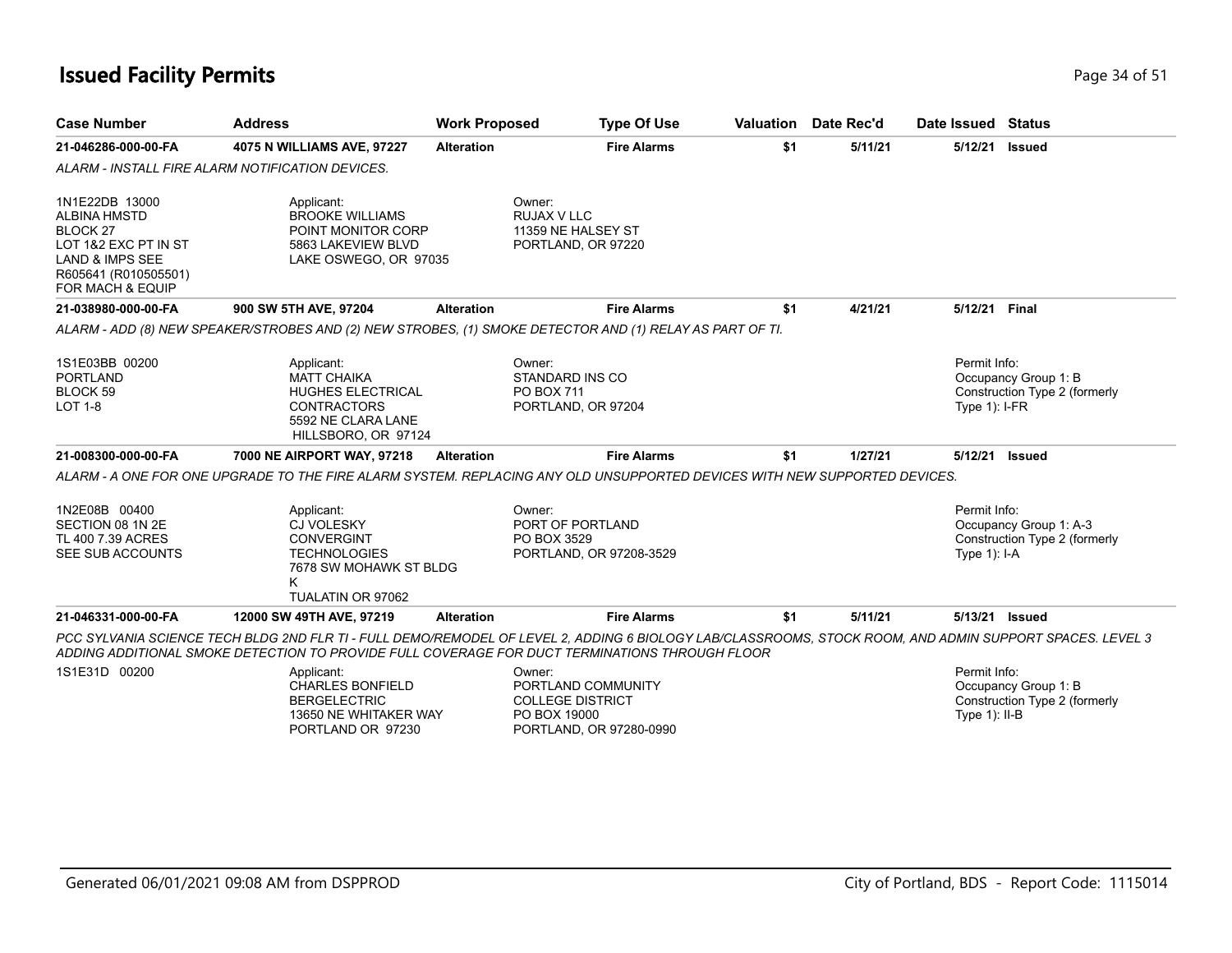# Issued Facility Permits

| Case Number | Address | Work Proposed | Type Of Use | Valuation | Date Rec'd | Date Issued | Status |
|---|---|---|---|---|---|---|---|
| **21-046286-000-00-FA** | **4075 N WILLIAMS AVE, 97227** | **Alteration** | **Fire Alarms** | **$1** | **5/11/21** | **5/12/21** | **Issued** |

*ALARM - INSTALL FIRE ALARM NOTIFICATION DEVICES.*

1N1E22DB 13000
ALBINA HMSTD
BLOCK 27
LOT 1&2 EXC PT IN ST
LAND & IMPS SEE
R605641 (R010505501)
FOR MACH & EQUIP

Applicant:
BROOKE WILLIAMS
POINT MONITOR CORP
5863 LAKEVIEW BLVD
LAKE OSWEGO, OR 97035

Owner:
RUJAX V LLC
11359 NE HALSEY ST
PORTLAND, OR 97220

| Case Number | Address | Work Proposed | Type Of Use | Valuation | Date Rec'd | Date Issued | Status |
|---|---|---|---|---|---|---|---|
| **21-038980-000-00-FA** | **900 SW 5TH AVE, 97204** | **Alteration** | **Fire Alarms** | **$1** | **4/21/21** | **5/12/21** | **Final** |

*ALARM - ADD (8) NEW SPEAKER/STROBES AND (2) NEW STROBES, (1) SMOKE DETECTOR AND (1) RELAY AS PART OF TI.*

1S1E03BB 00200
PORTLAND
BLOCK 59
LOT 1-8

Applicant:
MATT CHAIKA
HUGHES ELECTRICAL
CONTRACTORS
5592 NE CLARA LANE
HILLSBORO, OR 97124

Owner:
STANDARD INS CO
PO BOX 711
PORTLAND, OR 97204

Permit Info:
Occupancy Group 1: B
Construction Type 2 (formerly Type 1): I-FR

| Case Number | Address | Work Proposed | Type Of Use | Valuation | Date Rec'd | Date Issued | Status |
|---|---|---|---|---|---|---|---|
| **21-008300-000-00-FA** | **7000 NE AIRPORT WAY, 97218** | **Alteration** | **Fire Alarms** | **$1** | **1/27/21** | **5/12/21** | **Issued** |

*ALARM - A ONE FOR ONE UPGRADE TO THE FIRE ALARM SYSTEM. REPLACING ANY OLD UNSUPPORTED DEVICES WITH NEW SUPPORTED DEVICES.*

1N2E08B 00400
SECTION 08 1N 2E
TL 400 7.39 ACRES
SEE SUB ACCOUNTS

Applicant:
CJ VOLESKY
CONVERGINT
TECHNOLOGIES
7678 SW MOHAWK ST BLDG K
TUALATIN OR 97062

Owner:
PORT OF PORTLAND
PO BOX 3529
PORTLAND, OR 97208-3529

Permit Info:
Occupancy Group 1: A-3
Construction Type 2 (formerly Type 1): I-A

| Case Number | Address | Work Proposed | Type Of Use | Valuation | Date Rec'd | Date Issued | Status |
|---|---|---|---|---|---|---|---|
| **21-046331-000-00-FA** | **12000 SW 49TH AVE, 97219** | **Alteration** | **Fire Alarms** | **$1** | **5/11/21** | **5/13/21** | **Issued** |

*PCC SYLVANIA SCIENCE TECH BLDG 2ND FLR TI - FULL DEMO/REMODEL OF LEVEL 2, ADDING 6 BIOLOGY LAB/CLASSROOMS, STOCK ROOM, AND ADMIN SUPPORT SPACES. LEVEL 3 ADDING ADDITIONAL SMOKE DETECTION TO PROVIDE FULL COVERAGE FOR DUCT TERMINATIONS THROUGH FLOOR*

1S1E31D 00200

Applicant:
CHARLES BONFIELD
BERGELECTRIC
13650 NE WHITAKER WAY
PORTLAND OR 97230

Owner:
PORTLAND COMMUNITY
COLLEGE DISTRICT
PO BOX 19000
PORTLAND, OR 97280-0990

Permit Info:
Occupancy Group 1: B
Construction Type 2 (formerly Type 1): II-B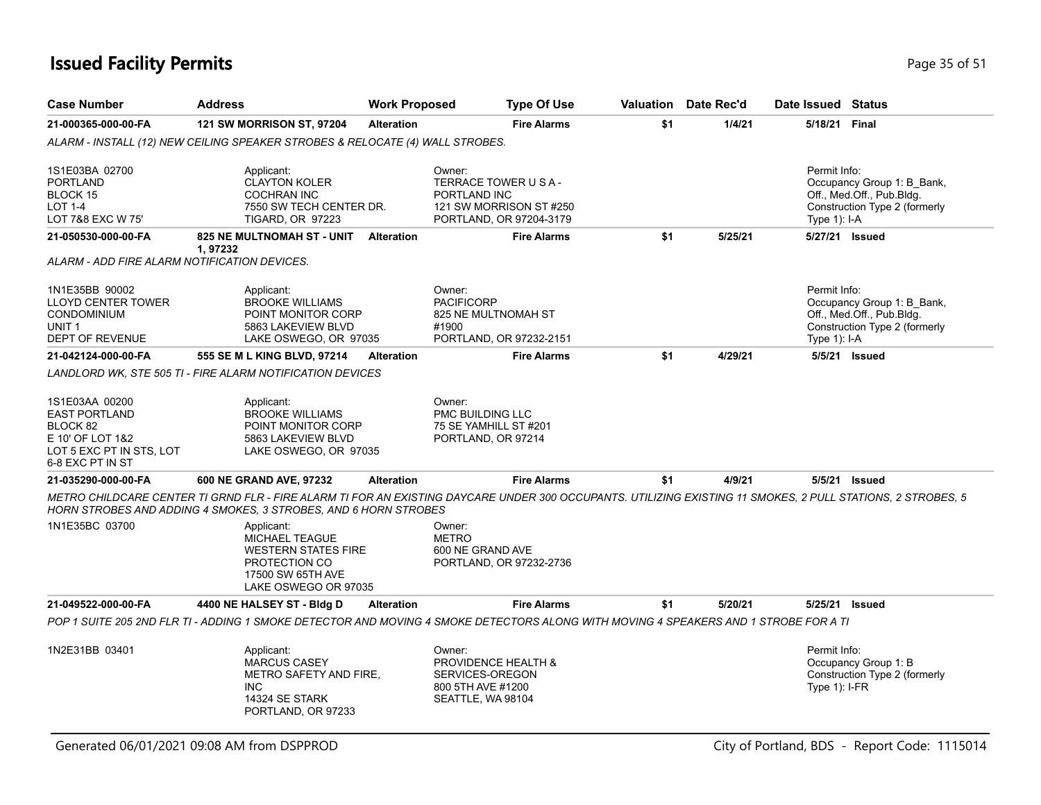# Issued Facility Permits

| Case Number | Address | Work Proposed | Type Of Use | Valuation | Date Rec'd | Date Issued | Status |
|---|---|---|---|---|---|---|---|
| 21-000365-000-00-FA | 121 SW MORRISON ST, 97204 | Alteration | Fire Alarms | $1 | 1/4/21 | 5/18/21 | Final |

*ALARM - INSTALL (12) NEW CEILING SPEAKER STROBES & RELOCATE (4) WALL STROBES.*

1S1E03BA 02700
PORTLAND
BLOCK 15
LOT 1-4
LOT 7&8 EXC W 75'

Applicant:
CLAYTON KOLER
COCHRAN INC
7550 SW TECH CENTER DR.
TIGARD, OR 97223

Owner:
TERRACE TOWER U S A -
PORTLAND INC
121 SW MORRISON ST #250
PORTLAND, OR 97204-3179

Permit Info:
Occupancy Group 1: B_Bank, Off., Med.Off., Pub.Bldg.
Construction Type 2 (formerly Type 1): I-A

| Case Number | Address | Work Proposed | Type Of Use | Valuation | Date Rec'd | Date Issued | Status |
|---|---|---|---|---|---|---|---|
| 21-050530-000-00-FA | 825 NE MULTNOMAH ST - UNIT 1, 97232 | Alteration | Fire Alarms | $1 | 5/25/21 | 5/27/21 | Issued |

*ALARM - ADD FIRE ALARM NOTIFICATION DEVICES.*

1N1E35BB 90002
LLOYD CENTER TOWER
CONDOMINIUM
UNIT 1
DEPT OF REVENUE

Applicant:
BROOKE WILLIAMS
POINT MONITOR CORP
5863 LAKEVIEW BLVD
LAKE OSWEGO, OR 97035

Owner:
PACIFICORP
825 NE MULTNOMAH ST
#1900
PORTLAND, OR 97232-2151

Permit Info:
Occupancy Group 1: B_Bank, Off., Med.Off., Pub.Bldg.
Construction Type 2 (formerly Type 1): I-A

| Case Number | Address | Work Proposed | Type Of Use | Valuation | Date Rec'd | Date Issued | Status |
|---|---|---|---|---|---|---|---|
| 21-042124-000-00-FA | 555 SE M L KING BLVD, 97214 | Alteration | Fire Alarms | $1 | 4/29/21 | 5/5/21 | Issued |

*LANDLORD WK, STE 505 TI - FIRE ALARM NOTIFICATION DEVICES*

1S1E03AA 00200
EAST PORTLAND
BLOCK 82
E 10' OF LOT 1&2
LOT 5 EXC PT IN STS, LOT 6-8 EXC PT IN ST

Applicant:
BROOKE WILLIAMS
POINT MONITOR CORP
5863 LAKEVIEW BLVD
LAKE OSWEGO, OR 97035

Owner:
PMC BUILDING LLC
75 SE YAMHILL ST #201
PORTLAND, OR 97214

| Case Number | Address | Work Proposed | Type Of Use | Valuation | Date Rec'd | Date Issued | Status |
|---|---|---|---|---|---|---|---|
| 21-035290-000-00-FA | 600 NE GRAND AVE, 97232 | Alteration | Fire Alarms | $1 | 4/9/21 | 5/5/21 | Issued |

*METRO CHILDCARE CENTER TI GRND FLR - FIRE ALARM TI FOR AN EXISTING DAYCARE UNDER 300 OCCUPANTS. UTILIZING EXISTING 11 SMOKES, 2 PULL STATIONS, 2 STROBES, 5 HORN STROBES AND ADDING 4 SMOKES, 3 STROBES, AND 6 HORN STROBES*

1N1E35BC 03700

Applicant:
MICHAEL TEAGUE
WESTERN STATES FIRE PROTECTION CO
17500 SW 65TH AVE
LAKE OSWEGO OR 97035

Owner:
METRO
600 NE GRAND AVE
PORTLAND, OR 97232-2736

| Case Number | Address | Work Proposed | Type Of Use | Valuation | Date Rec'd | Date Issued | Status |
|---|---|---|---|---|---|---|---|
| 21-049522-000-00-FA | 4400 NE HALSEY ST - Bldg D | Alteration | Fire Alarms | $1 | 5/20/21 | 5/25/21 | Issued |

*POP 1 SUITE 205 2ND FLR TI - ADDING 1 SMOKE DETECTOR AND MOVING 4 SMOKE DETECTORS ALONG WITH MOVING 4 SPEAKERS AND 1 STROBE FOR A TI*

1N2E31BB 03401

Applicant:
MARCUS CASEY
METRO SAFETY AND FIRE, INC
14324 SE STARK
PORTLAND, OR 97233

Owner:
PROVIDENCE HEALTH & SERVICES-OREGON
800 5TH AVE #1200
SEATTLE, WA 98104

Permit Info:
Occupancy Group 1: B
Construction Type 2 (formerly Type 1): I-FR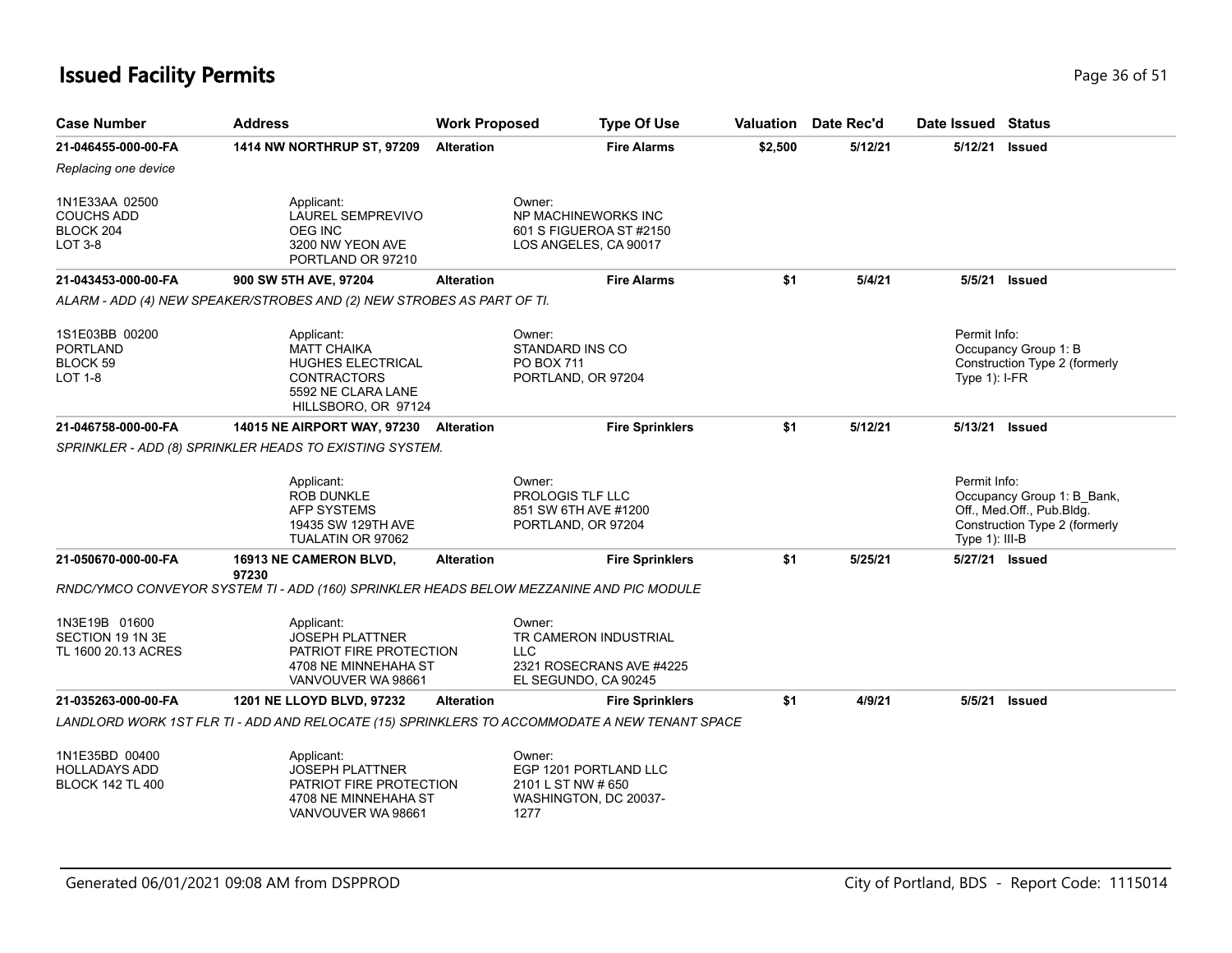# Issued Facility Permits

| Case Number | Address | Work Proposed | Type Of Use | Valuation | Date Rec'd | Date Issued | Status |
|---|---|---|---|---|---|---|---|
| **21-046455-000-00-FA** | **1414 NW NORTHRUP ST, 97209** | **Alteration** | **Fire Alarms** | **$2,500** | **5/12/21** | **5/12/21** | **Issued** |

*Replacing one device*

1N1E33AA 02500
COUCHS ADD
BLOCK 204
LOT 3-8

Applicant:
LAUREL SEMPREVIVO
OEG INC
3200 NW YEON AVE
PORTLAND OR 97210

Owner:
NP MACHINEWORKS INC
601 S FIGUEROA ST #2150
LOS ANGELES, CA 90017

| Case Number | Address | Work Proposed | Type Of Use | Valuation | Date Rec'd | Date Issued | Status |
|---|---|---|---|---|---|---|---|
| **21-043453-000-00-FA** | **900 SW 5TH AVE, 97204** | **Alteration** | **Fire Alarms** | **$1** | **5/4/21** | **5/5/21** | **Issued** |

*ALARM - ADD (4) NEW SPEAKER/STROBES AND (2) NEW STROBES AS PART OF TI.*

1S1E03BB 00200
PORTLAND
BLOCK 59
LOT 1-8

Applicant:
MATT CHAIKA
HUGHES ELECTRICAL CONTRACTORS
5592 NE CLARA LANE
HILLSBORO, OR 97124

Owner:
STANDARD INS CO
PO BOX 711
PORTLAND, OR 97204

Permit Info:
Occupancy Group 1: B
Construction Type 2 (formerly Type 1): I-FR

| Case Number | Address | Work Proposed | Type Of Use | Valuation | Date Rec'd | Date Issued | Status |
|---|---|---|---|---|---|---|---|
| **21-046758-000-00-FA** | **14015 NE AIRPORT WAY, 97230** | **Alteration** | **Fire Sprinklers** | **$1** | **5/12/21** | **5/13/21** | **Issued** |

*SPRINKLER - ADD (8) SPRINKLER HEADS TO EXISTING SYSTEM.*

Applicant:
ROB DUNKLE
AFP SYSTEMS
19435 SW 129TH AVE
TUALATIN OR 97062

Owner:
PROLOGIS TLF LLC
851 SW 6TH AVE #1200
PORTLAND, OR 97204

Permit Info:
Occupancy Group 1: B_Bank, Off., Med.Off., Pub.Bldg.
Construction Type 2 (formerly Type 1): III-B

| Case Number | Address | Work Proposed | Type Of Use | Valuation | Date Rec'd | Date Issued | Status |
|---|---|---|---|---|---|---|---|
| **21-050670-000-00-FA** | **16913 NE CAMERON BLVD, 97230** | **Alteration** | **Fire Sprinklers** | **$1** | **5/25/21** | **5/27/21** | **Issued** |

*RNDC/YMCO CONVEYOR SYSTEM TI - ADD (160) SPRINKLER HEADS BELOW MEZZANINE AND PIC MODULE*

1N3E19B 01600
SECTION 19 1N 3E
TL 1600 20.13 ACRES

Applicant:
JOSEPH PLATTNER
PATRIOT FIRE PROTECTION
4708 NE MINNEHAHA ST
VANVOUVER WA 98661

Owner:
TR CAMERON INDUSTRIAL LLC
2321 ROSECRANS AVE #4225
EL SEGUNDO, CA 90245

| Case Number | Address | Work Proposed | Type Of Use | Valuation | Date Rec'd | Date Issued | Status |
|---|---|---|---|---|---|---|---|
| **21-035263-000-00-FA** | **1201 NE LLOYD BLVD, 97232** | **Alteration** | **Fire Sprinklers** | **$1** | **4/9/21** | **5/5/21** | **Issued** |

*LANDLORD WORK 1ST FLR TI - ADD AND RELOCATE (15) SPRINKLERS TO ACCOMMODATE A NEW TENANT SPACE*

1N1E35BD 00400
HOLLADAYS ADD
BLOCK 142 TL 400

Applicant:
JOSEPH PLATTNER
PATRIOT FIRE PROTECTION
4708 NE MINNEHAHA ST
VANVOUVER WA 98661

Owner:
EGP 1201 PORTLAND LLC
2101 L ST NW # 650
WASHINGTON, DC 20037-1277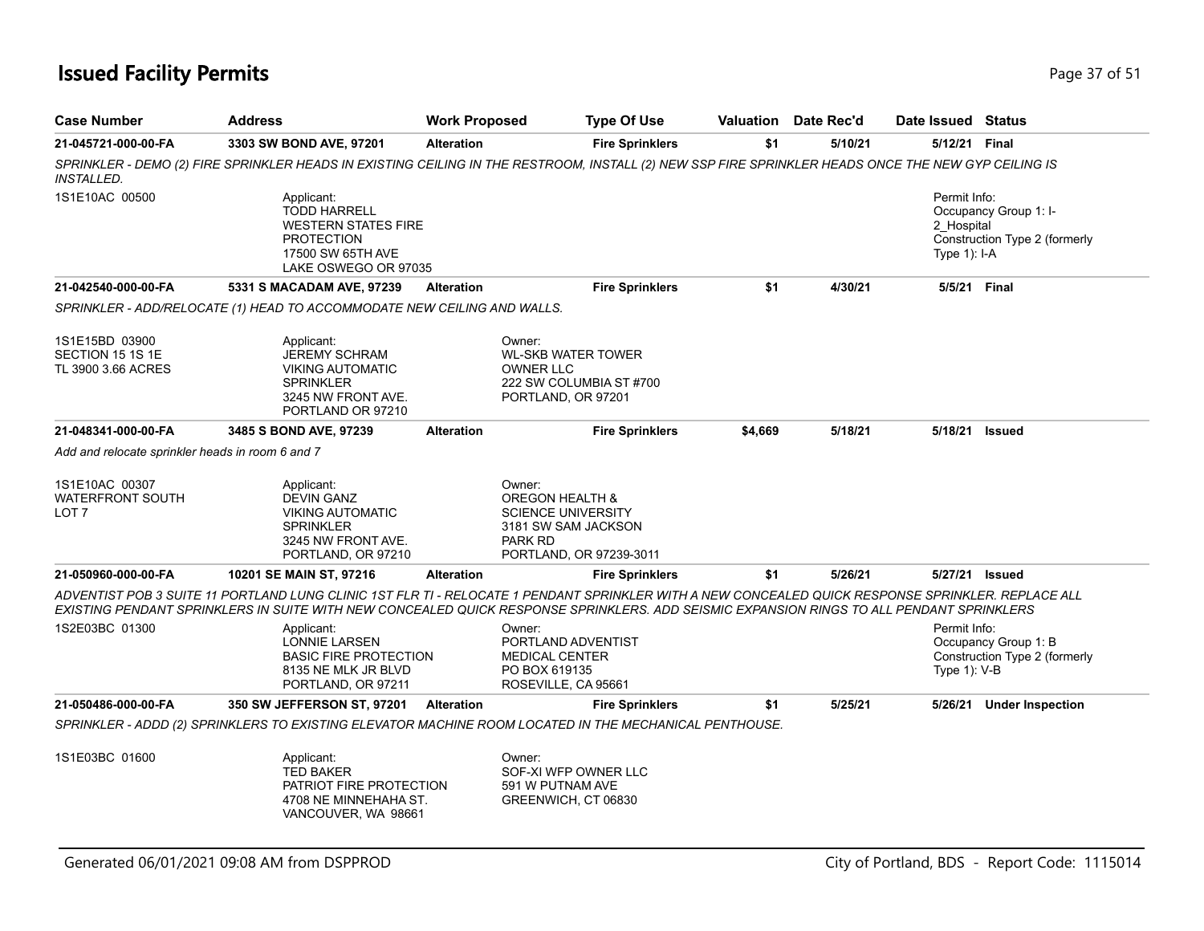# Issued Facility Permits

| Case Number | Address | Work Proposed | Type Of Use | Valuation | Date Rec'd | Date Issued | Status |
|---|---|---|---|---|---|---|---|
| 21-045721-000-00-FA | 3303 SW BOND AVE, 97201 | Alteration | Fire Sprinklers | $1 | 5/10/21 | 5/12/21 | Final |

*SPRINKLER - DEMO (2) FIRE SPRINKLER HEADS IN EXISTING CEILING IN THE RESTROOM, INSTALL (2) NEW SSP FIRE SPRINKLER HEADS ONCE THE NEW GYP CEILING IS INSTALLED.*

1S1E10AC 00500

Applicant:
TODD HARRELL
WESTERN STATES FIRE PROTECTION
17500 SW 65TH AVE
LAKE OSWEGO OR 97035

Permit Info:
Occupancy Group 1: I-2_Hospital
Construction Type 2 (formerly Type 1): I-A

| Case Number | Address | Work Proposed | Type Of Use | Valuation | Date Rec'd | Date Issued | Status |
|---|---|---|---|---|---|---|---|
| 21-042540-000-00-FA | 5331 S MACADAM AVE, 97239 | Alteration | Fire Sprinklers | $1 | 4/30/21 | 5/5/21 | Final |

*SPRINKLER - ADD/RELOCATE (1) HEAD TO ACCOMMODATE NEW CEILING AND WALLS.*

1S1E15BD 03900
SECTION 15 1S 1E
TL 3900 3.66 ACRES

Applicant:
JEREMY SCHRAM
VIKING AUTOMATIC SPRINKLER
3245 NW FRONT AVE.
PORTLAND OR 97210

Owner:
WL-SKB WATER TOWER OWNER LLC
222 SW COLUMBIA ST #700
PORTLAND, OR 97201

| Case Number | Address | Work Proposed | Type Of Use | Valuation | Date Rec'd | Date Issued | Status |
|---|---|---|---|---|---|---|---|
| 21-048341-000-00-FA | 3485 S BOND AVE, 97239 | Alteration | Fire Sprinklers | $4,669 | 5/18/21 | 5/18/21 | Issued |

*Add and relocate sprinkler heads in room 6 and 7*

1S1E10AC 00307
WATERFRONT SOUTH
LOT 7

Applicant:
DEVIN GANZ
VIKING AUTOMATIC SPRINKLER
3245 NW FRONT AVE.
PORTLAND, OR 97210

Owner:
OREGON HEALTH & SCIENCE UNIVERSITY
3181 SW SAM JACKSON PARK RD
PORTLAND, OR 97239-3011

| Case Number | Address | Work Proposed | Type Of Use | Valuation | Date Rec'd | Date Issued | Status |
|---|---|---|---|---|---|---|---|
| 21-050960-000-00-FA | 10201 SE MAIN ST, 97216 | Alteration | Fire Sprinklers | $1 | 5/26/21 | 5/27/21 | Issued |

*ADVENTIST POB 3 SUITE 11 PORTLAND LUNG CLINIC 1ST FLR TI - RELOCATE 1 PENDANT SPRINKLER WITH A NEW CONCEALED QUICK RESPONSE SPRINKLER. REPLACE ALL EXISTING PENDANT SPRINKLERS IN SUITE WITH NEW CONCEALED QUICK RESPONSE SPRINKLERS. ADD SEISMIC EXPANSION RINGS TO ALL PENDANT SPRINKLERS*

1S2E03BC 01300

Applicant:
LONNIE LARSEN
BASIC FIRE PROTECTION
8135 NE MLK JR BLVD
PORTLAND, OR 97211

Owner:
PORTLAND ADVENTIST MEDICAL CENTER
PO BOX 619135
ROSEVILLE, CA 95661

Permit Info:
Occupancy Group 1: B
Construction Type 2 (formerly Type 1): V-B

| Case Number | Address | Work Proposed | Type Of Use | Valuation | Date Rec'd | Date Issued | Status |
|---|---|---|---|---|---|---|---|
| 21-050486-000-00-FA | 350 SW JEFFERSON ST, 97201 | Alteration | Fire Sprinklers | $1 | 5/25/21 | 5/26/21 | Under Inspection |

*SPRINKLER - ADDD (2) SPRINKLERS TO EXISTING ELEVATOR MACHINE ROOM LOCATED IN THE MECHANICAL PENTHOUSE.*

1S1E03BC 01600

Applicant:
TED BAKER
PATRIOT FIRE PROTECTION
4708 NE MINNEHAHA ST.
VANCOUVER, WA 98661

Owner:
SOF-XI WFP OWNER LLC
591 W PUTNAM AVE
GREENWICH, CT 06830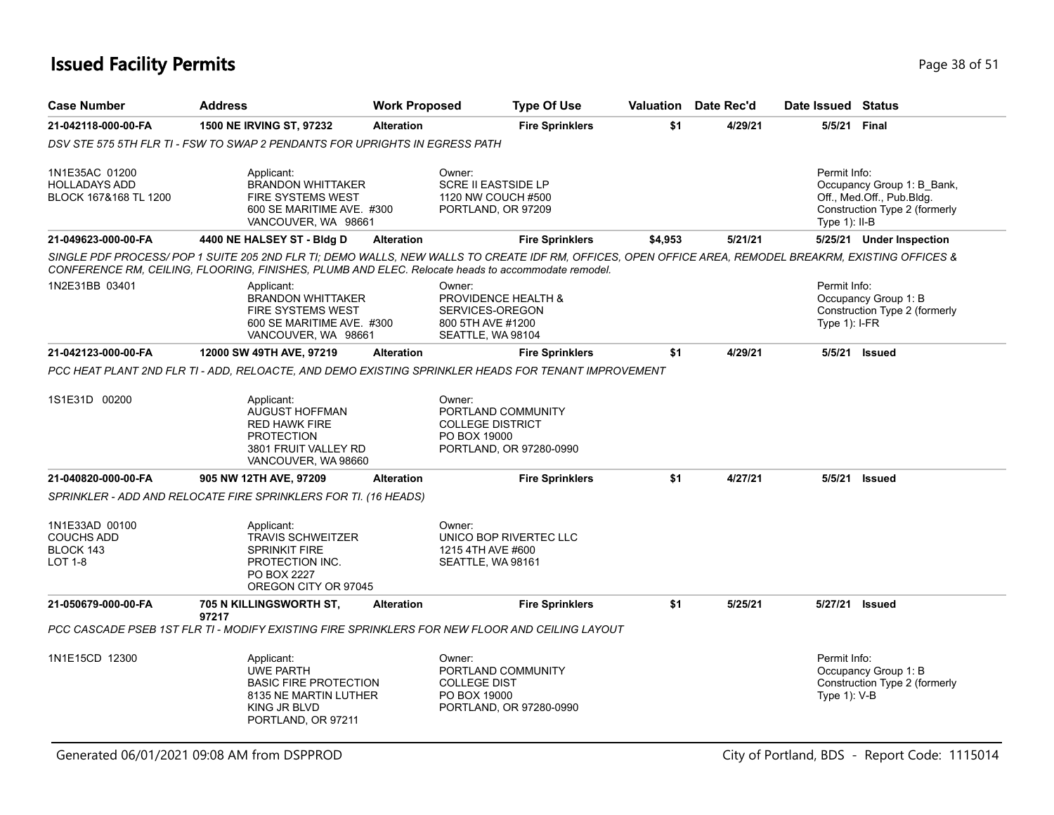# Issued Facility Permits

| Case Number | Address | Work Proposed | Type Of Use | Valuation | Date Rec'd | Date Issued | Status |
|---|---|---|---|---|---|---|---|
| 21-042118-000-00-FA | 1500 NE IRVING ST, 97232 | Alteration | Fire Sprinklers | $1 | 4/29/21 | 5/5/21 | Final |

DSV STE 575 5TH FLR TI - FSW TO SWAP 2 PENDANTS FOR UPRIGHTS IN EGRESS PATH

1N1E35AC 01200
HOLLADAYS ADD
BLOCK 167&168 TL 1200

Applicant:
BRANDON WHITTAKER
FIRE SYSTEMS WEST
600 SE MARITIME AVE. #300
VANCOUVER, WA 98661

Owner:
SCRE II EASTSIDE LP
1120 NW COUCH #500
PORTLAND, OR 97209

Permit Info:
Occupancy Group 1: B_Bank, Off., Med.Off., Pub.Bldg.
Construction Type 2 (formerly Type 1): II-B

| Case Number | Address | Work Proposed | Type Of Use | Valuation | Date Rec'd | Date Issued | Status |
|---|---|---|---|---|---|---|---|
| 21-049623-000-00-FA | 4400 NE HALSEY ST - Bldg D | Alteration | Fire Sprinklers | $4,953 | 5/21/21 | 5/25/21 | Under Inspection |

SINGLE PDF PROCESS/ POP 1 SUITE 205 2ND FLR TI; DEMO WALLS, NEW WALLS TO CREATE IDF RM, OFFICES, OPEN OFFICE AREA, REMODEL BREAKRM, EXISTING OFFICES & CONFERENCE RM, CEILING, FLOORING, FINISHES, PLUMB AND ELEC. Relocate heads to accommodate remodel.

1N2E31BB 03401

Applicant:
BRANDON WHITTAKER
FIRE SYSTEMS WEST
600 SE MARITIME AVE. #300
VANCOUVER, WA 98661

Owner:
PROVIDENCE HEALTH &
SERVICES-OREGON
800 5TH AVE #1200
SEATTLE, WA 98104

Permit Info:
Occupancy Group 1: B
Construction Type 2 (formerly Type 1): I-FR

| Case Number | Address | Work Proposed | Type Of Use | Valuation | Date Rec'd | Date Issued | Status |
|---|---|---|---|---|---|---|---|
| 21-042123-000-00-FA | 12000 SW 49TH AVE, 97219 | Alteration | Fire Sprinklers | $1 | 4/29/21 | 5/5/21 | Issued |

PCC HEAT PLANT 2ND FLR TI - ADD, RELOACTE, AND DEMO EXISTING SPRINKLER HEADS FOR TENANT IMPROVEMENT

1S1E31D 00200

Applicant:
AUGUST HOFFMAN
RED HAWK FIRE
PROTECTION
3801 FRUIT VALLEY RD
VANCOUVER, WA 98660

Owner:
PORTLAND COMMUNITY
COLLEGE DISTRICT
PO BOX 19000
PORTLAND, OR 97280-0990

| Case Number | Address | Work Proposed | Type Of Use | Valuation | Date Rec'd | Date Issued | Status |
|---|---|---|---|---|---|---|---|
| 21-040820-000-00-FA | 905 NW 12TH AVE, 97209 | Alteration | Fire Sprinklers | $1 | 4/27/21 | 5/5/21 | Issued |

SPRINKLER - ADD AND RELOCATE FIRE SPRINKLERS FOR TI. (16 HEADS)

1N1E33AD 00100
COUCHS ADD
BLOCK 143
LOT 1-8

Applicant:
TRAVIS SCHWEITZER
SPRINKIT FIRE
PROTECTION INC.
PO BOX 2227
OREGON CITY OR 97045

Owner:
UNICO BOP RIVERTEC LLC
1215 4TH AVE #600
SEATTLE, WA 98161

| Case Number | Address | Work Proposed | Type Of Use | Valuation | Date Rec'd | Date Issued | Status |
|---|---|---|---|---|---|---|---|
| 21-050679-000-00-FA | 705 N KILLINGSWORTH ST, 97217 | Alteration | Fire Sprinklers | $1 | 5/25/21 | 5/27/21 | Issued |

PCC CASCADE PSEB 1ST FLR TI - MODIFY EXISTING FIRE SPRINKLERS FOR NEW FLOOR AND CEILING LAYOUT

1N1E15CD 12300

Applicant:
UWE PARTH
BASIC FIRE PROTECTION
8135 NE MARTIN LUTHER
KING JR BLVD
PORTLAND, OR 97211

Owner:
PORTLAND COMMUNITY
COLLEGE DIST
PO BOX 19000
PORTLAND, OR 97280-0990

Permit Info:
Occupancy Group 1: B
Construction Type 2 (formerly Type 1): V-B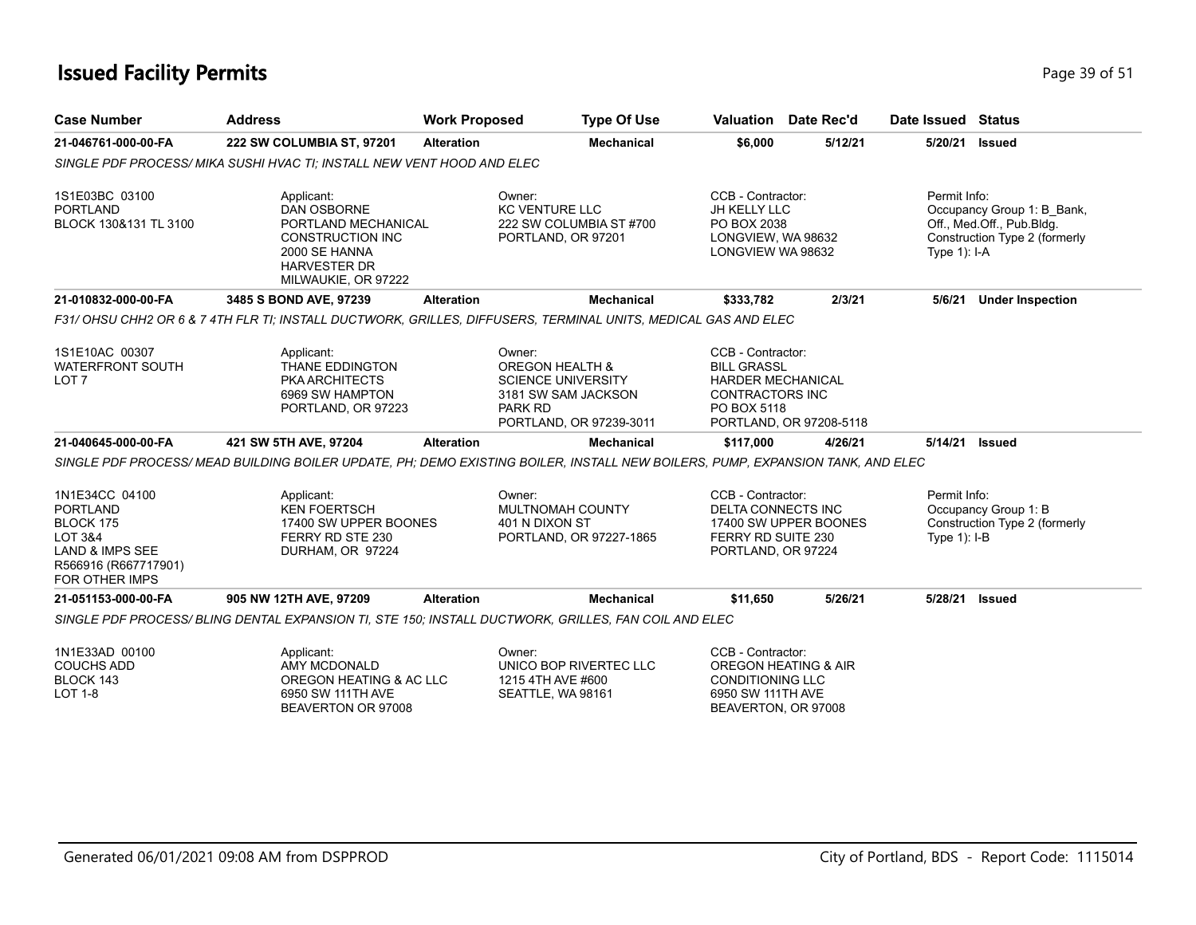# Issued Facility Permits

| Case Number | Address | Work Proposed | Type Of Use | Valuation | Date Rec'd | Date Issued | Status |
|---|---|---|---|---|---|---|---|
| **21-046761-000-00-FA** | **222 SW COLUMBIA ST, 97201** | **Alteration** | **Mechanical** | **$6,000** | **5/12/21** | **5/20/21** | **Issued** |

*SINGLE PDF PROCESS/ MIKA SUSHI HVAC TI; INSTALL NEW VENT HOOD AND ELEC*

1S1E03BC 03100
PORTLAND
BLOCK 130&131 TL 3100

Applicant:
DAN OSBORNE
PORTLAND MECHANICAL CONSTRUCTION INC
2000 SE HANNA HARVESTER DR
MILWAUKIE, OR 97222

Owner:
KC VENTURE LLC
222 SW COLUMBIA ST #700
PORTLAND, OR 97201

CCB - Contractor:
JH KELLY LLC
PO BOX 2038
LONGVIEW, WA 98632
LONGVIEW WA 98632

Permit Info:
Occupancy Group 1: B_Bank, Off., Med.Off., Pub.Bldg.
Construction Type 2 (formerly Type 1): I-A

| Case Number | Address | Work Proposed | Type Of Use | Valuation | Date Rec'd | Date Issued | Status |
|---|---|---|---|---|---|---|---|
| **21-010832-000-00-FA** | **3485 S BOND AVE, 97239** | **Alteration** | **Mechanical** | **$333,782** | **2/3/21** | **5/6/21** | **Under Inspection** |

*F31/ OHSU CHH2 OR 6 & 7 4TH FLR TI; INSTALL DUCTWORK, GRILLES, DIFFUSERS, TERMINAL UNITS, MEDICAL GAS AND ELEC*

1S1E10AC 00307
WATERFRONT SOUTH
LOT 7

Applicant:
THANE EDDINGTON
PKA ARCHITECTS
6969 SW HAMPTON
PORTLAND, OR 97223

Owner:
OREGON HEALTH & SCIENCE UNIVERSITY
3181 SW SAM JACKSON PARK RD
PORTLAND, OR 97239-3011

CCB - Contractor:
BILL GRASSL
HARDER MECHANICAL CONTRACTORS INC
PO BOX 5118
PORTLAND, OR 97208-5118

| Case Number | Address | Work Proposed | Type Of Use | Valuation | Date Rec'd | Date Issued | Status |
|---|---|---|---|---|---|---|---|
| **21-040645-000-00-FA** | **421 SW 5TH AVE, 97204** | **Alteration** | **Mechanical** | **$117,000** | **4/26/21** | **5/14/21** | **Issued** |

*SINGLE PDF PROCESS/ MEAD BUILDING BOILER UPDATE, PH; DEMO EXISTING BOILER, INSTALL NEW BOILERS, PUMP, EXPANSION TANK, AND ELEC*

1N1E34CC 04100
PORTLAND
BLOCK 175
LOT 3&4
LAND & IMPS SEE R566916 (R667717901) FOR OTHER IMPS

Applicant:
KEN FOERTSCH
17400 SW UPPER BOONES FERRY RD STE 230
DURHAM, OR 97224

Owner:
MULTNOMAH COUNTY
401 N DIXON ST
PORTLAND, OR 97227-1865

CCB - Contractor:
DELTA CONNECTS INC
17400 SW UPPER BOONES FERRY RD SUITE 230
PORTLAND, OR 97224

Permit Info:
Occupancy Group 1: B
Construction Type 2 (formerly Type 1): I-B

| Case Number | Address | Work Proposed | Type Of Use | Valuation | Date Rec'd | Date Issued | Status |
|---|---|---|---|---|---|---|---|
| **21-051153-000-00-FA** | **905 NW 12TH AVE, 97209** | **Alteration** | **Mechanical** | **$11,650** | **5/26/21** | **5/28/21** | **Issued** |

*SINGLE PDF PROCESS/ BLING DENTAL EXPANSION TI, STE 150; INSTALL DUCTWORK, GRILLES, FAN COIL AND ELEC*

1N1E33AD 00100
COUCHS ADD
BLOCK 143
LOT 1-8

Applicant:
AMY MCDONALD
OREGON HEATING & AC LLC
6950 SW 111TH AVE
BEAVERTON OR 97008

Owner:
UNICO BOP RIVERTEC LLC
1215 4TH AVE #600
SEATTLE, WA 98161

CCB - Contractor:
OREGON HEATING & AIR CONDITIONING LLC
6950 SW 111TH AVE
BEAVERTON, OR 97008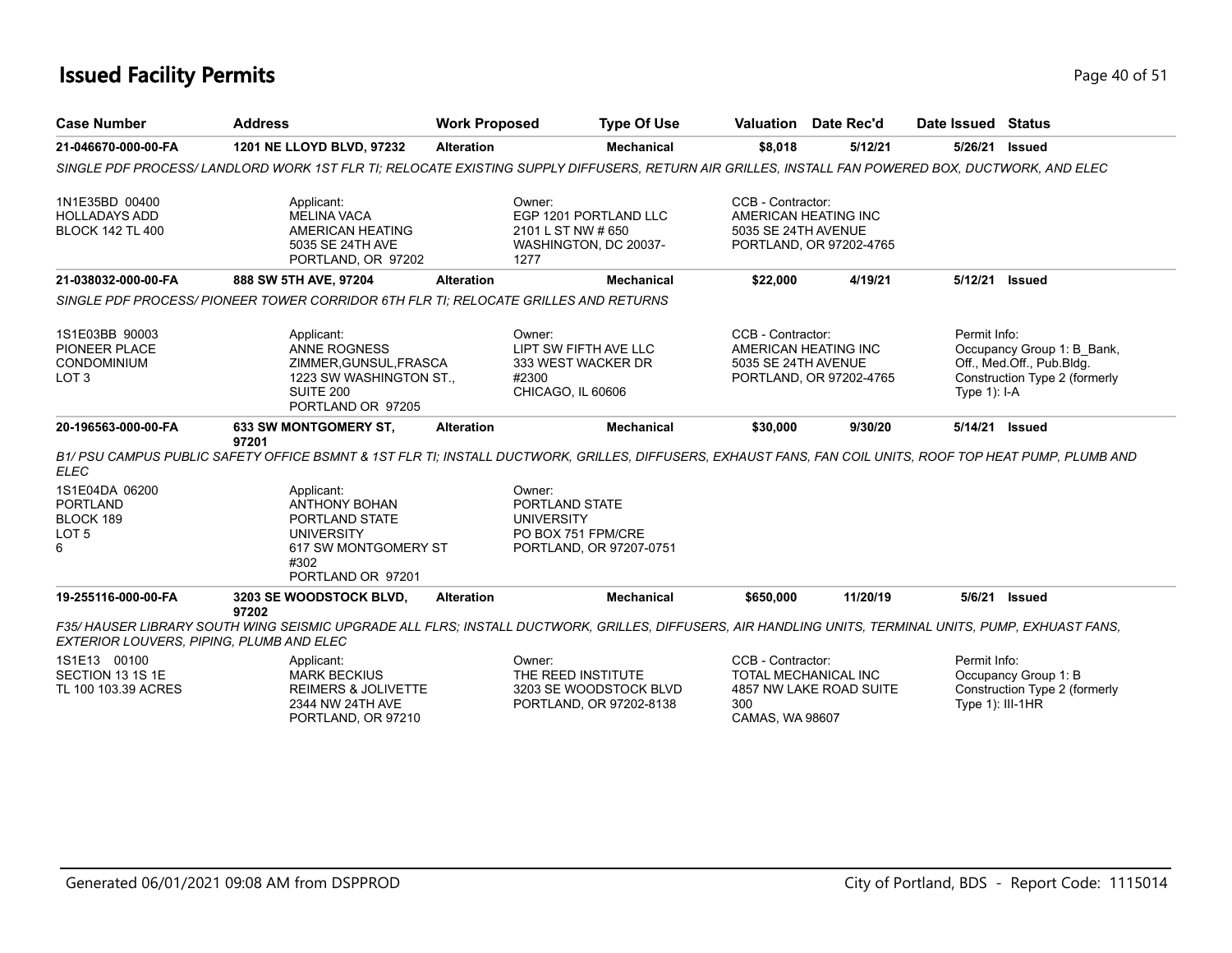# Issued Facility Permits

| Case Number | Address | Work Proposed | Type Of Use | Valuation | Date Rec'd | Date Issued | Status |
|---|---|---|---|---|---|---|---|
| 21-046670-000-00-FA | 1201 NE LLOYD BLVD, 97232 | Alteration | Mechanical | $8,018 | 5/12/21 | 5/26/21 | Issued |

SINGLE PDF PROCESS/ LANDLORD WORK 1ST FLR TI; RELOCATE EXISTING SUPPLY DIFFUSERS, RETURN AIR GRILLES, INSTALL FAN POWERED BOX, DUCTWORK, AND ELEC

1N1E35BD 00400
HOLLADAYS ADD
BLOCK 142 TL 400

Applicant:
MELINA VACA
AMERICAN HEATING
5035 SE 24TH AVE
PORTLAND, OR 97202

Owner:
EGP 1201 PORTLAND LLC
2101 L ST NW # 650
WASHINGTON, DC 20037-1277

CCB - Contractor:
AMERICAN HEATING INC
5035 SE 24TH AVENUE
PORTLAND, OR 97202-4765

| Case Number | Address | Work Proposed | Type Of Use | Valuation | Date Rec'd | Date Issued | Status |
|---|---|---|---|---|---|---|---|
| 21-038032-000-00-FA | 888 SW 5TH AVE, 97204 | Alteration | Mechanical | $22,000 | 4/19/21 | 5/12/21 | Issued |

SINGLE PDF PROCESS/ PIONEER TOWER CORRIDOR 6TH FLR TI; RELOCATE GRILLES AND RETURNS

1S1E03BB 90003
PIONEER PLACE
CONDOMINIUM
LOT 3

Applicant:
ANNE ROGNESS
ZIMMER,GUNSUL,FRASCA
1223 SW WASHINGTON ST., SUITE 200
PORTLAND OR 97205

Owner:
LIPT SW FIFTH AVE LLC
333 WEST WACKER DR
#2300
CHICAGO, IL 60606

CCB - Contractor:
AMERICAN HEATING INC
5035 SE 24TH AVENUE
PORTLAND, OR 97202-4765

Permit Info:
Occupancy Group 1: B_Bank, Off., Med.Off., Pub.Bldg.
Construction Type 2 (formerly Type 1): I-A

| Case Number | Address | Work Proposed | Type Of Use | Valuation | Date Rec'd | Date Issued | Status |
|---|---|---|---|---|---|---|---|
| 20-196563-000-00-FA | 633 SW MONTGOMERY ST, 97201 | Alteration | Mechanical | $30,000 | 9/30/20 | 5/14/21 | Issued |

B1/ PSU CAMPUS PUBLIC SAFETY OFFICE BSMNT & 1ST FLR TI; INSTALL DUCTWORK, GRILLES, DIFFUSERS, EXHAUST FANS, FAN COIL UNITS, ROOF TOP HEAT PUMP, PLUMB AND ELEC

1S1E04DA 06200
PORTLAND
BLOCK 189
LOT 5
6

Applicant:
ANTHONY BOHAN
PORTLAND STATE UNIVERSITY
617 SW MONTGOMERY ST #302
PORTLAND OR 97201

Owner:
PORTLAND STATE UNIVERSITY
PO BOX 751 FPM/CRE
PORTLAND, OR 97207-0751

| Case Number | Address | Work Proposed | Type Of Use | Valuation | Date Rec'd | Date Issued | Status |
|---|---|---|---|---|---|---|---|
| 19-255116-000-00-FA | 3203 SE WOODSTOCK BLVD, 97202 | Alteration | Mechanical | $650,000 | 11/20/19 | 5/6/21 | Issued |

F35/ HAUSER LIBRARY SOUTH WING SEISMIC UPGRADE ALL FLRS; INSTALL DUCTWORK, GRILLES, DIFFUSERS, AIR HANDLING UNITS, TERMINAL UNITS, PUMP, EXHUAST FANS, EXTERIOR LOUVERS, PIPING, PLUMB AND ELEC

1S1E13 00100
SECTION 13 1S 1E
TL 100 103.39 ACRES

Applicant:
MARK BECKIUS
REIMERS & JOLIVETTE
2344 NW 24TH AVE
PORTLAND, OR 97210

Owner:
THE REED INSTITUTE
3203 SE WOODSTOCK BLVD
PORTLAND, OR 97202-8138

CCB - Contractor:
TOTAL MECHANICAL INC
4857 NW LAKE ROAD SUITE 300
CAMAS, WA 98607

Permit Info:
Occupancy Group 1: B
Construction Type 2 (formerly Type 1): III-1HR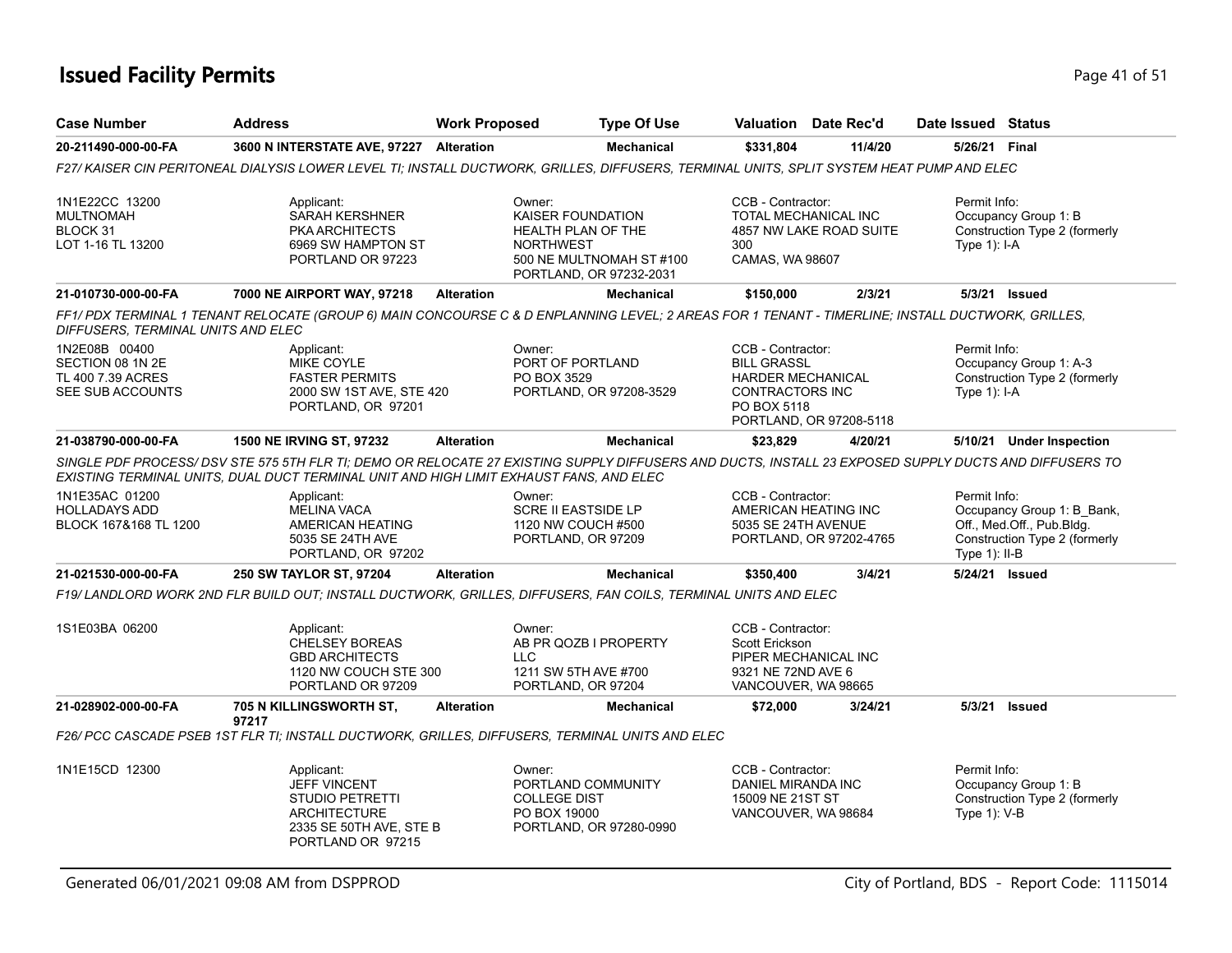# Issued Facility Permits

| Case Number | Address | Work Proposed | Type Of Use | Valuation | Date Rec'd | Date Issued | Status |
|---|---|---|---|---|---|---|---|
| 20-211490-000-00-FA | 3600 N INTERSTATE AVE, 97227 | Alteration | Mechanical | $331,804 | 11/4/20 | 5/26/21 | Final |

*F27/ KAISER CIN PERITONEAL DIALYSIS LOWER LEVEL TI; INSTALL DUCTWORK, GRILLES, DIFFUSERS, TERMINAL UNITS, SPLIT SYSTEM HEAT PUMP AND ELEC*

1N1E22CC 13200
MULTNOMAH
BLOCK 31
LOT 1-16 TL 13200

Applicant:
SARAH KERSHNER
PKA ARCHITECTS
6969 SW HAMPTON ST
PORTLAND OR 97223

Owner:
KAISER FOUNDATION
HEALTH PLAN OF THE
NORTHWEST
500 NE MULTNOMAH ST #100
PORTLAND, OR 97232-2031

CCB - Contractor:
TOTAL MECHANICAL INC
4857 NW LAKE ROAD SUITE
300
CAMAS, WA 98607

Permit Info:
Occupancy Group 1: B
Construction Type 2 (formerly Type 1): I-A

| Case Number | Address | Work Proposed | Type Of Use | Valuation | Date Rec'd | Date Issued | Status |
|---|---|---|---|---|---|---|---|
| 21-010730-000-00-FA | 7000 NE AIRPORT WAY, 97218 | Alteration | Mechanical | $150,000 | 2/3/21 | 5/3/21 | Issued |

*FF1/ PDX TERMINAL 1 TENANT RELOCATE (GROUP 6) MAIN CONCOURSE C & D ENPLANNING LEVEL; 2 AREAS FOR 1 TENANT - TIMERLINE; INSTALL DUCTWORK, GRILLES, DIFFUSERS, TERMINAL UNITS AND ELEC*

1N2E08B 00400
SECTION 08 1N 2E
TL 400 7.39 ACRES
SEE SUB ACCOUNTS

Applicant:
MIKE COYLE
FASTER PERMITS
2000 SW 1ST AVE, STE 420
PORTLAND, OR 97201

Owner:
PORT OF PORTLAND
PO BOX 3529
PORTLAND, OR 97208-3529

CCB - Contractor:
BILL GRASSL
HARDER MECHANICAL
CONTRACTORS INC
PO BOX 5118
PORTLAND, OR 97208-5118

Permit Info:
Occupancy Group 1: A-3
Construction Type 2 (formerly Type 1): I-A

| Case Number | Address | Work Proposed | Type Of Use | Valuation | Date Rec'd | Date Issued | Status |
|---|---|---|---|---|---|---|---|
| 21-038790-000-00-FA | 1500 NE IRVING ST, 97232 | Alteration | Mechanical | $23,829 | 4/20/21 | 5/10/21 | Under Inspection |

*SINGLE PDF PROCESS/ DSV STE 575 5TH FLR TI; DEMO OR RELOCATE 27 EXISTING SUPPLY DIFFUSERS AND DUCTS, INSTALL 23 EXPOSED SUPPLY DUCTS AND DIFFUSERS TO EXISTING TERMINAL UNITS, DUAL DUCT TERMINAL UNIT AND HIGH LIMIT EXHAUST FANS, AND ELEC*

1N1E35AC 01200
HOLLADAYS ADD
BLOCK 167&168 TL 1200

Applicant:
MELINA VACA
AMERICAN HEATING
5035 SE 24TH AVE
PORTLAND, OR 97202

Owner:
SCRE II EASTSIDE LP
1120 NW COUCH #500
PORTLAND, OR 97209

CCB - Contractor:
AMERICAN HEATING INC
5035 SE 24TH AVENUE
PORTLAND, OR 97202-4765

Permit Info:
Occupancy Group 1: B_Bank, Off., Med.Off., Pub.Bldg.
Construction Type 2 (formerly Type 1): II-B

| Case Number | Address | Work Proposed | Type Of Use | Valuation | Date Rec'd | Date Issued | Status |
|---|---|---|---|---|---|---|---|
| 21-021530-000-00-FA | 250 SW TAYLOR ST, 97204 | Alteration | Mechanical | $350,400 | 3/4/21 | 5/24/21 | Issued |

*F19/ LANDLORD WORK 2ND FLR BUILD OUT; INSTALL DUCTWORK, GRILLES, DIFFUSERS, FAN COILS, TERMINAL UNITS AND ELEC*

1S1E03BA 06200

Applicant:
CHELSEY BOREAS
GBD ARCHITECTS
1120 NW COUCH STE 300
PORTLAND OR 97209

Owner:
AB PR QOZB I PROPERTY
LLC
1211 SW 5TH AVE #700
PORTLAND, OR 97204

CCB - Contractor:
Scott Erickson
PIPER MECHANICAL INC
9321 NE 72ND AVE 6
VANCOUVER, WA 98665

| Case Number | Address | Work Proposed | Type Of Use | Valuation | Date Rec'd | Date Issued | Status |
|---|---|---|---|---|---|---|---|
| 21-028902-000-00-FA | 705 N KILLINGSWORTH ST, 97217 | Alteration | Mechanical | $72,000 | 3/24/21 | 5/3/21 | Issued |

*F26/ PCC CASCADE PSEB 1ST FLR TI; INSTALL DUCTWORK, GRILLES, DIFFUSERS, TERMINAL UNITS AND ELEC*

1N1E15CD 12300

Applicant:
JEFF VINCENT
STUDIO PETRETTI
ARCHITECTURE
2335 SE 50TH AVE, STE B
PORTLAND OR 97215

Owner:
PORTLAND COMMUNITY
COLLEGE DIST
PO BOX 19000
PORTLAND, OR 97280-0990

CCB - Contractor:
DANIEL MIRANDA INC
15009 NE 21ST ST
VANCOUVER, WA 98684

Permit Info:
Occupancy Group 1: B
Construction Type 2 (formerly Type 1): V-B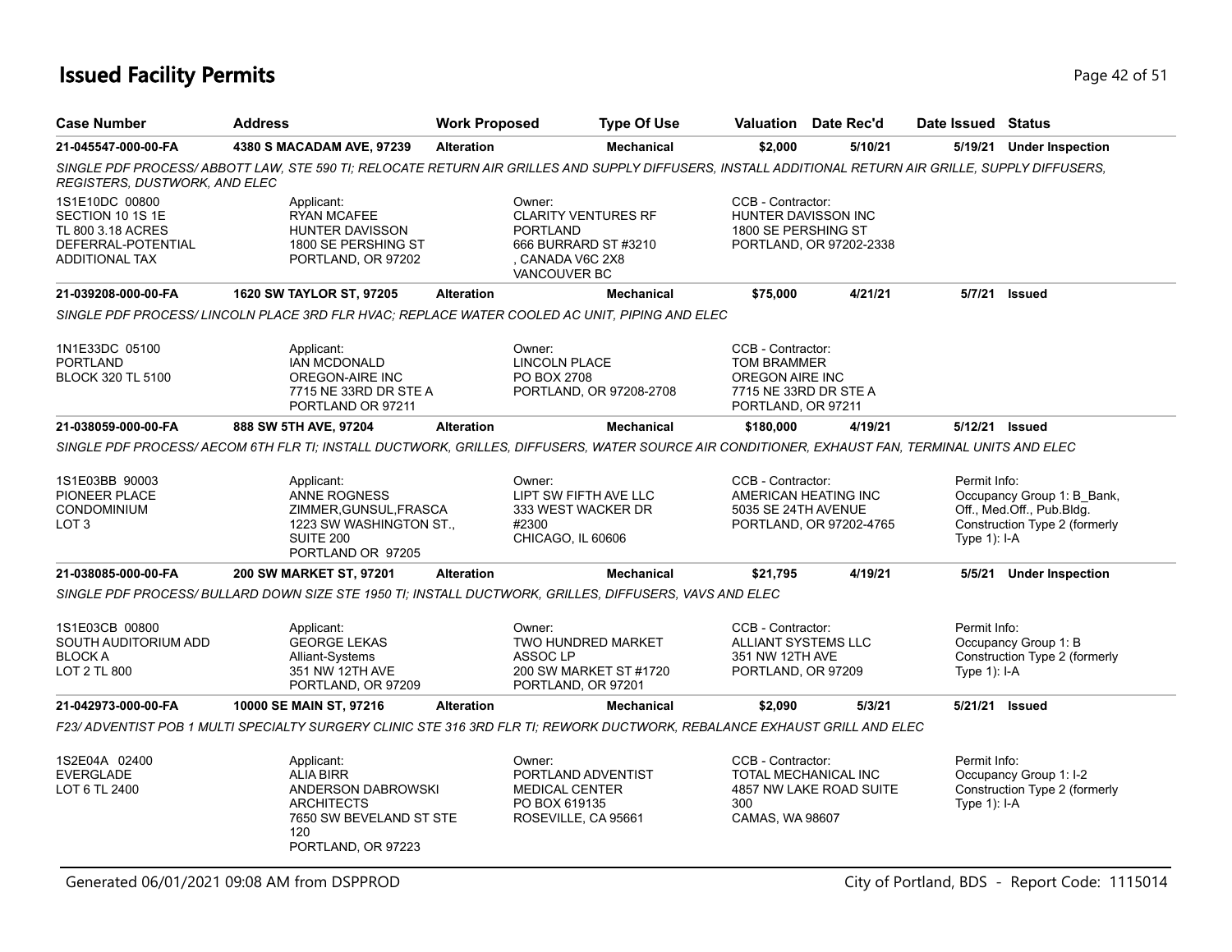# Issued Facility Permits

| Case Number | Address | Work Proposed | Type Of Use | Valuation | Date Rec'd | Date Issued | Status |
|---|---|---|---|---|---|---|---|
| 21-045547-000-00-FA | 4380 S MACADAM AVE, 97239 | Alteration | Mechanical | $2,000 | 5/10/21 | 5/19/21 | Under Inspection |

SINGLE PDF PROCESS/ ABBOTT LAW, STE 590 TI; RELOCATE RETURN AIR GRILLES AND SUPPLY DIFFUSERS, INSTALL ADDITIONAL RETURN AIR GRILLE, SUPPLY DIFFUSERS, REGISTERS, DUSTWORK, AND ELEC

1S1E10DC 00800
SECTION 10 1S 1E
TL 800 3.18 ACRES
DEFERRAL-POTENTIAL
ADDITIONAL TAX

Applicant:
RYAN MCAFEE
HUNTER DAVISSON
1800 SE PERSHING ST
PORTLAND, OR 97202

Owner:
CLARITY VENTURES RF
PORTLAND
666 BURRARD ST #3210
, CANADA V6C 2X8
VANCOUVER BC

CCB - Contractor:
HUNTER DAVISSON INC
1800 SE PERSHING ST
PORTLAND, OR 97202-2338

| Case Number | Address | Work Proposed | Type Of Use | Valuation | Date Rec'd | Date Issued | Status |
|---|---|---|---|---|---|---|---|
| 21-039208-000-00-FA | 1620 SW TAYLOR ST, 97205 | Alteration | Mechanical | $75,000 | 4/21/21 | 5/7/21 | Issued |

SINGLE PDF PROCESS/ LINCOLN PLACE 3RD FLR HVAC; REPLACE WATER COOLED AC UNIT, PIPING AND ELEC

1N1E33DC 05100
PORTLAND
BLOCK 320 TL 5100

Applicant:
IAN MCDONALD
OREGON-AIRE INC
7715 NE 33RD DR STE A
PORTLAND OR 97211

Owner:
LINCOLN PLACE
PO BOX 2708
PORTLAND, OR 97208-2708

CCB - Contractor:
TOM BRAMMER
OREGON AIRE INC
7715 NE 33RD DR STE A
PORTLAND, OR 97211

| Case Number | Address | Work Proposed | Type Of Use | Valuation | Date Rec'd | Date Issued | Status |
|---|---|---|---|---|---|---|---|
| 21-038059-000-00-FA | 888 SW 5TH AVE, 97204 | Alteration | Mechanical | $180,000 | 4/19/21 | 5/12/21 | Issued |

SINGLE PDF PROCESS/ AECOM 6TH FLR TI; INSTALL DUCTWORK, GRILLES, DIFFUSERS, WATER SOURCE AIR CONDITIONER, EXHAUST FAN, TERMINAL UNITS AND ELEC

1S1E03BB 90003
PIONEER PLACE
CONDOMINIUM
LOT 3

Applicant:
ANNE ROGNESS
ZIMMER,GUNSUL,FRASCA
1223 SW WASHINGTON ST.,
SUITE 200
PORTLAND OR 97205

Owner:
LIPT SW FIFTH AVE LLC
333 WEST WACKER DR
#2300
CHICAGO, IL 60606

CCB - Contractor:
AMERICAN HEATING INC
5035 SE 24TH AVENUE
PORTLAND, OR 97202-4765

Permit Info:
Occupancy Group 1: B_Bank, Off., Med.Off., Pub.Bldg.
Construction Type 2 (formerly Type 1): I-A

| Case Number | Address | Work Proposed | Type Of Use | Valuation | Date Rec'd | Date Issued | Status |
|---|---|---|---|---|---|---|---|
| 21-038085-000-00-FA | 200 SW MARKET ST, 97201 | Alteration | Mechanical | $21,795 | 4/19/21 | 5/5/21 | Under Inspection |

SINGLE PDF PROCESS/ BULLARD DOWN SIZE STE 1950 TI; INSTALL DUCTWORK, GRILLES, DIFFUSERS, VAVS AND ELEC

1S1E03CB 00800
SOUTH AUDITORIUM ADD
BLOCK A
LOT 2 TL 800

Applicant:
GEORGE LEKAS
Alliant-Systems
351 NW 12TH AVE
PORTLAND, OR 97209

Owner:
TWO HUNDRED MARKET
ASSOC LP
200 SW MARKET ST #1720
PORTLAND, OR 97201

CCB - Contractor:
ALLIANT SYSTEMS LLC
351 NW 12TH AVE
PORTLAND, OR 97209

Permit Info:
Occupancy Group 1: B
Construction Type 2 (formerly Type 1): I-A

| Case Number | Address | Work Proposed | Type Of Use | Valuation | Date Rec'd | Date Issued | Status |
|---|---|---|---|---|---|---|---|
| 21-042973-000-00-FA | 10000 SE MAIN ST, 97216 | Alteration | Mechanical | $2,090 | 5/3/21 | 5/21/21 | Issued |

F23/ ADVENTIST POB 1 MULTI SPECIALTY SURGERY CLINIC STE 316 3RD FLR TI; REWORK DUCTWORK, REBALANCE EXHAUST GRILL AND ELEC

1S2E04A 02400
EVERGLADE
LOT 6 TL 2400

Applicant:
ALIA BIRR
ANDERSON DABROWSKI
ARCHITECTS
7650 SW BEVELAND ST STE
120
PORTLAND, OR 97223

Owner:
PORTLAND ADVENTIST
MEDICAL CENTER
PO BOX 619135
ROSEVILLE, CA 95661

CCB - Contractor:
TOTAL MECHANICAL INC
4857 NW LAKE ROAD SUITE
300
CAMAS, WA 98607

Permit Info:
Occupancy Group 1: I-2
Construction Type 2 (formerly Type 1): I-A

Generated 06/01/2021 09:08 AM from DSPPROD — City of Portland, BDS - Report Code: 1115014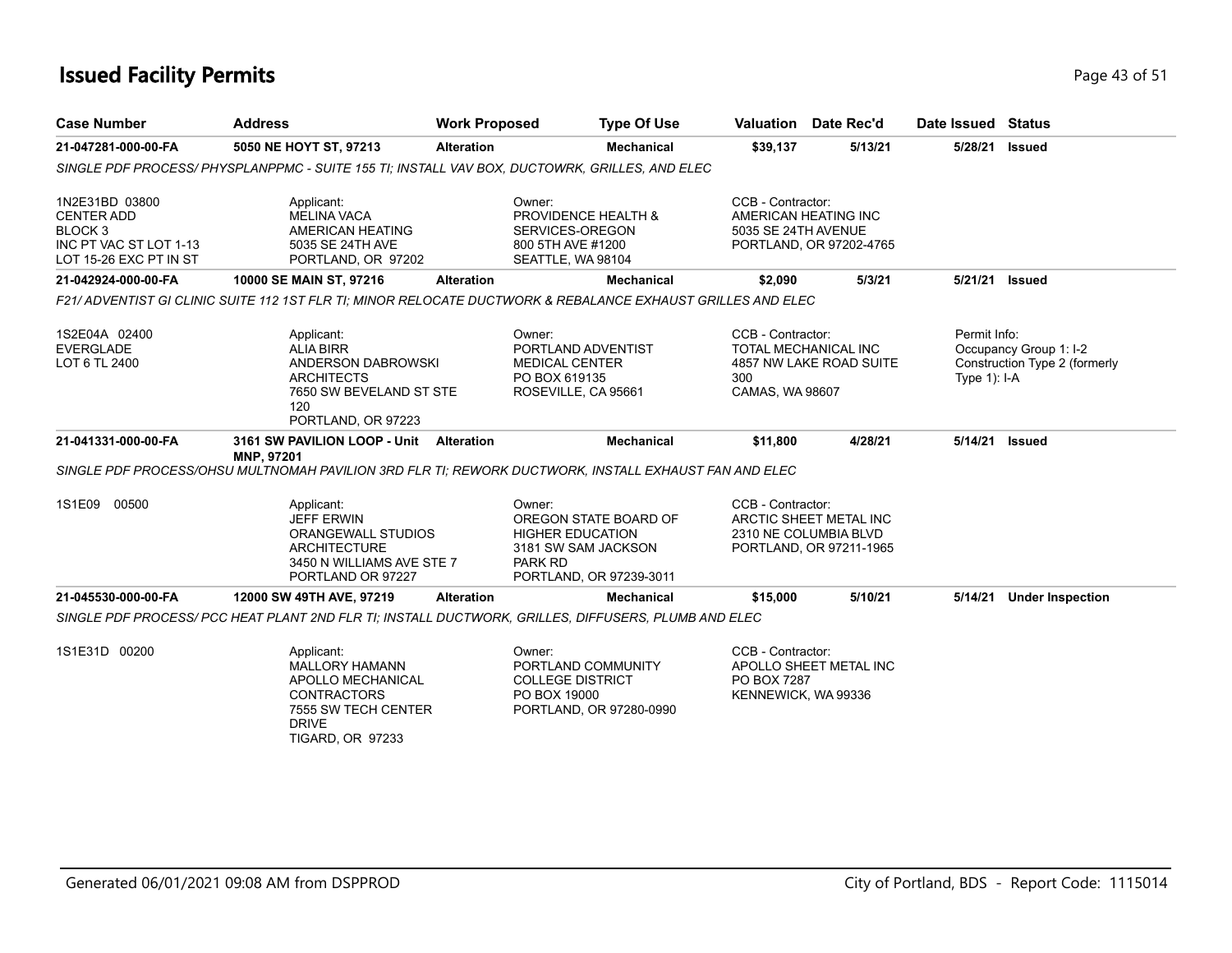# Issued Facility Permits

| Case Number | Address | Work Proposed | Type Of Use | Valuation | Date Rec'd | Date Issued | Status |
|---|---|---|---|---|---|---|---|
| 21-047281-000-00-FA | 5050 NE HOYT ST, 97213 | Alteration | Mechanical | $39,137 | 5/13/21 | 5/28/21 | Issued |

*SINGLE PDF PROCESS/ PHYSPLANPPMC - SUITE 155 TI; INSTALL VAV BOX, DUCTOWRK, GRILLES, AND ELEC*

1N2E31BD 03800
CENTER ADD
BLOCK 3
INC PT VAC ST LOT 1-13
LOT 15-26 EXC PT IN ST

Applicant:
MELINA VACA
AMERICAN HEATING
5035 SE 24TH AVE
PORTLAND, OR 97202

Owner:
PROVIDENCE HEALTH &
SERVICES-OREGON
800 5TH AVE #1200
SEATTLE, WA 98104

CCB - Contractor:
AMERICAN HEATING INC
5035 SE 24TH AVENUE
PORTLAND, OR 97202-4765

| Case Number | Address | Work Proposed | Type Of Use | Valuation | Date Rec'd | Date Issued | Status |
|---|---|---|---|---|---|---|---|
| 21-042924-000-00-FA | 10000 SE MAIN ST, 97216 | Alteration | Mechanical | $2,090 | 5/3/21 | 5/21/21 | Issued |

*F21/ ADVENTIST GI CLINIC SUITE 112 1ST FLR TI; MINOR RELOCATE DUCTWORK & REBALANCE EXHAUST GRILLES AND ELEC*

1S2E04A 02400
EVERGLADE
LOT 6 TL 2400

Applicant:
ALIA BIRR
ANDERSON DABROWSKI
ARCHITECTS
7650 SW BEVELAND ST STE
120
PORTLAND, OR 97223

Owner:
PORTLAND ADVENTIST
MEDICAL CENTER
PO BOX 619135
ROSEVILLE, CA 95661

CCB - Contractor:
TOTAL MECHANICAL INC
4857 NW LAKE ROAD SUITE
300
CAMAS, WA 98607

Permit Info:
Occupancy Group 1: I-2
Construction Type 2 (formerly
Type 1): I-A

| Case Number | Address | Work Proposed | Type Of Use | Valuation | Date Rec'd | Date Issued | Status |
|---|---|---|---|---|---|---|---|
| 21-041331-000-00-FA | 3161 SW PAVILION LOOP - Unit MNP, 97201 | Alteration | Mechanical | $11,800 | 4/28/21 | 5/14/21 | Issued |

*SINGLE PDF PROCESS/OHSU MULTNOMAH PAVILION 3RD FLR TI; REWORK DUCTWORK, INSTALL EXHAUST FAN AND ELEC*

1S1E09 00500

Applicant:
JEFF ERWIN
ORANGEWALL STUDIOS
ARCHITECTURE
3450 N WILLIAMS AVE STE 7
PORTLAND OR 97227

Owner:
OREGON STATE BOARD OF
HIGHER EDUCATION
3181 SW SAM JACKSON
PARK RD
PORTLAND, OR 97239-3011

CCB - Contractor:
ARCTIC SHEET METAL INC
2310 NE COLUMBIA BLVD
PORTLAND, OR 97211-1965

| Case Number | Address | Work Proposed | Type Of Use | Valuation | Date Rec'd | Date Issued | Status |
|---|---|---|---|---|---|---|---|
| 21-045530-000-00-FA | 12000 SW 49TH AVE, 97219 | Alteration | Mechanical | $15,000 | 5/10/21 | 5/14/21 | Under Inspection |

*SINGLE PDF PROCESS/ PCC HEAT PLANT 2ND FLR TI; INSTALL DUCTWORK, GRILLES, DIFFUSERS, PLUMB AND ELEC*

1S1E31D 00200

Applicant:
MALLORY HAMANN
APOLLO MECHANICAL
CONTRACTORS
7555 SW TECH CENTER
DRIVE
TIGARD, OR 97233

Owner:
PORTLAND COMMUNITY
COLLEGE DISTRICT
PO BOX 19000
PORTLAND, OR 97280-0990

CCB - Contractor:
APOLLO SHEET METAL INC
PO BOX 7287
KENNEWICK, WA 99336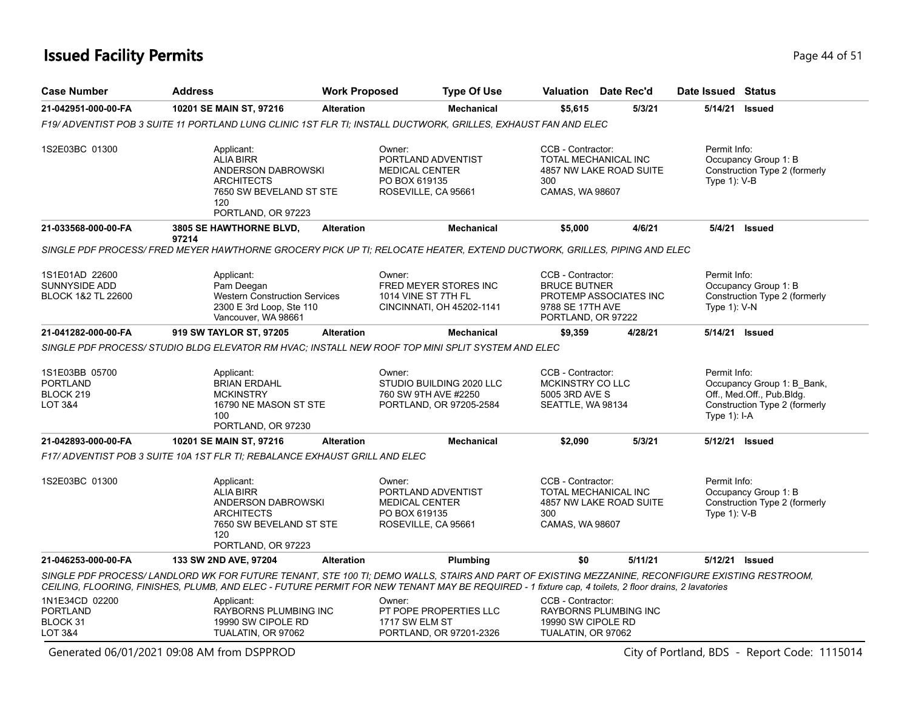# Issued Facility Permits

| Case Number | Address | Work Proposed | Type Of Use | Valuation | Date Rec'd | Date Issued | Status |
|---|---|---|---|---|---|---|---|
| 21-042951-000-00-FA | 10201 SE MAIN ST, 97216 | Alteration | Mechanical | $5,615 | 5/3/21 | 5/14/21 | Issued |

*F19/ ADVENTIST POB 3 SUITE 11 PORTLAND LUNG CLINIC 1ST FLR TI; INSTALL DUCTWORK, GRILLES, EXHAUST FAN AND ELEC*

1S2E03BC 01300

Applicant: ALIA BIRR, ANDERSON DABROWSKI ARCHITECTS, 7650 SW BEVELAND ST STE 120, PORTLAND, OR 97223

Owner: PORTLAND ADVENTIST MEDICAL CENTER, PO BOX 619135, ROSEVILLE, CA 95661

CCB - Contractor: TOTAL MECHANICAL INC, 4857 NW LAKE ROAD SUITE 300, CAMAS, WA 98607

Permit Info: Occupancy Group 1: B, Construction Type 2 (formerly Type 1): V-B

---

| Case Number | Address | Work Proposed | Type Of Use | Valuation | Date Rec'd | Date Issued | Status |
|---|---|---|---|---|---|---|---|
| 21-033568-000-00-FA | 3805 SE HAWTHORNE BLVD, 97214 | Alteration | Mechanical | $5,000 | 4/6/21 | 5/4/21 | Issued |

*SINGLE PDF PROCESS/ FRED MEYER HAWTHORNE GROCERY PICK UP TI; RELOCATE HEATER, EXTEND DUCTWORK, GRILLES, PIPING AND ELEC*

1S1E01AD 22600, SUNNYSIDE ADD, BLOCK 1&2 TL 22600

Applicant: Pam Deegan, Western Construction Services, 2300 E 3rd Loop, Ste 110, Vancouver, WA 98661

Owner: FRED MEYER STORES INC, 1014 VINE ST 7TH FL, CINCINNATI, OH 45202-1141

CCB - Contractor: BRUCE BUTNER, PROTEMP ASSOCIATES INC, 9788 SE 17TH AVE, PORTLAND, OR 97222

Permit Info: Occupancy Group 1: B, Construction Type 2 (formerly Type 1): V-N

---

| Case Number | Address | Work Proposed | Type Of Use | Valuation | Date Rec'd | Date Issued | Status |
|---|---|---|---|---|---|---|---|
| 21-041282-000-00-FA | 919 SW TAYLOR ST, 97205 | Alteration | Mechanical | $9,359 | 4/28/21 | 5/14/21 | Issued |

*SINGLE PDF PROCESS/ STUDIO BLDG ELEVATOR RM HVAC; INSTALL NEW ROOF TOP MINI SPLIT SYSTEM AND ELEC*

1S1E03BB 05700, PORTLAND, BLOCK 219, LOT 3&4

Applicant: BRIAN ERDAHL, MCKINSTRY, 16790 NE MASON ST STE 100, PORTLAND, OR 97230

Owner: STUDIO BUILDING 2020 LLC, 760 SW 9TH AVE #2250, PORTLAND, OR 97205-2584

CCB - Contractor: MCKINSTRY CO LLC, 5005 3RD AVE S, SEATTLE, WA 98134

Permit Info: Occupancy Group 1: B_Bank, Off., Med.Off., Pub.Bldg., Construction Type 2 (formerly Type 1): I-A

---

| Case Number | Address | Work Proposed | Type Of Use | Valuation | Date Rec'd | Date Issued | Status |
|---|---|---|---|---|---|---|---|
| 21-042893-000-00-FA | 10201 SE MAIN ST, 97216 | Alteration | Mechanical | $2,090 | 5/3/21 | 5/12/21 | Issued |

*F17/ ADVENTIST POB 3 SUITE 10A 1ST FLR TI; REBALANCE EXHAUST GRILL AND ELEC*

1S2E03BC 01300

Applicant: ALIA BIRR, ANDERSON DABROWSKI ARCHITECTS, 7650 SW BEVELAND ST STE 120, PORTLAND, OR 97223

Owner: PORTLAND ADVENTIST MEDICAL CENTER, PO BOX 619135, ROSEVILLE, CA 95661

CCB - Contractor: TOTAL MECHANICAL INC, 4857 NW LAKE ROAD SUITE 300, CAMAS, WA 98607

Permit Info: Occupancy Group 1: B, Construction Type 2 (formerly Type 1): V-B

---

| Case Number | Address | Work Proposed | Type Of Use | Valuation | Date Rec'd | Date Issued | Status |
|---|---|---|---|---|---|---|---|
| 21-046253-000-00-FA | 133 SW 2ND AVE, 97204 | Alteration | Plumbing | $0 | 5/11/21 | 5/12/21 | Issued |

*SINGLE PDF PROCESS/ LANDLORD WK FOR FUTURE TENANT, STE 100 TI; DEMO WALLS, STAIRS AND PART OF EXISTING MEZZANINE, RECONFIGURE EXISTING RESTROOM, CEILING, FLOORING, FINISHES, PLUMB, AND ELEC - FUTURE PERMIT FOR NEW TENANT MAY BE REQUIRED - 1 fixture cap, 4 toilets, 2 floor drains, 2 lavatories*

1N1E34CD 02200, PORTLAND, BLOCK 31, LOT 3&4

Applicant: RAYBORNS PLUMBING INC, 19990 SW CIPOLE RD, TUALATIN, OR 97062

Owner: PT POPE PROPERTIES LLC, 1717 SW ELM ST, PORTLAND, OR 97201-2326

CCB - Contractor: RAYBORNS PLUMBING INC, 19990 SW CIPOLE RD, TUALATIN, OR 97062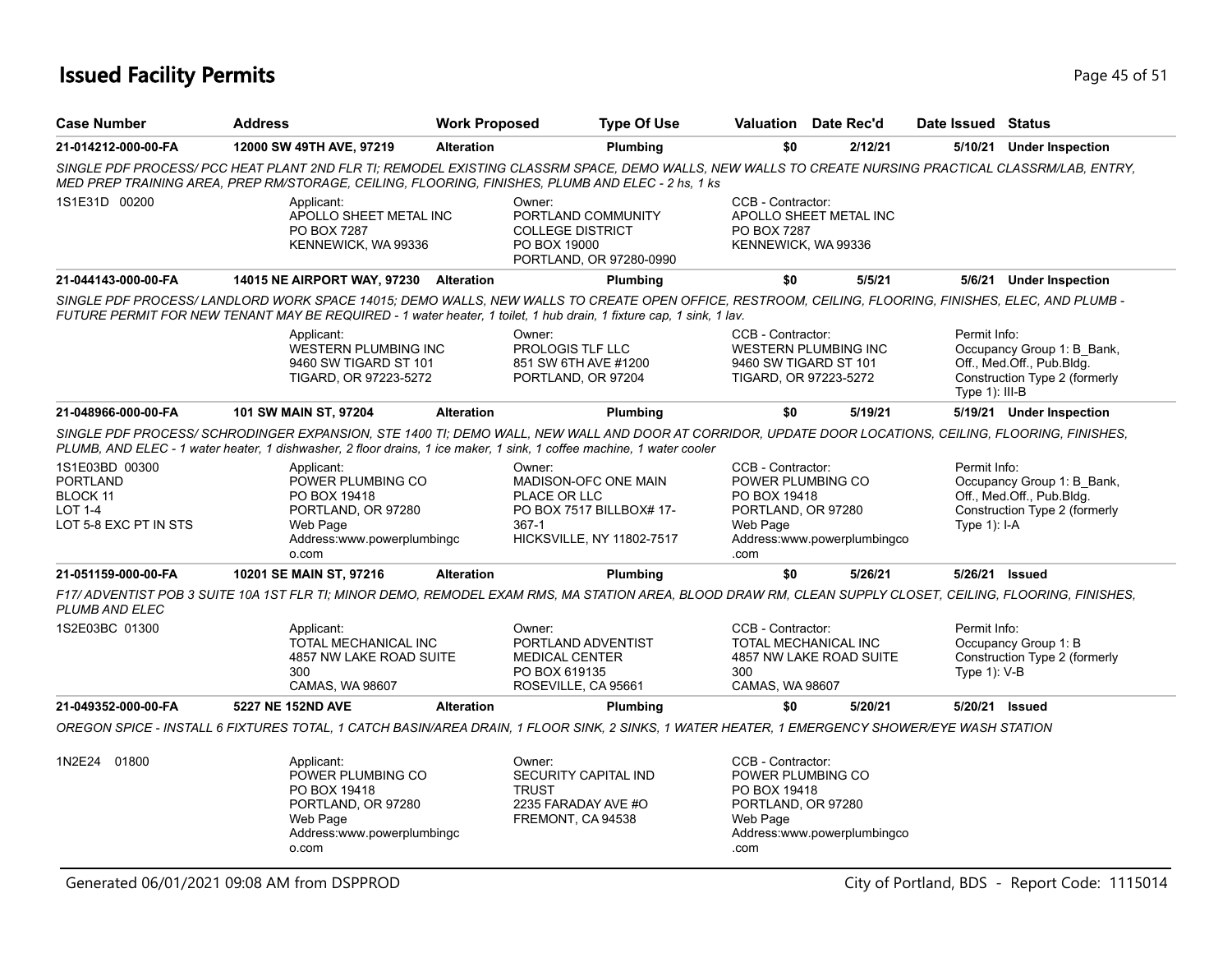# Issued Facility Permits

| Case Number | Address | Work Proposed | Type Of Use | Valuation | Date Rec'd | Date Issued | Status |
|---|---|---|---|---|---|---|---|
| 21-014212-000-00-FA | 12000 SW 49TH AVE, 97219 | Alteration | Plumbing | $0 | 2/12/21 | 5/10/21 | Under Inspection |

*SINGLE PDF PROCESS/ PCC HEAT PLANT 2ND FLR TI; REMODEL EXISTING CLASSRM SPACE, DEMO WALLS, NEW WALLS TO CREATE NURSING PRACTICAL CLASSRM/LAB, ENTRY, MED PREP TRAINING AREA, PREP RM/STORAGE, CEILING, FLOORING, FINISHES, PLUMB AND ELEC - 2 hs, 1 ks*

1S1E31D 00200

Applicant: APOLLO SHEET METAL INC, PO BOX 7287, KENNEWICK, WA 99336

Owner: PORTLAND COMMUNITY COLLEGE DISTRICT, PO BOX 19000, PORTLAND, OR 97280-0990

CCB - Contractor: APOLLO SHEET METAL INC, PO BOX 7287, KENNEWICK, WA 99336

| Case Number | Address | Work Proposed | Type Of Use | Valuation | Date Rec'd | Date Issued | Status |
|---|---|---|---|---|---|---|---|
| 21-044143-000-00-FA | 14015 NE AIRPORT WAY, 97230 | Alteration | Plumbing | $0 | 5/5/21 | 5/6/21 | Under Inspection |

*SINGLE PDF PROCESS/ LANDLORD WORK SPACE 14015; DEMO WALLS, NEW WALLS TO CREATE OPEN OFFICE, RESTROOM, CEILING, FLOORING, FINISHES, ELEC, AND PLUMB - FUTURE PERMIT FOR NEW TENANT MAY BE REQUIRED - 1 water heater, 1 toilet, 1 hub drain, 1 fixture cap, 1 sink, 1 lav.*

Applicant: WESTERN PLUMBING INC, 9460 SW TIGARD ST 101, TIGARD, OR 97223-5272

Owner: PROLOGIS TLF LLC, 851 SW 6TH AVE #1200, PORTLAND, OR 97204

CCB - Contractor: WESTERN PLUMBING INC, 9460 SW TIGARD ST 101, TIGARD, OR 97223-5272

Permit Info: Occupancy Group 1: B_Bank, Off., Med.Off., Pub.Bldg. Construction Type 2 (formerly Type 1): III-B

| Case Number | Address | Work Proposed | Type Of Use | Valuation | Date Rec'd | Date Issued | Status |
|---|---|---|---|---|---|---|---|
| 21-048966-000-00-FA | 101 SW MAIN ST, 97204 | Alteration | Plumbing | $0 | 5/19/21 | 5/19/21 | Under Inspection |

*SINGLE PDF PROCESS/ SCHRODINGER EXPANSION, STE 1400 TI; DEMO WALL, NEW WALL AND DOOR AT CORRIDOR, UPDATE DOOR LOCATIONS, CEILING, FLOORING, FINISHES, PLUMB, AND ELEC - 1 water heater, 1 dishwasher, 2 floor drains, 1 ice maker, 1 sink, 1 coffee machine, 1 water cooler*

1S1E03BD 00300
PORTLAND
BLOCK 11
LOT 1-4
LOT 5-8 EXC PT IN STS

Applicant: POWER PLUMBING CO, PO BOX 19418, PORTLAND, OR 97280, Web Page Address:www.powerplumbingco.com

Owner: MADISON-OFC ONE MAIN PLACE OR LLC, PO BOX 7517 BILLBOX# 17-367-1, HICKSVILLE, NY 11802-7517

CCB - Contractor: POWER PLUMBING CO, PO BOX 19418, PORTLAND, OR 97280, Web Page Address:www.powerplumbingco.com

Permit Info: Occupancy Group 1: B_Bank, Off., Med.Off., Pub.Bldg. Construction Type 2 (formerly Type 1): I-A

| Case Number | Address | Work Proposed | Type Of Use | Valuation | Date Rec'd | Date Issued | Status |
|---|---|---|---|---|---|---|---|
| 21-051159-000-00-FA | 10201 SE MAIN ST, 97216 | Alteration | Plumbing | $0 | 5/26/21 | 5/26/21 | Issued |

*F17/ ADVENTIST POB 3 SUITE 10A 1ST FLR TI; MINOR DEMO, REMODEL EXAM RMS, MA STATION AREA, BLOOD DRAW RM, CLEAN SUPPLY CLOSET, CEILING, FLOORING, FINISHES, PLUMB AND ELEC*

1S2E03BC 01300

Applicant: TOTAL MECHANICAL INC, 4857 NW LAKE ROAD SUITE 300, CAMAS, WA 98607

Owner: PORTLAND ADVENTIST MEDICAL CENTER, PO BOX 619135, ROSEVILLE, CA 95661

CCB - Contractor: TOTAL MECHANICAL INC, 4857 NW LAKE ROAD SUITE 300, CAMAS, WA 98607

Permit Info: Occupancy Group 1: B Construction Type 2 (formerly Type 1): V-B

| Case Number | Address | Work Proposed | Type Of Use | Valuation | Date Rec'd | Date Issued | Status |
|---|---|---|---|---|---|---|---|
| 21-049352-000-00-FA | 5227 NE 152ND AVE | Alteration | Plumbing | $0 | 5/20/21 | 5/20/21 | Issued |

*OREGON SPICE - INSTALL 6 FIXTURES TOTAL, 1 CATCH BASIN/AREA DRAIN, 1 FLOOR SINK, 2 SINKS, 1 WATER HEATER, 1 EMERGENCY SHOWER/EYE WASH STATION*

1N2E24 01800

Applicant: POWER PLUMBING CO, PO BOX 19418, PORTLAND, OR 97280, Web Page Address:www.powerplumbingco.com

Owner: SECURITY CAPITAL IND TRUST, 2235 FARADAY AVE #O, FREMONT, CA 94538

CCB - Contractor: POWER PLUMBING CO, PO BOX 19418, PORTLAND, OR 97280, Web Page Address:www.powerplumbingco.com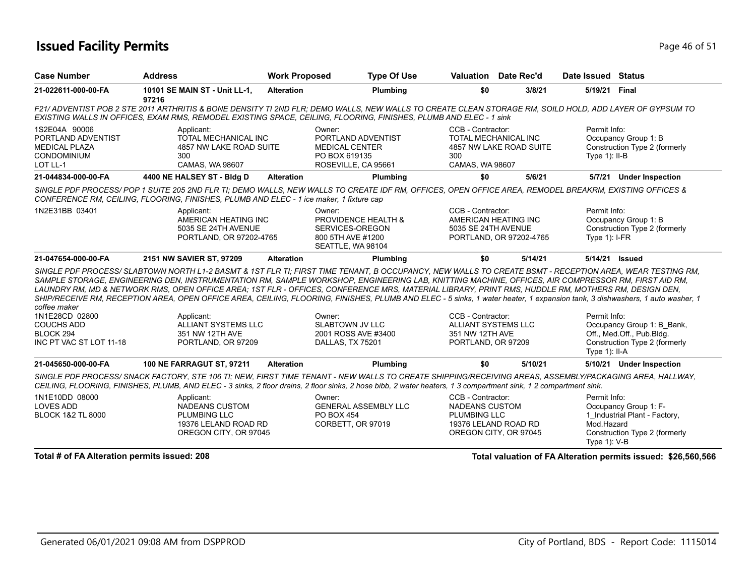# Issued Facility Permits

| Case Number | Address | Work Proposed | Type Of Use | Valuation | Date Rec'd | Date Issued | Status |
|---|---|---|---|---|---|---|---|
| 21-022611-000-00-FA | 10101 SE MAIN ST - Unit LL-1, 97216 | Alteration | Plumbing | $0 | 3/8/21 | 5/19/21 | Final |

F21/ ADVENTIST POB 2 STE 2011 ARTHRITIS & BONE DENSITY TI 2ND FLR; DEMO WALLS, NEW WALLS TO CREATE CLEAN STORAGE RM, SOILD HOLD, ADD LAYER OF GYPSUM TO EXISTING WALLS IN OFFICES, EXAM RMS, REMODEL EXISTING SPACE, CEILING, FLOORING, FINISHES, PLUMB AND ELEC - 1 sink

1S2E04A 90006
PORTLAND ADVENTIST
MEDICAL PLAZA
CONDOMINIUM
LOT LL-1

Applicant:
TOTAL MECHANICAL INC
4857 NW LAKE ROAD SUITE 300
CAMAS, WA 98607

Owner:
PORTLAND ADVENTIST MEDICAL CENTER
PO BOX 619135
ROSEVILLE, CA 95661

CCB - Contractor:
TOTAL MECHANICAL INC
4857 NW LAKE ROAD SUITE 300
CAMAS, WA 98607

Permit Info:
Occupancy Group 1: B
Construction Type 2 (formerly Type 1): II-B

| Case Number | Address | Work Proposed | Type Of Use | Valuation | Date Rec'd | Date Issued | Status |
|---|---|---|---|---|---|---|---|
| 21-044834-000-00-FA | 4400 NE HALSEY ST - Bldg D | Alteration | Plumbing | $0 | 5/6/21 | 5/7/21 | Under Inspection |

SINGLE PDF PROCESS/ POP 1 SUITE 205 2ND FLR TI; DEMO WALLS, NEW WALLS TO CREATE IDF RM, OFFICES, OPEN OFFICE AREA, REMODEL BREAKRM, EXISTING OFFICES & CONFERENCE RM, CEILING, FLOORING, FINISHES, PLUMB AND ELEC - 1 ice maker, 1 fixture cap

1N2E31BB 03401

Applicant:
AMERICAN HEATING INC
5035 SE 24TH AVENUE
PORTLAND, OR 97202-4765

Owner:
PROVIDENCE HEALTH & SERVICES-OREGON
800 5TH AVE #1200
SEATTLE, WA 98104

CCB - Contractor:
AMERICAN HEATING INC
5035 SE 24TH AVENUE
PORTLAND, OR 97202-4765

Permit Info:
Occupancy Group 1: B
Construction Type 2 (formerly Type 1): I-FR

| Case Number | Address | Work Proposed | Type Of Use | Valuation | Date Rec'd | Date Issued | Status |
|---|---|---|---|---|---|---|---|
| 21-047654-000-00-FA | 2151 NW SAVIER ST, 97209 | Alteration | Plumbing | $0 | 5/14/21 | 5/14/21 | Issued |

SINGLE PDF PROCESS/ SLABTOWN NORTH L1-2 BASMT & 1ST FLR TI; FIRST TIME TENANT, B OCCUPANCY, NEW WALLS TO CREATE BSMT - RECEPTION AREA, WEAR TESTING RM, SAMPLE STORAGE, ENGINEERING DEN, INSTRUMENTATION RM, SAMPLE WORKSHOP, ENGINEERING LAB, KNITTING MACHINE, OFFICES, AIR COMPRESSOR RM, FIRST AID RM, LAUNDRY RM, MD & NETWORK RMS, OPEN OFFICE AREA; 1ST FLR - OFFICES, CONFERENCE MRS, MATERIAL LIBRARY, PRINT RMS, HUDDLE RM, MOTHERS RM, DESIGN DEN, SHIP/RECEIVE RM, RECEPTION AREA, OPEN OFFICE AREA, CEILING, FLOORING, FINISHES, PLUMB AND ELEC - 5 sinks, 1 water heater, 1 expansion tank, 3 dishwashers, 1 auto washer, 1 coffee maker

1N1E28CD 02800
COUCHS ADD
BLOCK 294
INC PT VAC ST LOT 11-18

Applicant:
ALLIANT SYSTEMS LLC
351 NW 12TH AVE
PORTLAND, OR 97209

Owner:
SLABTOWN JV LLC
2001 ROSS AVE #3400
DALLAS, TX 75201

CCB - Contractor:
ALLIANT SYSTEMS LLC
351 NW 12TH AVE
PORTLAND, OR 97209

Permit Info:
Occupancy Group 1: B_Bank, Off., Med.Off., Pub.Bldg.
Construction Type 2 (formerly Type 1): II-A

| Case Number | Address | Work Proposed | Type Of Use | Valuation | Date Rec'd | Date Issued | Status |
|---|---|---|---|---|---|---|---|
| 21-045650-000-00-FA | 100 NE FARRAGUT ST, 97211 | Alteration | Plumbing | $0 | 5/10/21 | 5/10/21 | Under Inspection |

SINGLE PDF PROCESS/ SNACK FACTORY, STE 106 TI; NEW, FIRST TIME TENANT - NEW WALLS TO CREATE SHIPPING/RECEIVING AREAS, ASSEMBLY/PACKAGING AREA, HALLWAY, CEILING, FLOORING, FINISHES, PLUMB, AND ELEC - 3 sinks, 2 floor drains, 2 floor sinks, 2 hose bibb, 2 water heaters, 1 3 compartment sink, 1 2 compartment sink.

1N1E10DD 08000
LOVES ADD
BLOCK 1&2 TL 8000

Applicant:
NADEANS CUSTOM PLUMBING LLC
19376 LELAND ROAD RD
OREGON CITY, OR 97045

Owner:
GENERAL ASSEMBLY LLC
PO BOX 454
CORBETT, OR 97019

CCB - Contractor:
NADEANS CUSTOM PLUMBING LLC
19376 LELAND ROAD RD
OREGON CITY, OR 97045

Permit Info:
Occupancy Group 1: F-1_Industrial Plant - Factory, Mod.Hazard
Construction Type 2 (formerly Type 1): V-B

**Total # of FA Alteration permits issued: 208**

**Total valuation of FA Alteration permits issued: $26,560,566**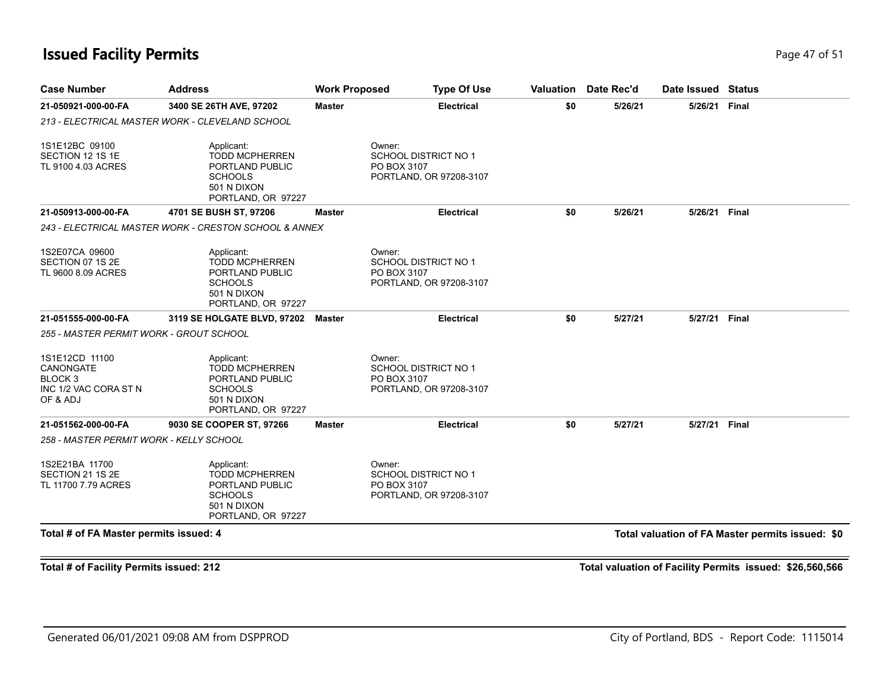## Issued Facility Permits

| Case Number | Address | Work Proposed | Type Of Use | Valuation | Date Rec'd | Date Issued | Status |
|---|---|---|---|---|---|---|---|
| **21-050921-000-00-FA** | **3400 SE 26TH AVE, 97202** | **Master** | **Electrical** | **$0** | **5/26/21** | **5/26/21** | **Final** |

*213 - ELECTRICAL MASTER WORK - CLEVELAND SCHOOL*

1S1E12BC 09100
SECTION 12 1S 1E
TL 9100 4.03 ACRES

Applicant:
TODD MCPHERREN
PORTLAND PUBLIC SCHOOLS
501 N DIXON
PORTLAND, OR 97227

Owner:
SCHOOL DISTRICT NO 1
PO BOX 3107
PORTLAND, OR 97208-3107

| Case Number | Address | Work Proposed | Type Of Use | Valuation | Date Rec'd | Date Issued | Status |
|---|---|---|---|---|---|---|---|
| **21-050913-000-00-FA** | **4701 SE BUSH ST, 97206** | **Master** | **Electrical** | **$0** | **5/26/21** | **5/26/21** | **Final** |

*243 - ELECTRICAL MASTER WORK - CRESTON SCHOOL & ANNEX*

1S2E07CA 09600
SECTION 07 1S 2E
TL 9600 8.09 ACRES

Applicant:
TODD MCPHERREN
PORTLAND PUBLIC SCHOOLS
501 N DIXON
PORTLAND, OR 97227

Owner:
SCHOOL DISTRICT NO 1
PO BOX 3107
PORTLAND, OR 97208-3107

| Case Number | Address | Work Proposed | Type Of Use | Valuation | Date Rec'd | Date Issued | Status |
|---|---|---|---|---|---|---|---|
| **21-051555-000-00-FA** | **3119 SE HOLGATE BLVD, 97202** | **Master** | **Electrical** | **$0** | **5/27/21** | **5/27/21** | **Final** |

*255 - MASTER PERMIT WORK - GROUT SCHOOL*

1S1E12CD 11100
CANONGATE
BLOCK 3
INC 1/2 VAC CORA ST N
OF & ADJ

Applicant:
TODD MCPHERREN
PORTLAND PUBLIC SCHOOLS
501 N DIXON
PORTLAND, OR 97227

Owner:
SCHOOL DISTRICT NO 1
PO BOX 3107
PORTLAND, OR 97208-3107

| Case Number | Address | Work Proposed | Type Of Use | Valuation | Date Rec'd | Date Issued | Status |
|---|---|---|---|---|---|---|---|
| **21-051562-000-00-FA** | **9030 SE COOPER ST, 97266** | **Master** | **Electrical** | **$0** | **5/27/21** | **5/27/21** | **Final** |

*258 - MASTER PERMIT WORK - KELLY SCHOOL*

1S2E21BA 11700
SECTION 21 1S 2E
TL 11700 7.79 ACRES

Applicant:
TODD MCPHERREN
PORTLAND PUBLIC SCHOOLS
501 N DIXON
PORTLAND, OR 97227

Owner:
SCHOOL DISTRICT NO 1
PO BOX 3107
PORTLAND, OR 97208-3107

**Total # of FA Master permits issued: 4**

**Total valuation of FA Master permits issued: $0**

**Total # of Facility Permits issued: 212**

**Total valuation of Facility Permits issued: $26,560,566**

Generated 06/01/2021 09:08 AM from DSPPROD

City of Portland, BDS - Report Code: 1115014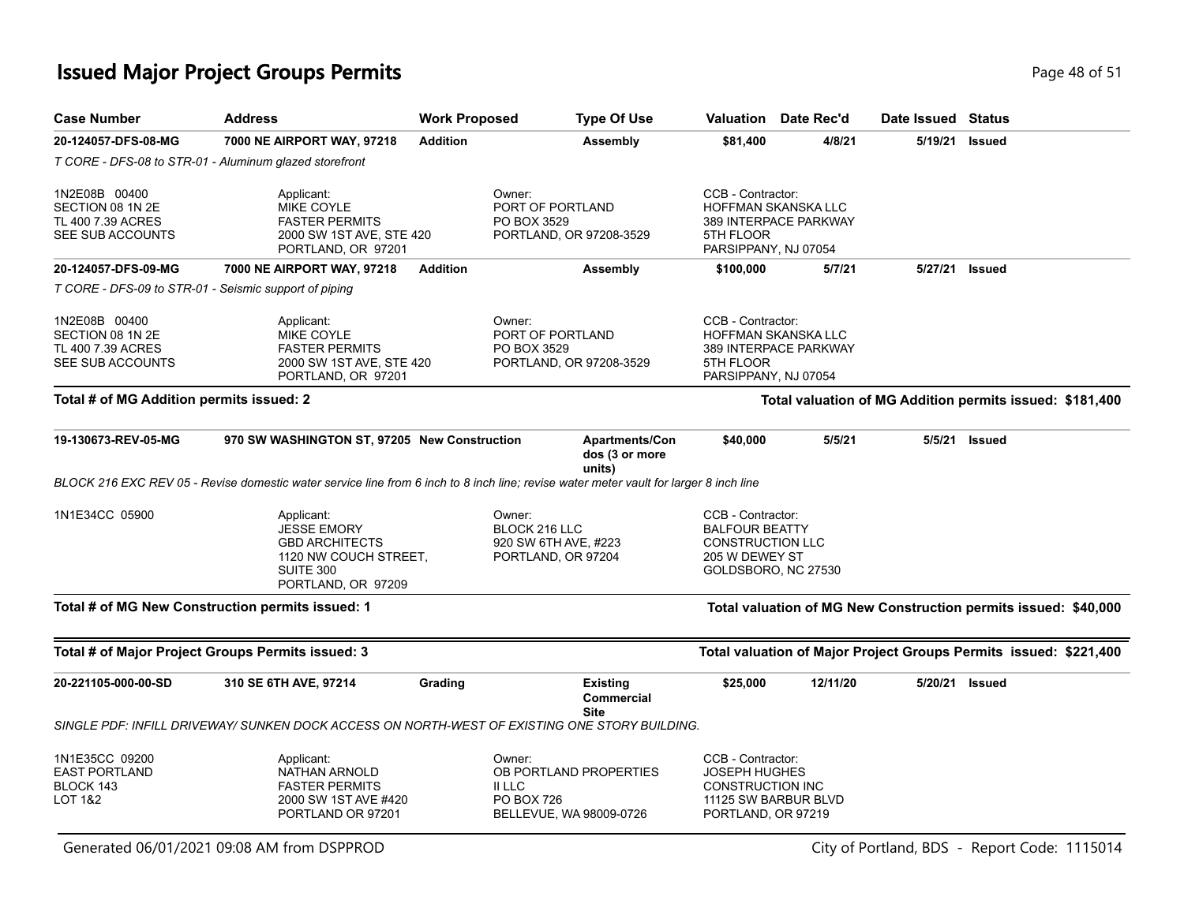# Issued Major Project Groups Permits

| Case Number | Address | Work Proposed | Type Of Use | Valuation | Date Rec'd | Date Issued | Status |
|---|---|---|---|---|---|---|---|
| **20-124057-DFS-08-MG** | **7000 NE AIRPORT WAY, 97218** | **Addition** | **Assembly** | **$81,400** | **4/8/21** | **5/19/21** | **Issued** |

*T CORE - DFS-08 to STR-01 - Aluminum glazed storefront*

1N2E08B 00400
SECTION 08 1N 2E
TL 400 7.39 ACRES
SEE SUB ACCOUNTS

Applicant:
MIKE COYLE
FASTER PERMITS
2000 SW 1ST AVE, STE 420
PORTLAND, OR 97201

Owner:
PORT OF PORTLAND
PO BOX 3529
PORTLAND, OR 97208-3529

CCB - Contractor:
HOFFMAN SKANSKA LLC
389 INTERPACE PARKWAY
5TH FLOOR
PARSIPPANY, NJ 07054

| Case Number | Address | Work Proposed | Type Of Use | Valuation | Date Rec'd | Date Issued | Status |
|---|---|---|---|---|---|---|---|
| **20-124057-DFS-09-MG** | **7000 NE AIRPORT WAY, 97218** | **Addition** | **Assembly** | **$100,000** | **5/7/21** | **5/27/21** | **Issued** |

*T CORE - DFS-09 to STR-01 - Seismic support of piping*

1N2E08B 00400
SECTION 08 1N 2E
TL 400 7.39 ACRES
SEE SUB ACCOUNTS

Applicant:
MIKE COYLE
FASTER PERMITS
2000 SW 1ST AVE, STE 420
PORTLAND, OR 97201

Owner:
PORT OF PORTLAND
PO BOX 3529
PORTLAND, OR 97208-3529

CCB - Contractor:
HOFFMAN SKANSKA LLC
389 INTERPACE PARKWAY
5TH FLOOR
PARSIPPANY, NJ 07054

**Total # of MG Addition permits issued: 2** — **Total valuation of MG Addition permits issued: $181,400**

| Case Number | Address | Work Proposed | Type Of Use | Valuation | Date Rec'd | Date Issued | Status |
|---|---|---|---|---|---|---|---|
| **19-130673-REV-05-MG** | **970 SW WASHINGTON ST, 97205** | **New Construction** | **Apartments/Condos (3 or more units)** | **$40,000** | **5/5/21** | **5/5/21** | **Issued** |

*BLOCK 216 EXC REV 05 - Revise domestic water service line from 6 inch to 8 inch line; revise water meter vault for larger 8 inch line*

1N1E34CC 05900

Applicant:
JESSE EMORY
GBD ARCHITECTS
1120 NW COUCH STREET,
SUITE 300
PORTLAND, OR 97209

Owner:
BLOCK 216 LLC
920 SW 6TH AVE, #223
PORTLAND, OR 97204

CCB - Contractor:
BALFOUR BEATTY
CONSTRUCTION LLC
205 W DEWEY ST
GOLDSBORO, NC 27530

**Total # of MG New Construction permits issued: 1** — **Total valuation of MG New Construction permits issued: $40,000**

**Total # of Major Project Groups Permits issued: 3** — **Total valuation of Major Project Groups Permits issued: $221,400**

| Case Number | Address | Work Proposed | Type Of Use | Valuation | Date Rec'd | Date Issued | Status |
|---|---|---|---|---|---|---|---|
| **20-221105-000-00-SD** | **310 SE 6TH AVE, 97214** | **Grading** | **Existing Commercial Site** | **$25,000** | **12/11/20** | **5/20/21** | **Issued** |

*SINGLE PDF: INFILL DRIVEWAY/ SUNKEN DOCK ACCESS ON NORTH-WEST OF EXISTING ONE STORY BUILDING.*

1N1E35CC 09200
EAST PORTLAND
BLOCK 143
LOT 1&2

Applicant:
NATHAN ARNOLD
FASTER PERMITS
2000 SW 1ST AVE #420
PORTLAND OR 97201

Owner:
OB PORTLAND PROPERTIES
II LLC
PO BOX 726
BELLEVUE, WA 98009-0726

CCB - Contractor:
JOSEPH HUGHES
CONSTRUCTION INC
11125 SW BARBUR BLVD
PORTLAND, OR 97219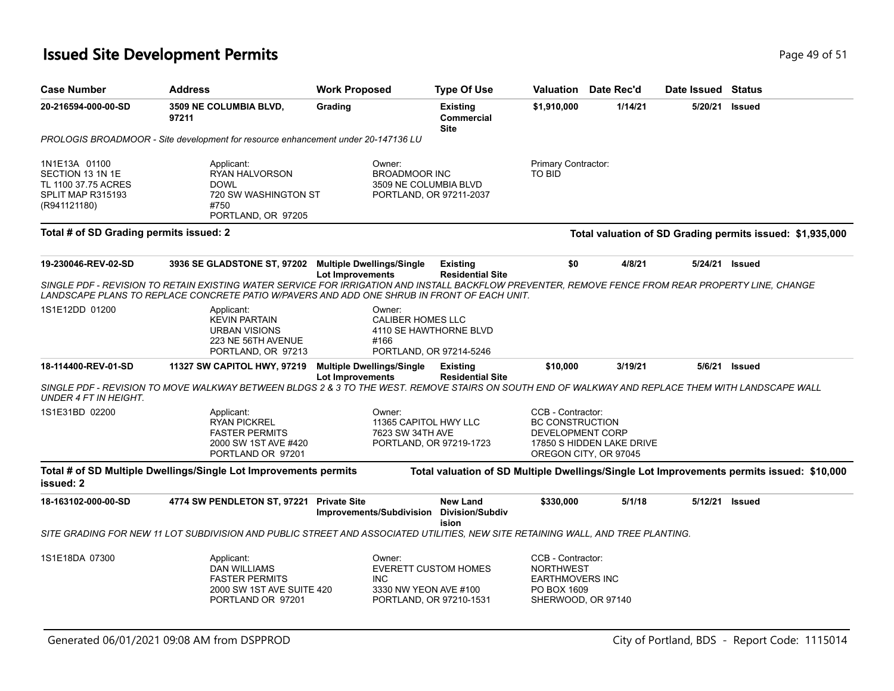## Issued Site Development Permits

| Case Number | Address | Work Proposed | Type Of Use | Valuation | Date Rec'd | Date Issued | Status |
|---|---|---|---|---|---|---|---|
| 20-216594-000-00-SD | 3509 NE COLUMBIA BLVD, 97211 | Grading | Existing Commercial Site | $1,910,000 | 1/14/21 | 5/20/21 | Issued |

*PROLOGIS BROADMOOR - Site development for resource enhancement under 20-147136 LU*

1N1E13A 01100
SECTION 13 1N 1E
TL 1100 37.75 ACRES
SPLIT MAP R315193
(R941121180)

Applicant:
RYAN HALVORSON
DOWL
720 SW WASHINGTON ST #750
PORTLAND, OR 97205

Owner:
BROADMOOR INC
3509 NE COLUMBIA BLVD
PORTLAND, OR 97211-2037

Primary Contractor:
TO BID

**Total # of SD Grading permits issued: 2**

**Total valuation of SD Grading permits issued: $1,935,000**

| Case Number | Address | Work Proposed | Type Of Use | Valuation | Date Rec'd | Date Issued | Status |
|---|---|---|---|---|---|---|---|
| 19-230046-REV-02-SD | 3936 SE GLADSTONE ST, 97202 | Multiple Dwellings/Single Lot Improvements | Existing Residential Site | $0 | 4/8/21 | 5/24/21 | Issued |

*SINGLE PDF - REVISION TO RETAIN EXISTING WATER SERVICE FOR IRRIGATION AND INSTALL BACKFLOW PREVENTER, REMOVE FENCE FROM REAR PROPERTY LINE, CHANGE LANDSCAPE PLANS TO REPLACE CONCRETE PATIO W/PAVERS AND ADD ONE SHRUB IN FRONT OF EACH UNIT.*

1S1E12DD 01200

Applicant:
KEVIN PARTAIN
URBAN VISIONS
223 NE 56TH AVENUE
PORTLAND, OR 97213

Owner:
CALIBER HOMES LLC
4110 SE HAWTHORNE BLVD #166
PORTLAND, OR 97214-5246

| Case Number | Address | Work Proposed | Type Of Use | Valuation | Date Rec'd | Date Issued | Status |
|---|---|---|---|---|---|---|---|
| 18-114400-REV-01-SD | 11327 SW CAPITOL HWY, 97219 | Multiple Dwellings/Single Lot Improvements | Existing Residential Site | $10,000 | 3/19/21 | 5/6/21 | Issued |

*SINGLE PDF - REVISION TO MOVE WALKWAY BETWEEN BLDGS 2 & 3 TO THE WEST. REMOVE STAIRS ON SOUTH END OF WALKWAY AND REPLACE THEM WITH LANDSCAPE WALL UNDER 4 FT IN HEIGHT.*

1S1E31BD 02200

Applicant:
RYAN PICKREL
FASTER PERMITS
2000 SW 1ST AVE #420
PORTLAND OR 97201

Owner:
11365 CAPITOL HWY LLC
7623 SW 34TH AVE
PORTLAND, OR 97219-1723

CCB - Contractor:
BC CONSTRUCTION DEVELOPMENT CORP
17850 S HIDDEN LAKE DRIVE
OREGON CITY, OR 97045

**Total # of SD Multiple Dwellings/Single Lot Improvements permits issued: 2**

**Total valuation of SD Multiple Dwellings/Single Lot Improvements permits issued: $10,000**

| Case Number | Address | Work Proposed | Type Of Use | Valuation | Date Rec'd | Date Issued | Status |
|---|---|---|---|---|---|---|---|
| 18-163102-000-00-SD | 4774 SW PENDLETON ST, 97221 | Private Site Improvements/Subdivision | New Land Division/Subdivision | $330,000 | 5/1/18 | 5/12/21 | Issued |

*SITE GRADING FOR NEW 11 LOT SUBDIVISION AND PUBLIC STREET AND ASSOCIATED UTILITIES, NEW SITE RETAINING WALL, AND TREE PLANTING.*

1S1E18DA 07300

Applicant:
DAN WILLIAMS
FASTER PERMITS
2000 SW 1ST AVE SUITE 420
PORTLAND OR 97201

Owner:
EVERETT CUSTOM HOMES INC
3330 NW YEON AVE #100
PORTLAND, OR 97210-1531

CCB - Contractor:
NORTHWEST EARTHMOVERS INC
PO BOX 1609
SHERWOOD, OR 97140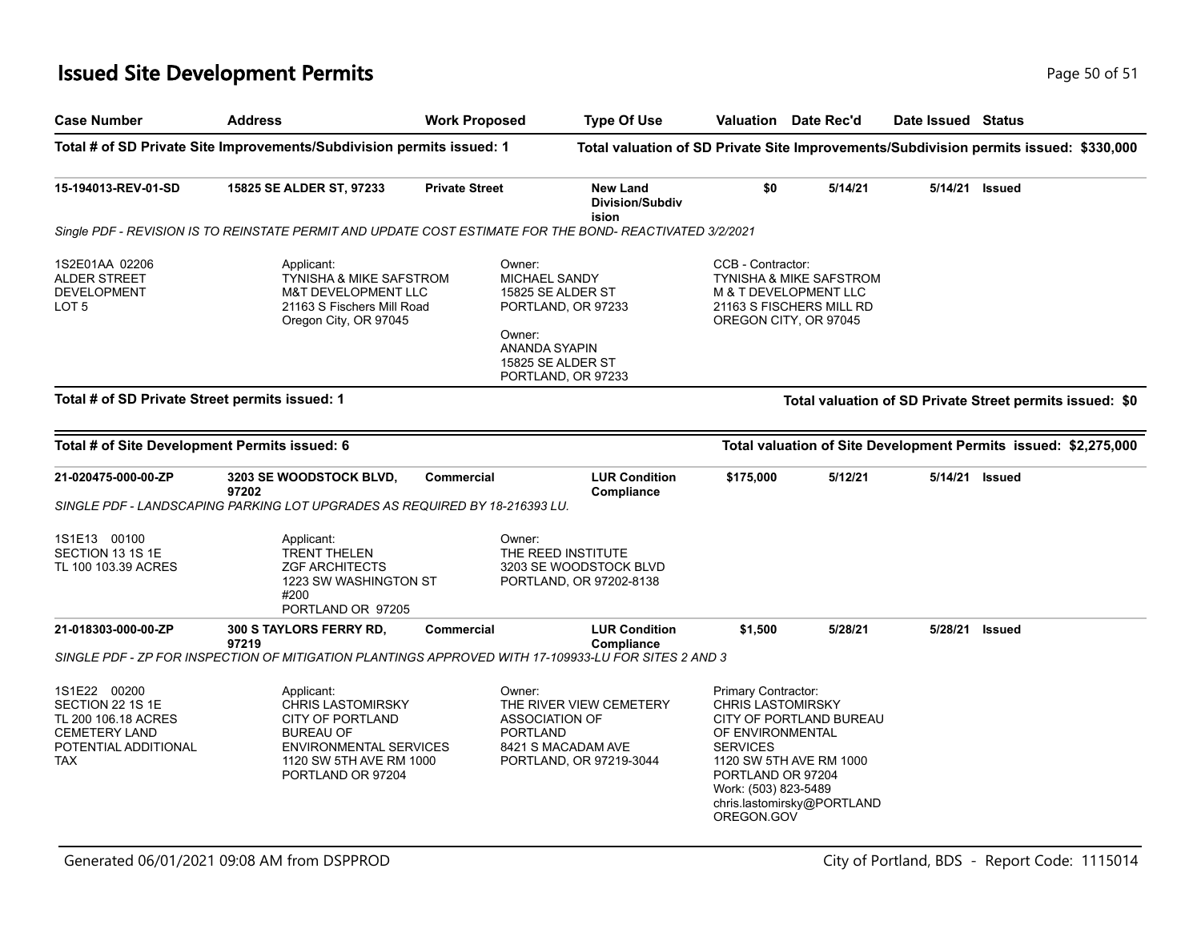## Issued Site Development Permits

| Case Number | Address | Work Proposed | Type Of Use | Valuation | Date Rec'd | Date Issued | Status |
|---|---|---|---|---|---|---|---|

**Total # of SD Private Site Improvements/Subdivision permits issued: 1** — **Total valuation of SD Private Site Improvements/Subdivision permits issued: $330,000**

| Case Number | Address | Work Proposed | Type Of Use | Valuation | Date Rec'd | Date Issued | Status |
|---|---|---|---|---|---|---|---|
| **15-194013-REV-01-SD** | **15825 SE ALDER ST, 97233** | **Private Street** | **New Land Division/Subdivision** | **$0** | **5/14/21** | **5/14/21** | **Issued** |

*Single PDF - REVISION IS TO REINSTATE PERMIT AND UPDATE COST ESTIMATE FOR THE BOND- REACTIVATED 3/2/2021*

1S2E01AA 02206
ALDER STREET DEVELOPMENT
LOT 5

Applicant:
TYNISHA & MIKE SAFSTROM
M&T DEVELOPMENT LLC
21163 S Fischers Mill Road
Oregon City, OR 97045

Owner:
MICHAEL SANDY
15825 SE ALDER ST
PORTLAND, OR 97233

Owner:
ANANDA SYAPIN
15825 SE ALDER ST
PORTLAND, OR 97233

CCB - Contractor:
TYNISHA & MIKE SAFSTROM
M & T DEVELOPMENT LLC
21163 S FISCHERS MILL RD
OREGON CITY, OR 97045

**Total # of SD Private Street permits issued: 1** — **Total valuation of SD Private Street permits issued: $0**

**Total # of Site Development Permits issued: 6** — **Total valuation of Site Development Permits issued: $2,275,000**

| Case Number | Address | Work Proposed | Type Of Use | Valuation | Date Rec'd | Date Issued | Status |
|---|---|---|---|---|---|---|---|
| **21-020475-000-00-ZP** | **3203 SE WOODSTOCK BLVD, 97202** | **Commercial** | **LUR Condition Compliance** | **$175,000** | **5/12/21** | **5/14/21** | **Issued** |

*SINGLE PDF - LANDSCAPING PARKING LOT UPGRADES AS REQUIRED BY 18-216393 LU.*

1S1E13 00100
SECTION 13 1S 1E
TL 100 103.39 ACRES

Applicant:
TRENT THELEN
ZGF ARCHITECTS
1223 SW WASHINGTON ST #200
PORTLAND OR 97205

Owner:
THE REED INSTITUTE
3203 SE WOODSTOCK BLVD
PORTLAND, OR 97202-8138

| Case Number | Address | Work Proposed | Type Of Use | Valuation | Date Rec'd | Date Issued | Status |
|---|---|---|---|---|---|---|---|
| **21-018303-000-00-ZP** | **300 S TAYLORS FERRY RD, 97219** | **Commercial** | **LUR Condition Compliance** | **$1,500** | **5/28/21** | **5/28/21** | **Issued** |

*SINGLE PDF - ZP FOR INSPECTION OF MITIGATION PLANTINGS APPROVED WITH 17-109933-LU FOR SITES 2 AND 3*

1S1E22 00200
SECTION 22 1S 1E
TL 200 106.18 ACRES
CEMETERY LAND
POTENTIAL ADDITIONAL TAX

Applicant:
CHRIS LASTOMIRSKY
CITY OF PORTLAND
BUREAU OF ENVIRONMENTAL SERVICES
1120 SW 5TH AVE RM 1000
PORTLAND OR 97204

Owner:
THE RIVER VIEW CEMETERY ASSOCIATION OF PORTLAND
8421 S MACADAM AVE
PORTLAND, OR 97219-3044

Primary Contractor:
CHRIS LASTOMIRSKY
CITY OF PORTLAND BUREAU OF ENVIRONMENTAL SERVICES
1120 SW 5TH AVE RM 1000
PORTLAND OR 97204
Work: (503) 823-5489
chris.lastomirsky@PORTLANDOREGON.GOV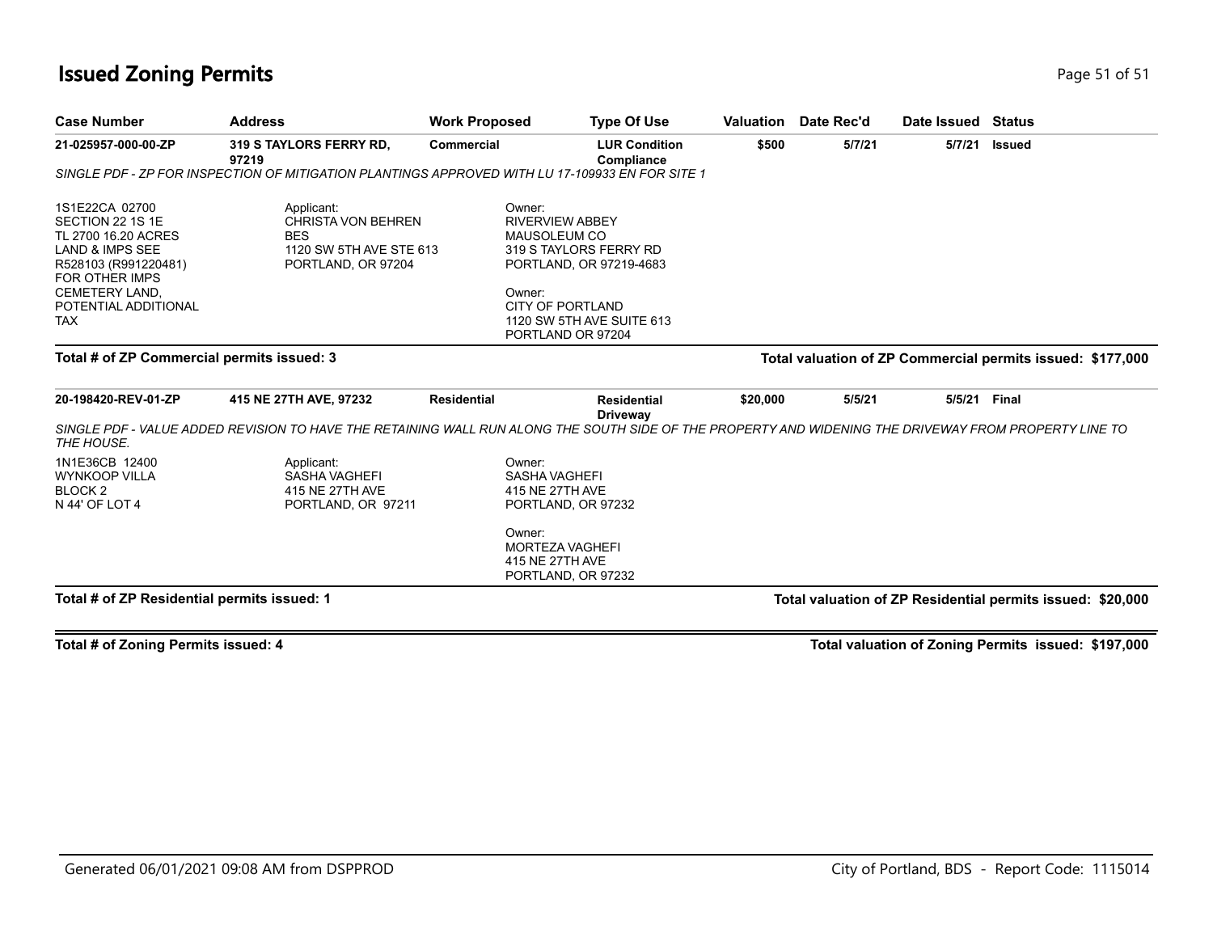## Issued Zoning Permits

| Case Number | Address | Work Proposed | Type Of Use | Valuation | Date Rec'd | Date Issued | Status |
|---|---|---|---|---|---|---|---|
| **21-025957-000-00-ZP** | **319 S TAYLORS FERRY RD, 97219** | **Commercial** | **LUR Condition Compliance** | **$500** | **5/7/21** | **5/7/21** | **Issued** |

*SINGLE PDF - ZP FOR INSPECTION OF MITIGATION PLANTINGS APPROVED WITH LU 17-109933 EN FOR SITE 1*

1S1E22CA 02700
SECTION 22 1S 1E
TL 2700 16.20 ACRES
LAND & IMPS SEE
R528103 (R991220481)
FOR OTHER IMPS
CEMETERY LAND,
POTENTIAL ADDITIONAL
TAX

Applicant:
CHRISTA VON BEHREN
BES
1120 SW 5TH AVE STE 613
PORTLAND, OR 97204

Owner:
RIVERVIEW ABBEY
MAUSOLEUM CO
319 S TAYLORS FERRY RD
PORTLAND, OR 97219-4683

Owner:
CITY OF PORTLAND
1120 SW 5TH AVE SUITE 613
PORTLAND OR 97204

**Total # of ZP Commercial permits issued: 3** — **Total valuation of ZP Commercial permits issued: $177,000**

| Case Number | Address | Work Proposed | Type Of Use | Valuation | Date Rec'd | Date Issued | Status |
|---|---|---|---|---|---|---|---|
| **20-198420-REV-01-ZP** | **415 NE 27TH AVE, 97232** | **Residential** | **Residential Driveway** | **$20,000** | **5/5/21** | **5/5/21** | **Final** |

*SINGLE PDF - VALUE ADDED REVISION TO HAVE THE RETAINING WALL RUN ALONG THE SOUTH SIDE OF THE PROPERTY AND WIDENING THE DRIVEWAY FROM PROPERTY LINE TO THE HOUSE.*

1N1E36CB 12400
WYNKOOP VILLA
BLOCK 2
N 44' OF LOT 4

Applicant:
SASHA VAGHEFI
415 NE 27TH AVE
PORTLAND, OR 97211

Owner:
SASHA VAGHEFI
415 NE 27TH AVE
PORTLAND, OR 97232

Owner:
MORTEZA VAGHEFI
415 NE 27TH AVE
PORTLAND, OR 97232

**Total # of ZP Residential permits issued: 1** — **Total valuation of ZP Residential permits issued: $20,000**

**Total # of Zoning Permits issued: 4** — **Total valuation of Zoning Permits issued: $197,000**